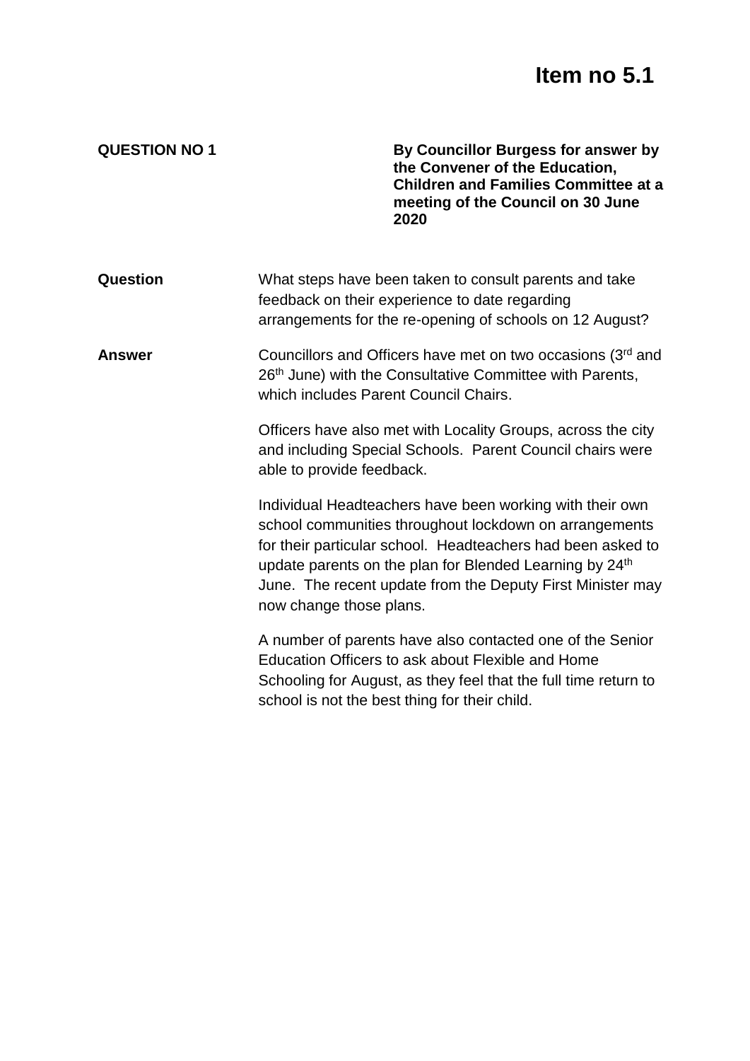# Item no 5.1

| **QUESTION NO 1** | **By Councillor Burgess for answer by the Convener of the Education, Children and Families Committee at a meeting of the Council on 30 June 2020** |
|---|---|

**Question** What steps have been taken to consult parents and take feedback on their experience to date regarding arrangements for the re-opening of schools on 12 August?

**Answer** Councillors and Officers have met on two occasions (3rd and 26th June) with the Consultative Committee with Parents, which includes Parent Council Chairs.

Officers have also met with Locality Groups, across the city and including Special Schools. Parent Council chairs were able to provide feedback.

Individual Headteachers have been working with their own school communities throughout lockdown on arrangements for their particular school. Headteachers had been asked to update parents on the plan for Blended Learning by 24th June. The recent update from the Deputy First Minister may now change those plans.

A number of parents have also contacted one of the Senior Education Officers to ask about Flexible and Home Schooling for August, as they feel that the full time return to school is not the best thing for their child.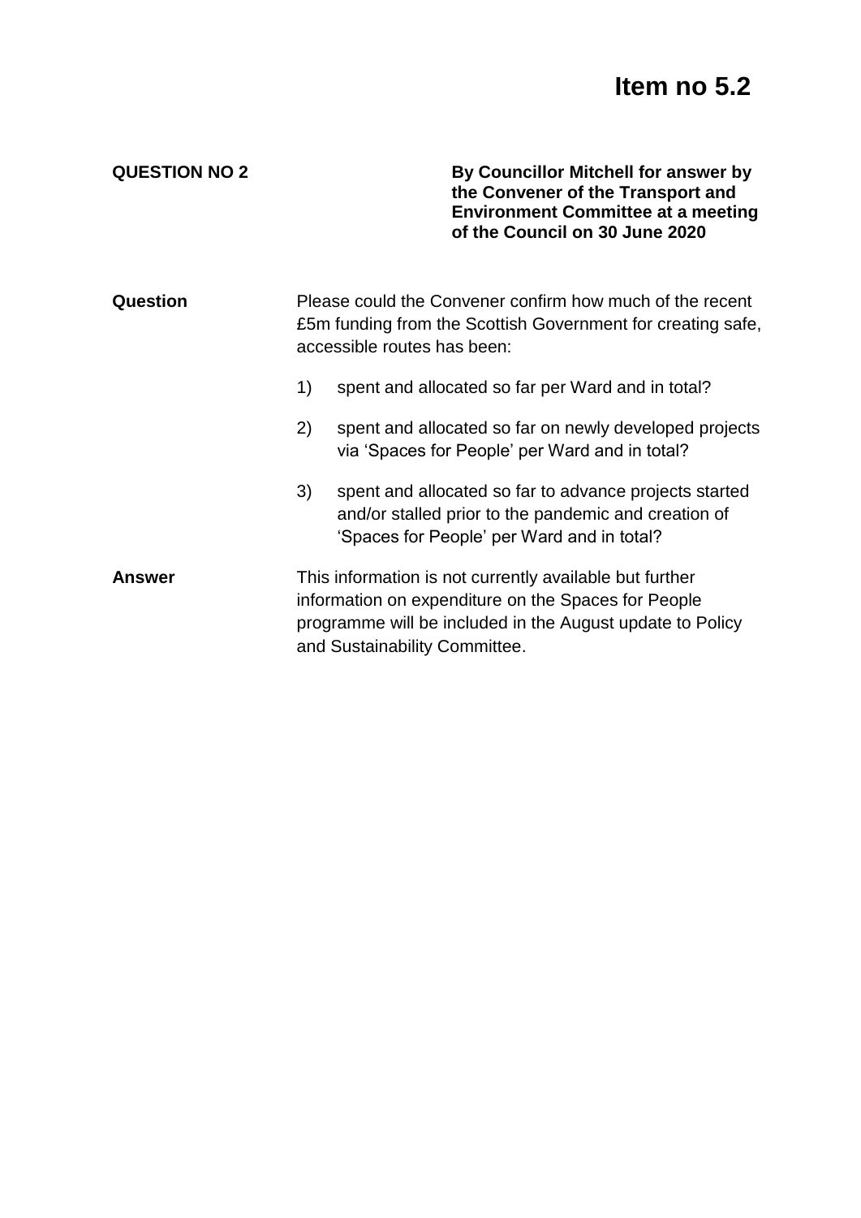# Item no 5.2

**QUESTION NO 2**

**By Councillor Mitchell for answer by the Convener of the Transport and Environment Committee at a meeting of the Council on 30 June 2020**

**Question**

Please could the Convener confirm how much of the recent £5m funding from the Scottish Government for creating safe, accessible routes has been:

1) spent and allocated so far per Ward and in total?

2) spent and allocated so far on newly developed projects via 'Spaces for People' per Ward and in total?

3) spent and allocated so far to advance projects started and/or stalled prior to the pandemic and creation of 'Spaces for People' per Ward and in total?

**Answer**

This information is not currently available but further information on expenditure on the Spaces for People programme will be included in the August update to Policy and Sustainability Committee.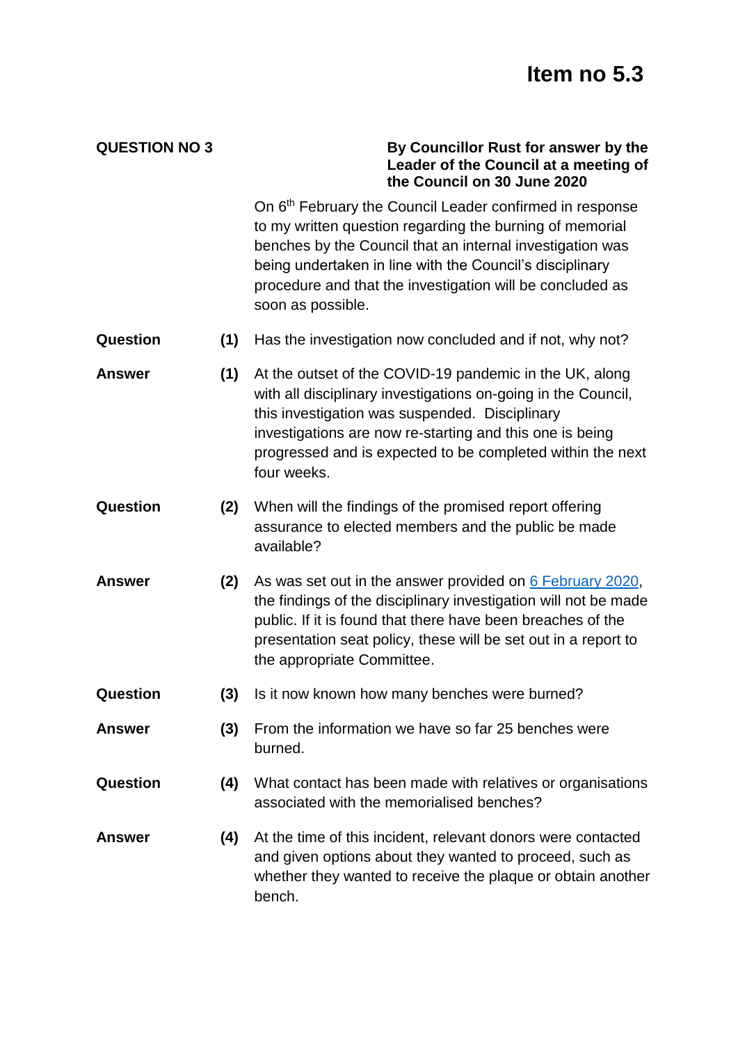# Item no 5.3

**QUESTION NO 3**

**By Councillor Rust for answer by the Leader of the Council at a meeting of the Council on 30 June 2020**

On 6th February the Council Leader confirmed in response to my written question regarding the burning of memorial benches by the Council that an internal investigation was being undertaken in line with the Council's disciplinary procedure and that the investigation will be concluded as soon as possible.

**Question (1)** Has the investigation now concluded and if not, why not?

**Answer (1)** At the outset of the COVID-19 pandemic in the UK, along with all disciplinary investigations on-going in the Council, this investigation was suspended. Disciplinary investigations are now re-starting and this one is being progressed and is expected to be completed within the next four weeks.

**Question (2)** When will the findings of the promised report offering assurance to elected members and the public be made available?

**Answer (2)** As was set out in the answer provided on [6 February 2020](), the findings of the disciplinary investigation will not be made public. If it is found that there have been breaches of the presentation seat policy, these will be set out in a report to the appropriate Committee.

**Question (3)** Is it now known how many benches were burned?

**Answer (3)** From the information we have so far 25 benches were burned.

**Question (4)** What contact has been made with relatives or organisations associated with the memorialised benches?

**Answer (4)** At the time of this incident, relevant donors were contacted and given options about they wanted to proceed, such as whether they wanted to receive the plaque or obtain another bench.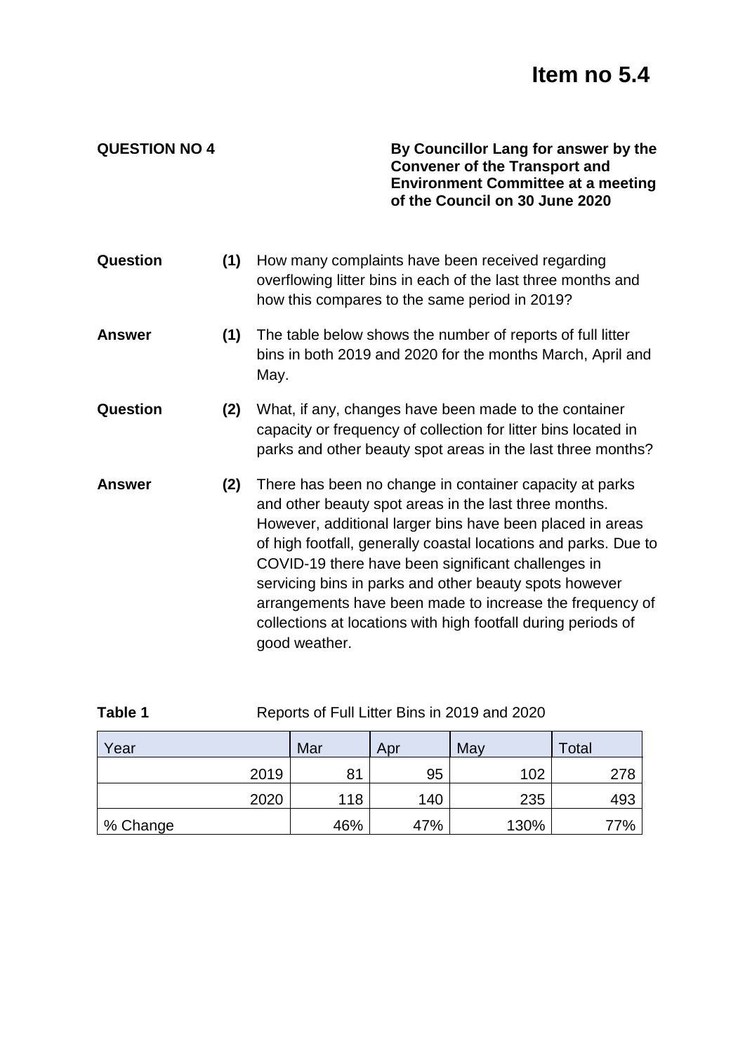# Item no 5.4

**QUESTION NO 4**

**By Councillor Lang for answer by the Convener of the Transport and Environment Committee at a meeting of the Council on 30 June 2020**

**Question** **(1)** How many complaints have been received regarding overflowing litter bins in each of the last three months and how this compares to the same period in 2019?

**Answer** **(1)** The table below shows the number of reports of full litter bins in both 2019 and 2020 for the months March, April and May.

**Question** **(2)** What, if any, changes have been made to the container capacity or frequency of collection for litter bins located in parks and other beauty spot areas in the last three months?

**Answer** **(2)** There has been no change in container capacity at parks and other beauty spot areas in the last three months. However, additional larger bins have been placed in areas of high footfall, generally coastal locations and parks. Due to COVID-19 there have been significant challenges in servicing bins in parks and other beauty spots however arrangements have been made to increase the frequency of collections at locations with high footfall during periods of good weather.

**Table 1** Reports of Full Litter Bins in 2019 and 2020

| Year | Mar | Apr | May | Total |
|---|---|---|---|---|
| 2019 | 81 | 95 | 102 | 278 |
| 2020 | 118 | 140 | 235 | 493 |
| % Change | 46% | 47% | 130% | 77% |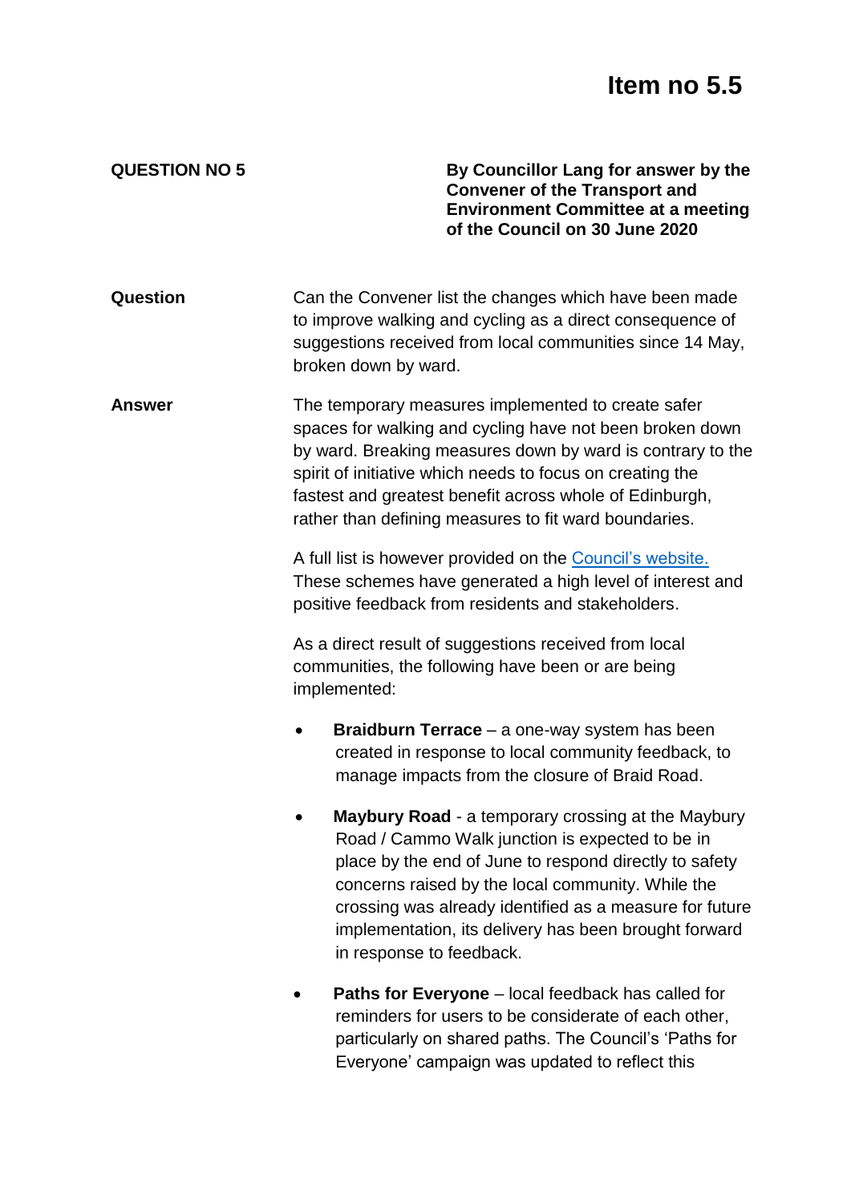# Item no 5.5

**QUESTION NO 5**

**By Councillor Lang for answer by the Convener of the Transport and Environment Committee at a meeting of the Council on 30 June 2020**

**Question**

Can the Convener list the changes which have been made to improve walking and cycling as a direct consequence of suggestions received from local communities since 14 May, broken down by ward.

**Answer**

The temporary measures implemented to create safer spaces for walking and cycling have not been broken down by ward. Breaking measures down by ward is contrary to the spirit of initiative which needs to focus on creating the fastest and greatest benefit across whole of Edinburgh, rather than defining measures to fit ward boundaries.

A full list is however provided on the [Council's website.](#) These schemes have generated a high level of interest and positive feedback from residents and stakeholders.

As a direct result of suggestions received from local communities, the following have been or are being implemented:

- **Braidburn Terrace** – a one-way system has been created in response to local community feedback, to manage impacts from the closure of Braid Road.
- **Maybury Road** - a temporary crossing at the Maybury Road / Cammo Walk junction is expected to be in place by the end of June to respond directly to safety concerns raised by the local community. While the crossing was already identified as a measure for future implementation, its delivery has been brought forward in response to feedback.
- **Paths for Everyone** – local feedback has called for reminders for users to be considerate of each other, particularly on shared paths. The Council's 'Paths for Everyone' campaign was updated to reflect this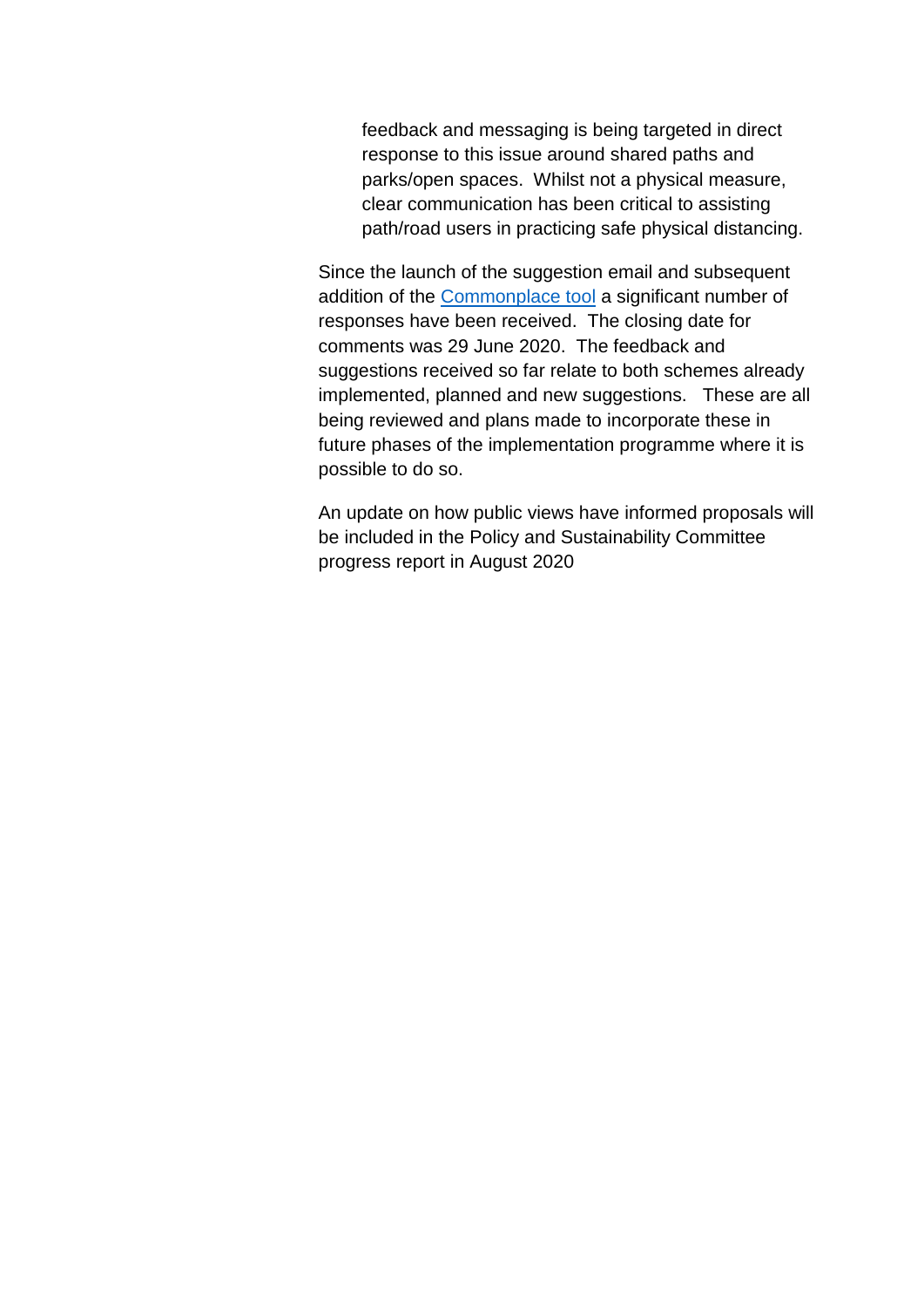feedback and messaging is being targeted in direct response to this issue around shared paths and parks/open spaces. Whilst not a physical measure, clear communication has been critical to assisting path/road users in practicing safe physical distancing.

Since the launch of the suggestion email and subsequent addition of the Commonplace tool a significant number of responses have been received. The closing date for comments was 29 June 2020. The feedback and suggestions received so far relate to both schemes already implemented, planned and new suggestions. These are all being reviewed and plans made to incorporate these in future phases of the implementation programme where it is possible to do so.

An update on how public views have informed proposals will be included in the Policy and Sustainability Committee progress report in August 2020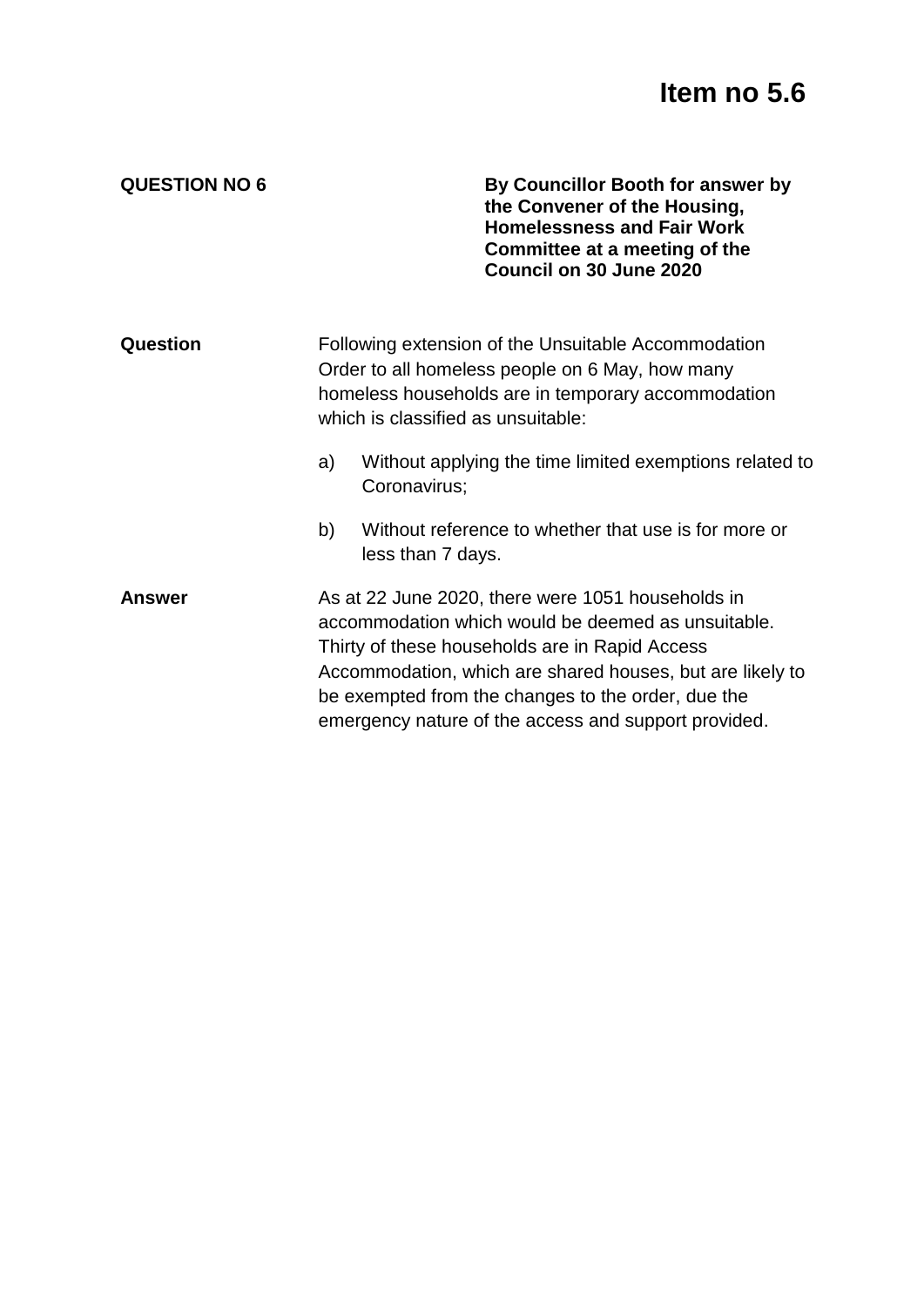# Item no 5.6

| **QUESTION NO 6** | **By Councillor Booth for answer by the Convener of the Housing, Homelessness and Fair Work Committee at a meeting of the Council on 30 June 2020** |
|---|---|

**Question**

Following extension of the Unsuitable Accommodation Order to all homeless people on 6 May, how many homeless households are in temporary accommodation which is classified as unsuitable:

a) Without applying the time limited exemptions related to Coronavirus;

b) Without reference to whether that use is for more or less than 7 days.

**Answer**

As at 22 June 2020, there were 1051 households in accommodation which would be deemed as unsuitable. Thirty of these households are in Rapid Access Accommodation, which are shared houses, but are likely to be exempted from the changes to the order, due the emergency nature of the access and support provided.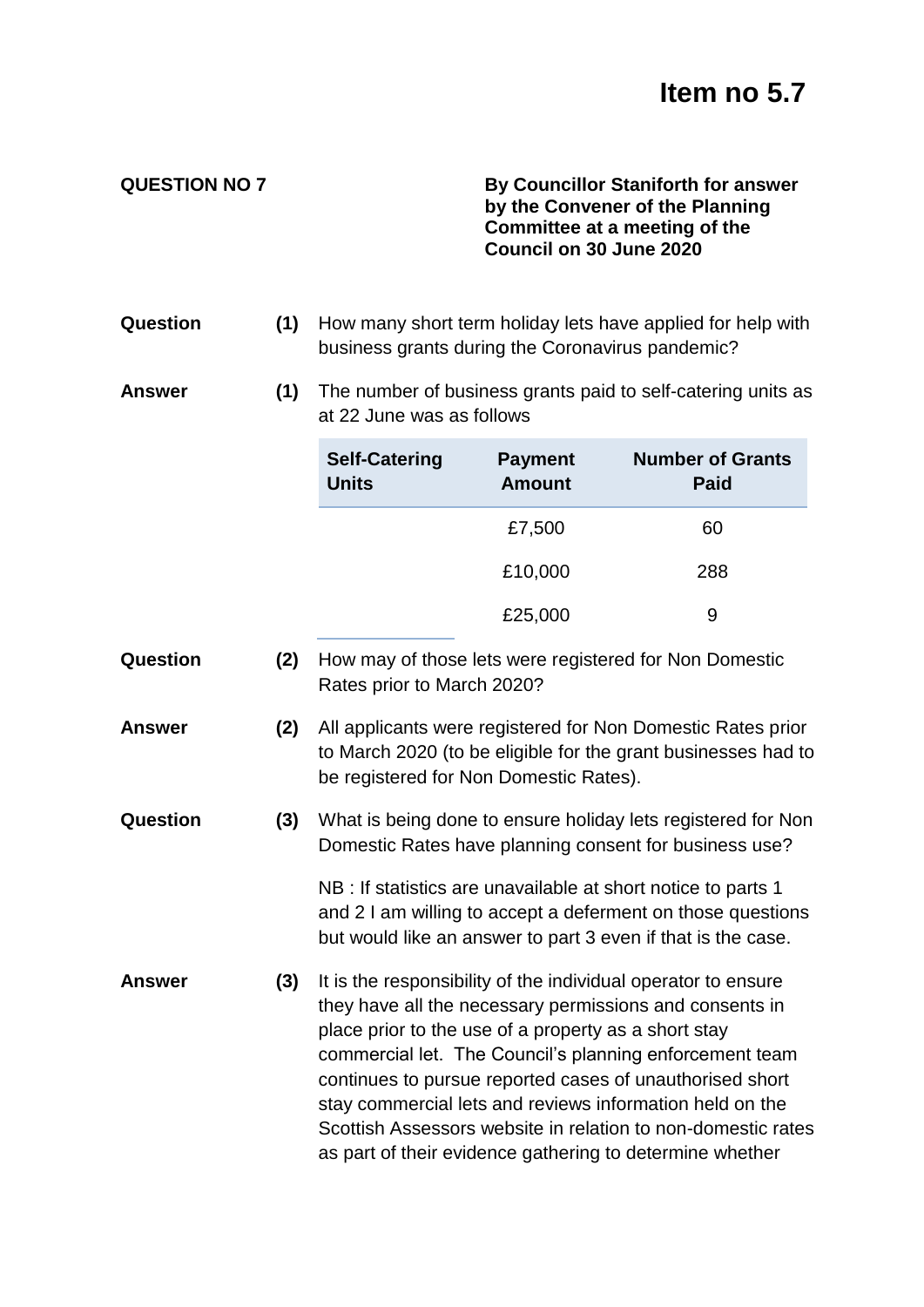# Item no 5.7

**QUESTION NO 7**

**By Councillor Staniforth for answer by the Convener of the Planning Committee at a meeting of the Council on 30 June 2020**

**Question** **(1)** How many short term holiday lets have applied for help with business grants during the Coronavirus pandemic?

**Answer** **(1)** The number of business grants paid to self-catering units as at 22 June was as follows

| Self-Catering Units | Payment Amount | Number of Grants Paid |
|---|---|---|
| | £7,500 | 60 |
| | £10,000 | 288 |
| | £25,000 | 9 |

**Question** **(2)** How may of those lets were registered for Non Domestic Rates prior to March 2020?

**Answer** **(2)** All applicants were registered for Non Domestic Rates prior to March 2020 (to be eligible for the grant businesses had to be registered for Non Domestic Rates).

**Question** **(3)** What is being done to ensure holiday lets registered for Non Domestic Rates have planning consent for business use?

NB : If statistics are unavailable at short notice to parts 1 and 2 I am willing to accept a deferment on those questions but would like an answer to part 3 even if that is the case.

**Answer** **(3)** It is the responsibility of the individual operator to ensure they have all the necessary permissions and consents in place prior to the use of a property as a short stay commercial let. The Council's planning enforcement team continues to pursue reported cases of unauthorised short stay commercial lets and reviews information held on the Scottish Assessors website in relation to non-domestic rates as part of their evidence gathering to determine whether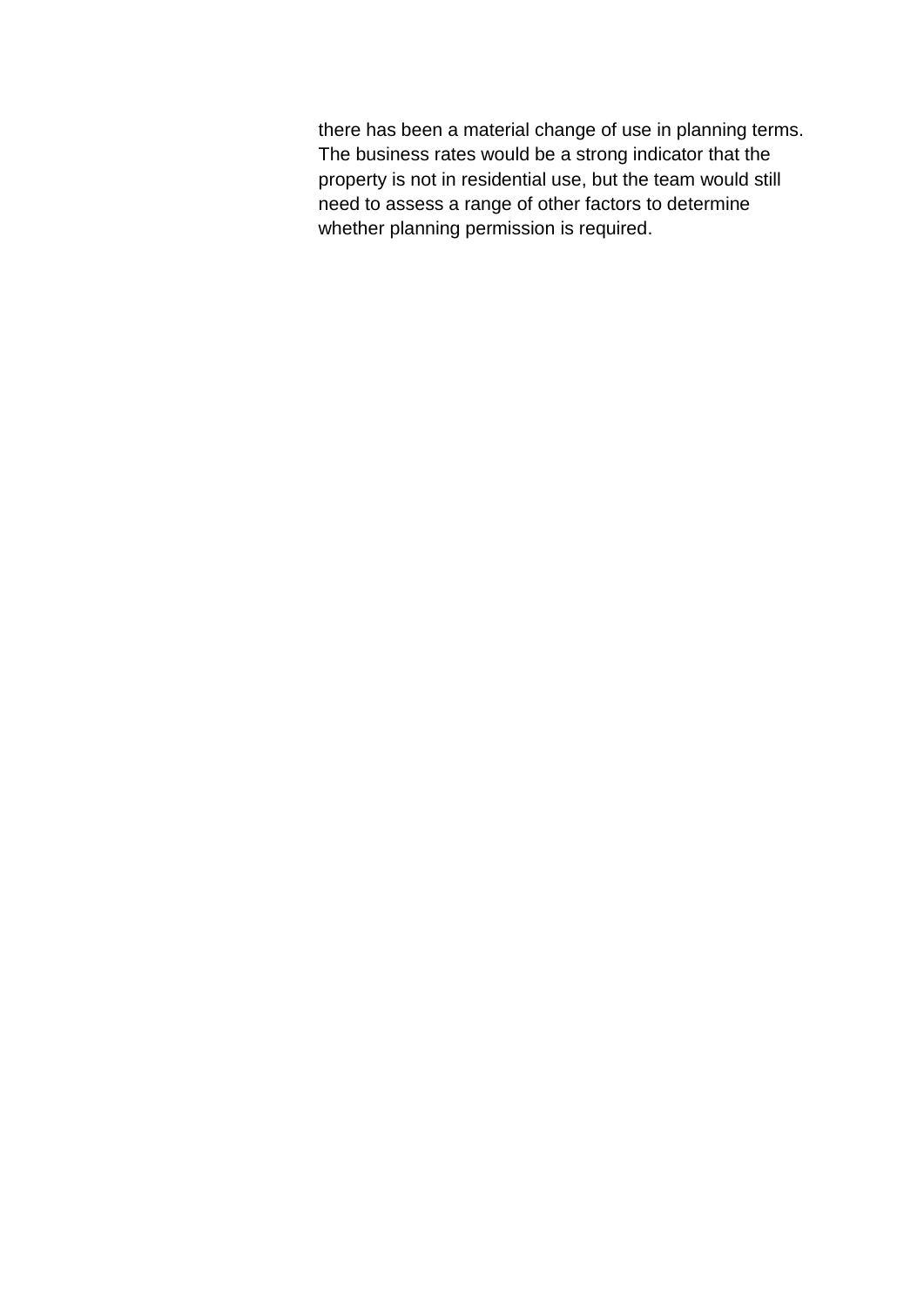there has been a material change of use in planning terms. The business rates would be a strong indicator that the property is not in residential use, but the team would still need to assess a range of other factors to determine whether planning permission is required.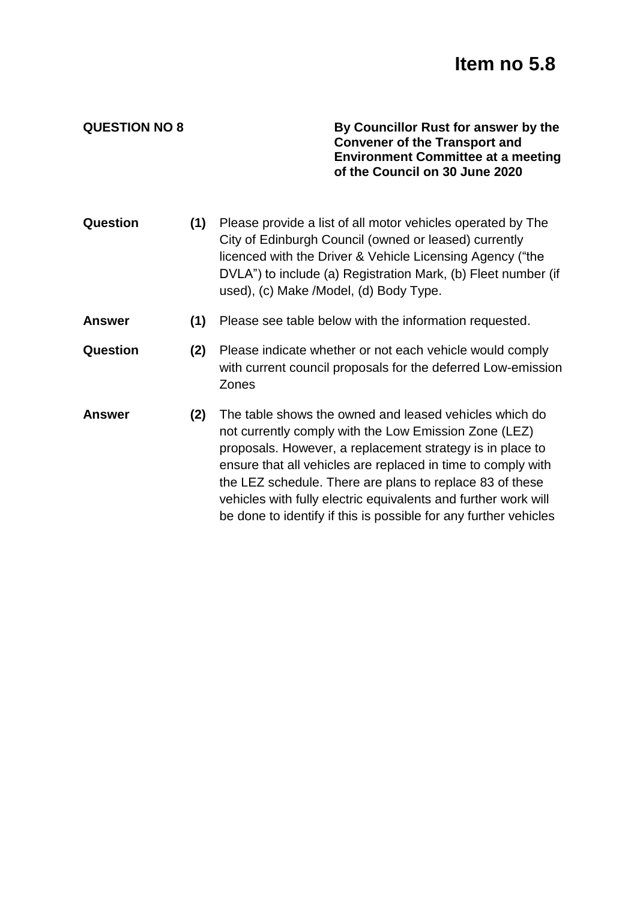# Item no 5.8

**QUESTION NO 8**

**By Councillor Rust for answer by the Convener of the Transport and Environment Committee at a meeting of the Council on 30 June 2020**

**Question** **(1)** Please provide a list of all motor vehicles operated by The City of Edinburgh Council (owned or leased) currently licenced with the Driver & Vehicle Licensing Agency ("the DVLA") to include (a) Registration Mark, (b) Fleet number (if used), (c) Make /Model, (d) Body Type.

**Answer** **(1)** Please see table below with the information requested.

**Question** **(2)** Please indicate whether or not each vehicle would comply with current council proposals for the deferred Low-emission Zones

**Answer** **(2)** The table shows the owned and leased vehicles which do not currently comply with the Low Emission Zone (LEZ) proposals. However, a replacement strategy is in place to ensure that all vehicles are replaced in time to comply with the LEZ schedule. There are plans to replace 83 of these vehicles with fully electric equivalents and further work will be done to identify if this is possible for any further vehicles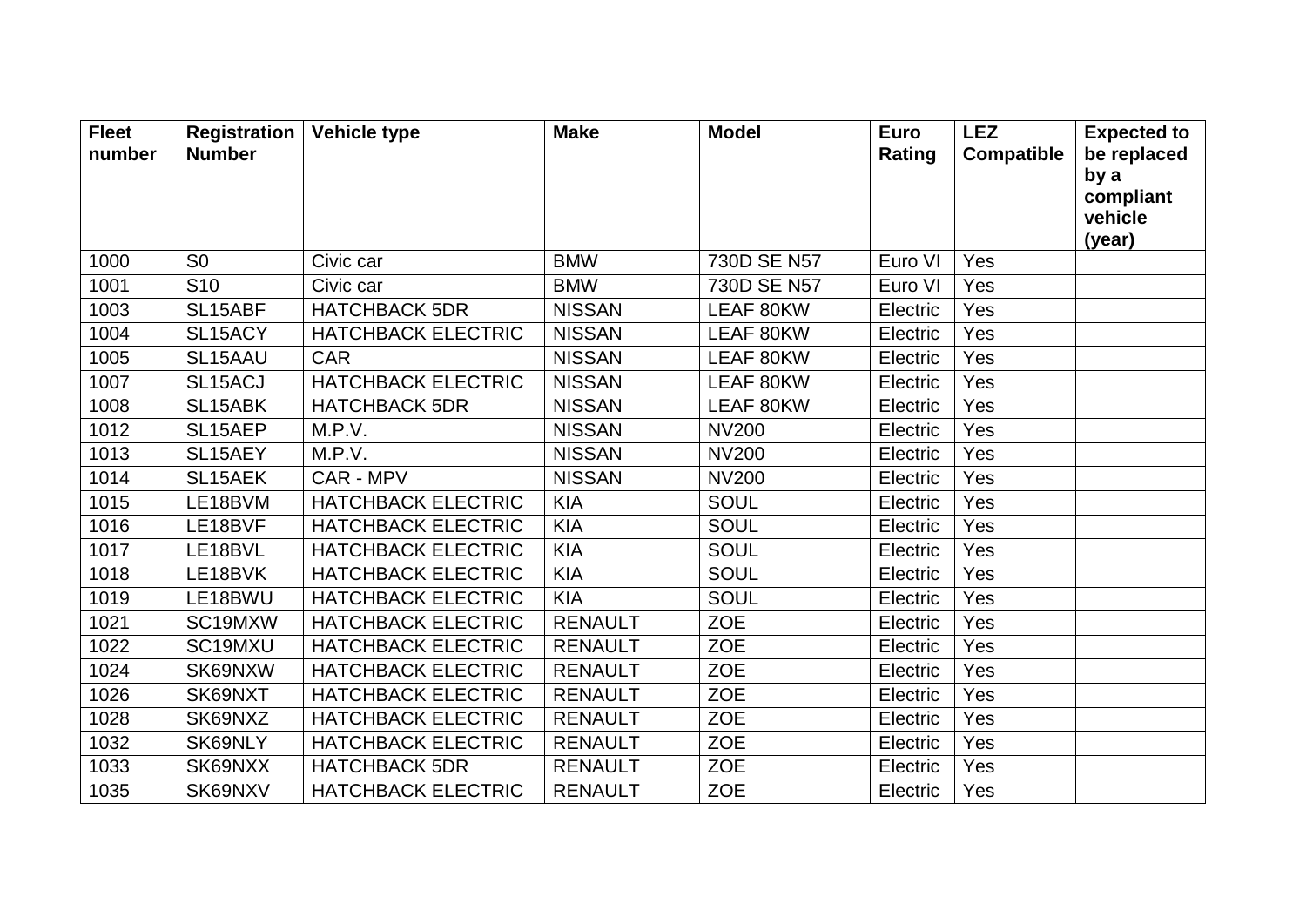| Fleet number | Registration Number | Vehicle type | Make | Model | Euro Rating | LEZ Compatible | Expected to be replaced by a compliant vehicle (year) |
|---|---|---|---|---|---|---|---|
| 1000 | S0 | Civic car | BMW | 730D SE N57 | Euro VI | Yes | |
| 1001 | S10 | Civic car | BMW | 730D SE N57 | Euro VI | Yes | |
| 1003 | SL15ABF | HATCHBACK 5DR | NISSAN | LEAF 80KW | Electric | Yes | |
| 1004 | SL15ACY | HATCHBACK ELECTRIC | NISSAN | LEAF 80KW | Electric | Yes | |
| 1005 | SL15AAU | CAR | NISSAN | LEAF 80KW | Electric | Yes | |
| 1007 | SL15ACJ | HATCHBACK ELECTRIC | NISSAN | LEAF 80KW | Electric | Yes | |
| 1008 | SL15ABK | HATCHBACK 5DR | NISSAN | LEAF 80KW | Electric | Yes | |
| 1012 | SL15AEP | M.P.V. | NISSAN | NV200 | Electric | Yes | |
| 1013 | SL15AEY | M.P.V. | NISSAN | NV200 | Electric | Yes | |
| 1014 | SL15AEK | CAR - MPV | NISSAN | NV200 | Electric | Yes | |
| 1015 | LE18BVM | HATCHBACK ELECTRIC | KIA | SOUL | Electric | Yes | |
| 1016 | LE18BVF | HATCHBACK ELECTRIC | KIA | SOUL | Electric | Yes | |
| 1017 | LE18BVL | HATCHBACK ELECTRIC | KIA | SOUL | Electric | Yes | |
| 1018 | LE18BVK | HATCHBACK ELECTRIC | KIA | SOUL | Electric | Yes | |
| 1019 | LE18BWU | HATCHBACK ELECTRIC | KIA | SOUL | Electric | Yes | |
| 1021 | SC19MXW | HATCHBACK ELECTRIC | RENAULT | ZOE | Electric | Yes | |
| 1022 | SC19MXU | HATCHBACK ELECTRIC | RENAULT | ZOE | Electric | Yes | |
| 1024 | SK69NXW | HATCHBACK ELECTRIC | RENAULT | ZOE | Electric | Yes | |
| 1026 | SK69NXT | HATCHBACK ELECTRIC | RENAULT | ZOE | Electric | Yes | |
| 1028 | SK69NXZ | HATCHBACK ELECTRIC | RENAULT | ZOE | Electric | Yes | |
| 1032 | SK69NLY | HATCHBACK ELECTRIC | RENAULT | ZOE | Electric | Yes | |
| 1033 | SK69NXX | HATCHBACK 5DR | RENAULT | ZOE | Electric | Yes | |
| 1035 | SK69NXV | HATCHBACK ELECTRIC | RENAULT | ZOE | Electric | Yes | |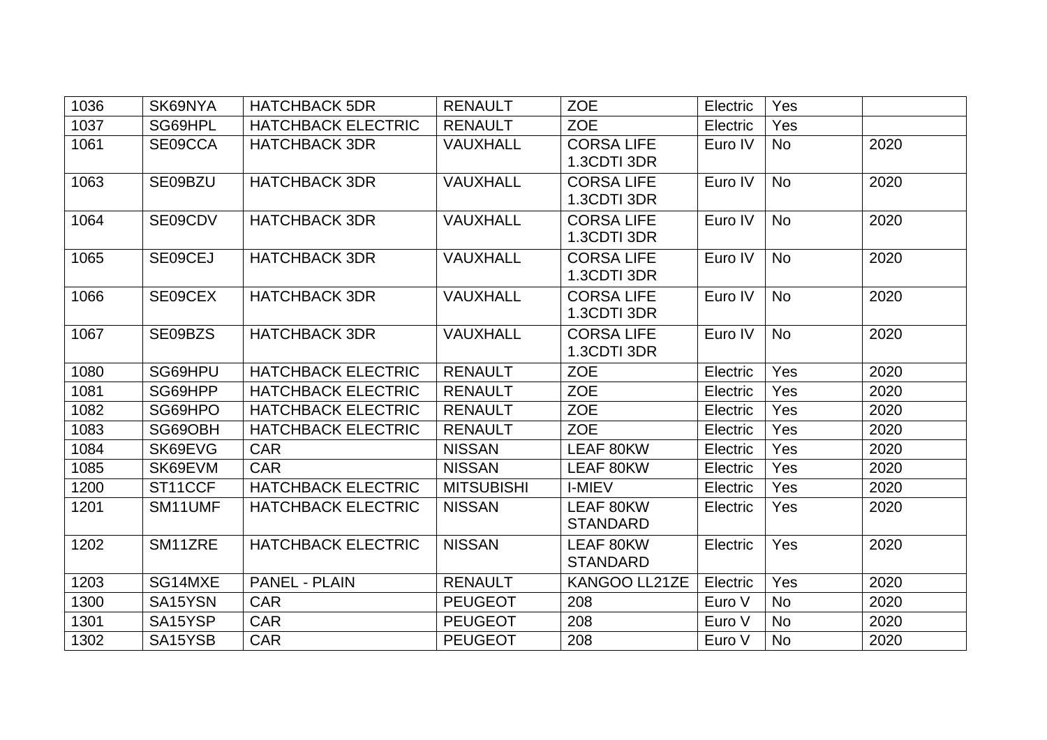| 1036 | SK69NYA | HATCHBACK 5DR | RENAULT | ZOE | Electric | Yes | |
|---|---|---|---|---|---|---|---|
| 1037 | SG69HPL | HATCHBACK ELECTRIC | RENAULT | ZOE | Electric | Yes | |
| 1061 | SE09CCA | HATCHBACK 3DR | VAUXHALL | CORSA LIFE 1.3CDTI 3DR | Euro IV | No | 2020 |
| 1063 | SE09BZU | HATCHBACK 3DR | VAUXHALL | CORSA LIFE 1.3CDTI 3DR | Euro IV | No | 2020 |
| 1064 | SE09CDV | HATCHBACK 3DR | VAUXHALL | CORSA LIFE 1.3CDTI 3DR | Euro IV | No | 2020 |
| 1065 | SE09CEJ | HATCHBACK 3DR | VAUXHALL | CORSA LIFE 1.3CDTI 3DR | Euro IV | No | 2020 |
| 1066 | SE09CEX | HATCHBACK 3DR | VAUXHALL | CORSA LIFE 1.3CDTI 3DR | Euro IV | No | 2020 |
| 1067 | SE09BZS | HATCHBACK 3DR | VAUXHALL | CORSA LIFE 1.3CDTI 3DR | Euro IV | No | 2020 |
| 1080 | SG69HPU | HATCHBACK ELECTRIC | RENAULT | ZOE | Electric | Yes | 2020 |
| 1081 | SG69HPP | HATCHBACK ELECTRIC | RENAULT | ZOE | Electric | Yes | 2020 |
| 1082 | SG69HPO | HATCHBACK ELECTRIC | RENAULT | ZOE | Electric | Yes | 2020 |
| 1083 | SG69OBH | HATCHBACK ELECTRIC | RENAULT | ZOE | Electric | Yes | 2020 |
| 1084 | SK69EVG | CAR | NISSAN | LEAF 80KW | Electric | Yes | 2020 |
| 1085 | SK69EVM | CAR | NISSAN | LEAF 80KW | Electric | Yes | 2020 |
| 1200 | ST11CCF | HATCHBACK ELECTRIC | MITSUBISHI | I-MIEV | Electric | Yes | 2020 |
| 1201 | SM11UMF | HATCHBACK ELECTRIC | NISSAN | LEAF 80KW STANDARD | Electric | Yes | 2020 |
| 1202 | SM11ZRE | HATCHBACK ELECTRIC | NISSAN | LEAF 80KW STANDARD | Electric | Yes | 2020 |
| 1203 | SG14MXE | PANEL - PLAIN | RENAULT | KANGOO LL21ZE | Electric | Yes | 2020 |
| 1300 | SA15YSN | CAR | PEUGEOT | 208 | Euro V | No | 2020 |
| 1301 | SA15YSP | CAR | PEUGEOT | 208 | Euro V | No | 2020 |
| 1302 | SA15YSB | CAR | PEUGEOT | 208 | Euro V | No | 2020 |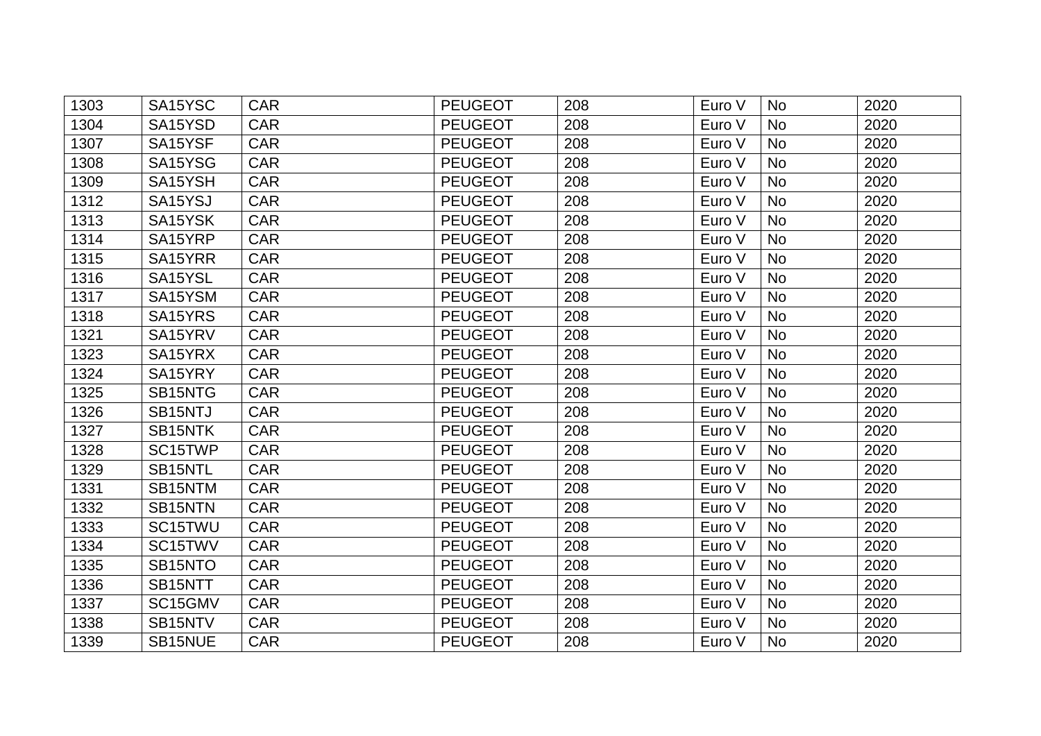| | | | | | | | |
|---|---|---|---|---|---|---|---|
| 1303 | SA15YSC | CAR | PEUGEOT | 208 | Euro V | No | 2020 |
| 1304 | SA15YSD | CAR | PEUGEOT | 208 | Euro V | No | 2020 |
| 1307 | SA15YSF | CAR | PEUGEOT | 208 | Euro V | No | 2020 |
| 1308 | SA15YSG | CAR | PEUGEOT | 208 | Euro V | No | 2020 |
| 1309 | SA15YSH | CAR | PEUGEOT | 208 | Euro V | No | 2020 |
| 1312 | SA15YSJ | CAR | PEUGEOT | 208 | Euro V | No | 2020 |
| 1313 | SA15YSK | CAR | PEUGEOT | 208 | Euro V | No | 2020 |
| 1314 | SA15YRP | CAR | PEUGEOT | 208 | Euro V | No | 2020 |
| 1315 | SA15YRR | CAR | PEUGEOT | 208 | Euro V | No | 2020 |
| 1316 | SA15YSL | CAR | PEUGEOT | 208 | Euro V | No | 2020 |
| 1317 | SA15YSM | CAR | PEUGEOT | 208 | Euro V | No | 2020 |
| 1318 | SA15YRS | CAR | PEUGEOT | 208 | Euro V | No | 2020 |
| 1321 | SA15YRV | CAR | PEUGEOT | 208 | Euro V | No | 2020 |
| 1323 | SA15YRX | CAR | PEUGEOT | 208 | Euro V | No | 2020 |
| 1324 | SA15YRY | CAR | PEUGEOT | 208 | Euro V | No | 2020 |
| 1325 | SB15NTG | CAR | PEUGEOT | 208 | Euro V | No | 2020 |
| 1326 | SB15NTJ | CAR | PEUGEOT | 208 | Euro V | No | 2020 |
| 1327 | SB15NTK | CAR | PEUGEOT | 208 | Euro V | No | 2020 |
| 1328 | SC15TWP | CAR | PEUGEOT | 208 | Euro V | No | 2020 |
| 1329 | SB15NTL | CAR | PEUGEOT | 208 | Euro V | No | 2020 |
| 1331 | SB15NTM | CAR | PEUGEOT | 208 | Euro V | No | 2020 |
| 1332 | SB15NTN | CAR | PEUGEOT | 208 | Euro V | No | 2020 |
| 1333 | SC15TWU | CAR | PEUGEOT | 208 | Euro V | No | 2020 |
| 1334 | SC15TWV | CAR | PEUGEOT | 208 | Euro V | No | 2020 |
| 1335 | SB15NTO | CAR | PEUGEOT | 208 | Euro V | No | 2020 |
| 1336 | SB15NTT | CAR | PEUGEOT | 208 | Euro V | No | 2020 |
| 1337 | SC15GMV | CAR | PEUGEOT | 208 | Euro V | No | 2020 |
| 1338 | SB15NTV | CAR | PEUGEOT | 208 | Euro V | No | 2020 |
| 1339 | SB15NUE | CAR | PEUGEOT | 208 | Euro V | No | 2020 |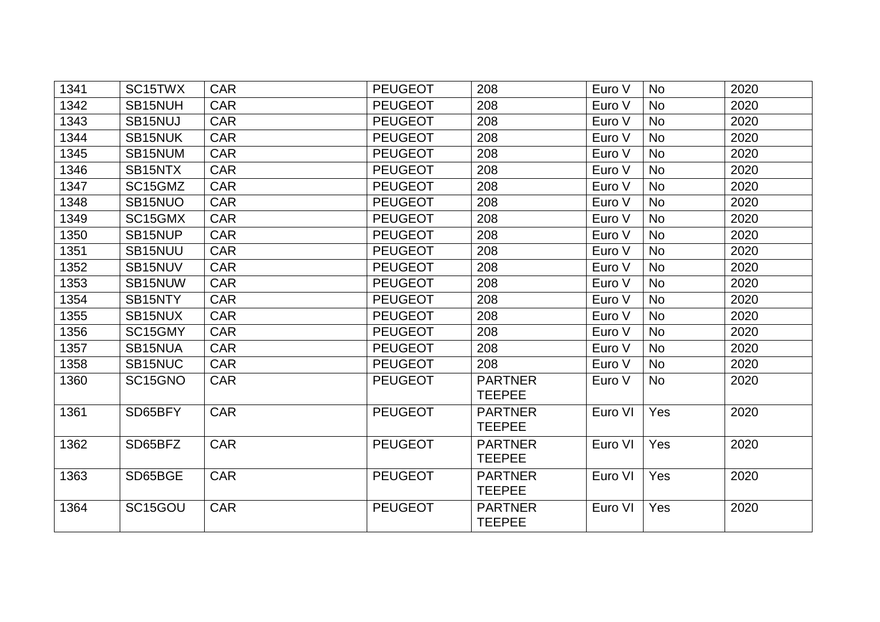| 1341 | SC15TWX | CAR | PEUGEOT | 208 | Euro V | No | 2020 |
|---|---|---|---|---|---|---|---|
| 1342 | SB15NUH | CAR | PEUGEOT | 208 | Euro V | No | 2020 |
| 1343 | SB15NUJ | CAR | PEUGEOT | 208 | Euro V | No | 2020 |
| 1344 | SB15NUK | CAR | PEUGEOT | 208 | Euro V | No | 2020 |
| 1345 | SB15NUM | CAR | PEUGEOT | 208 | Euro V | No | 2020 |
| 1346 | SB15NTX | CAR | PEUGEOT | 208 | Euro V | No | 2020 |
| 1347 | SC15GMZ | CAR | PEUGEOT | 208 | Euro V | No | 2020 |
| 1348 | SB15NUO | CAR | PEUGEOT | 208 | Euro V | No | 2020 |
| 1349 | SC15GMX | CAR | PEUGEOT | 208 | Euro V | No | 2020 |
| 1350 | SB15NUP | CAR | PEUGEOT | 208 | Euro V | No | 2020 |
| 1351 | SB15NUU | CAR | PEUGEOT | 208 | Euro V | No | 2020 |
| 1352 | SB15NUV | CAR | PEUGEOT | 208 | Euro V | No | 2020 |
| 1353 | SB15NUW | CAR | PEUGEOT | 208 | Euro V | No | 2020 |
| 1354 | SB15NTY | CAR | PEUGEOT | 208 | Euro V | No | 2020 |
| 1355 | SB15NUX | CAR | PEUGEOT | 208 | Euro V | No | 2020 |
| 1356 | SC15GMY | CAR | PEUGEOT | 208 | Euro V | No | 2020 |
| 1357 | SB15NUA | CAR | PEUGEOT | 208 | Euro V | No | 2020 |
| 1358 | SB15NUC | CAR | PEUGEOT | 208 | Euro V | No | 2020 |
| 1360 | SC15GNO | CAR | PEUGEOT | PARTNER TEEPEE | Euro V | No | 2020 |
| 1361 | SD65BFY | CAR | PEUGEOT | PARTNER TEEPEE | Euro VI | Yes | 2020 |
| 1362 | SD65BFZ | CAR | PEUGEOT | PARTNER TEEPEE | Euro VI | Yes | 2020 |
| 1363 | SD65BGE | CAR | PEUGEOT | PARTNER TEEPEE | Euro VI | Yes | 2020 |
| 1364 | SC15GOU | CAR | PEUGEOT | PARTNER TEEPEE | Euro VI | Yes | 2020 |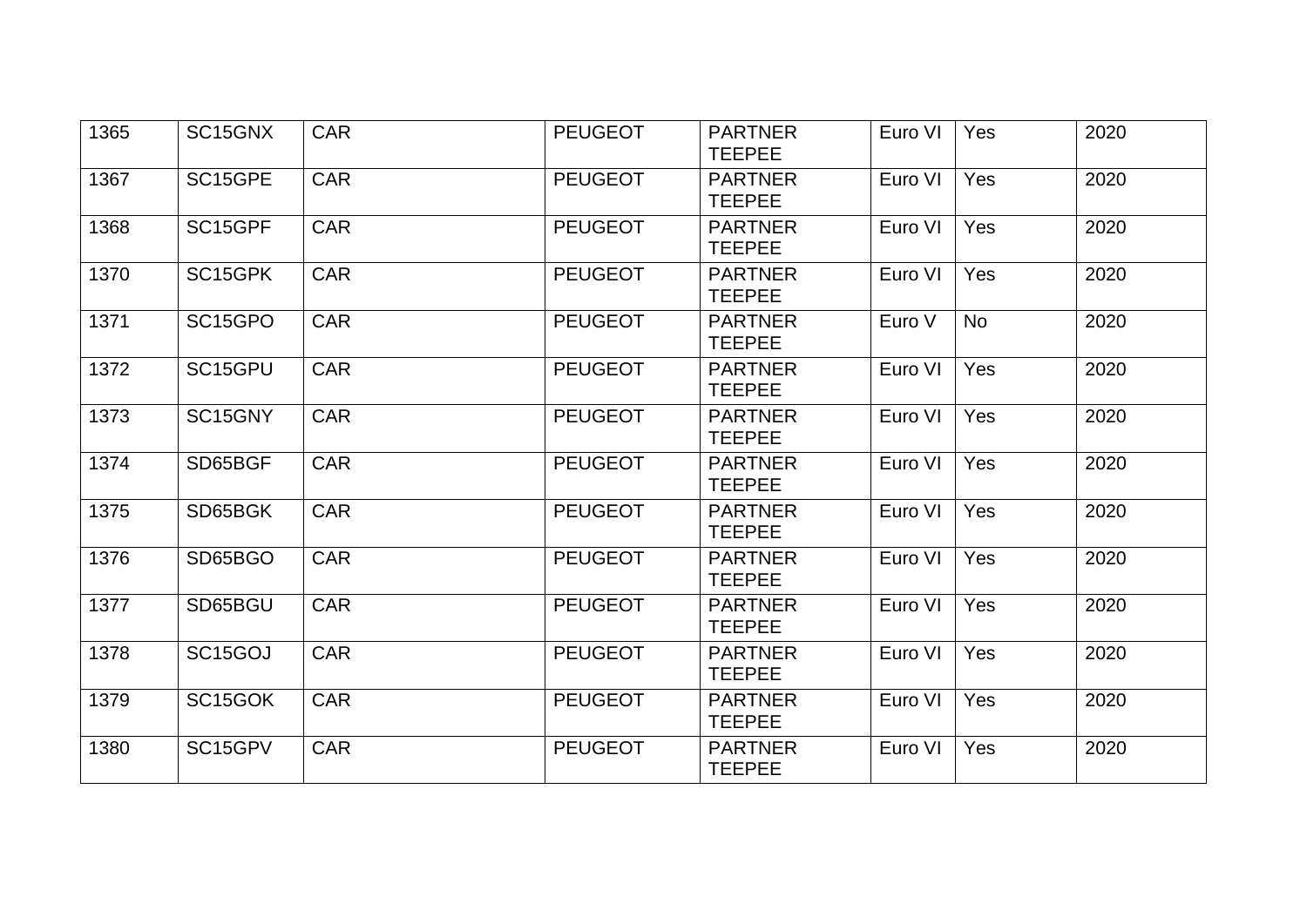| 1365 | SC15GNX | CAR | PEUGEOT | PARTNER TEEPEE | Euro VI | Yes | 2020 |
|---|---|---|---|---|---|---|---|
| 1367 | SC15GPE | CAR | PEUGEOT | PARTNER TEEPEE | Euro VI | Yes | 2020 |
| 1368 | SC15GPF | CAR | PEUGEOT | PARTNER TEEPEE | Euro VI | Yes | 2020 |
| 1370 | SC15GPK | CAR | PEUGEOT | PARTNER TEEPEE | Euro VI | Yes | 2020 |
| 1371 | SC15GPO | CAR | PEUGEOT | PARTNER TEEPEE | Euro V | No | 2020 |
| 1372 | SC15GPU | CAR | PEUGEOT | PARTNER TEEPEE | Euro VI | Yes | 2020 |
| 1373 | SC15GNY | CAR | PEUGEOT | PARTNER TEEPEE | Euro VI | Yes | 2020 |
| 1374 | SD65BGF | CAR | PEUGEOT | PARTNER TEEPEE | Euro VI | Yes | 2020 |
| 1375 | SD65BGK | CAR | PEUGEOT | PARTNER TEEPEE | Euro VI | Yes | 2020 |
| 1376 | SD65BGO | CAR | PEUGEOT | PARTNER TEEPEE | Euro VI | Yes | 2020 |
| 1377 | SD65BGU | CAR | PEUGEOT | PARTNER TEEPEE | Euro VI | Yes | 2020 |
| 1378 | SC15GOJ | CAR | PEUGEOT | PARTNER TEEPEE | Euro VI | Yes | 2020 |
| 1379 | SC15GOK | CAR | PEUGEOT | PARTNER TEEPEE | Euro VI | Yes | 2020 |
| 1380 | SC15GPV | CAR | PEUGEOT | PARTNER TEEPEE | Euro VI | Yes | 2020 |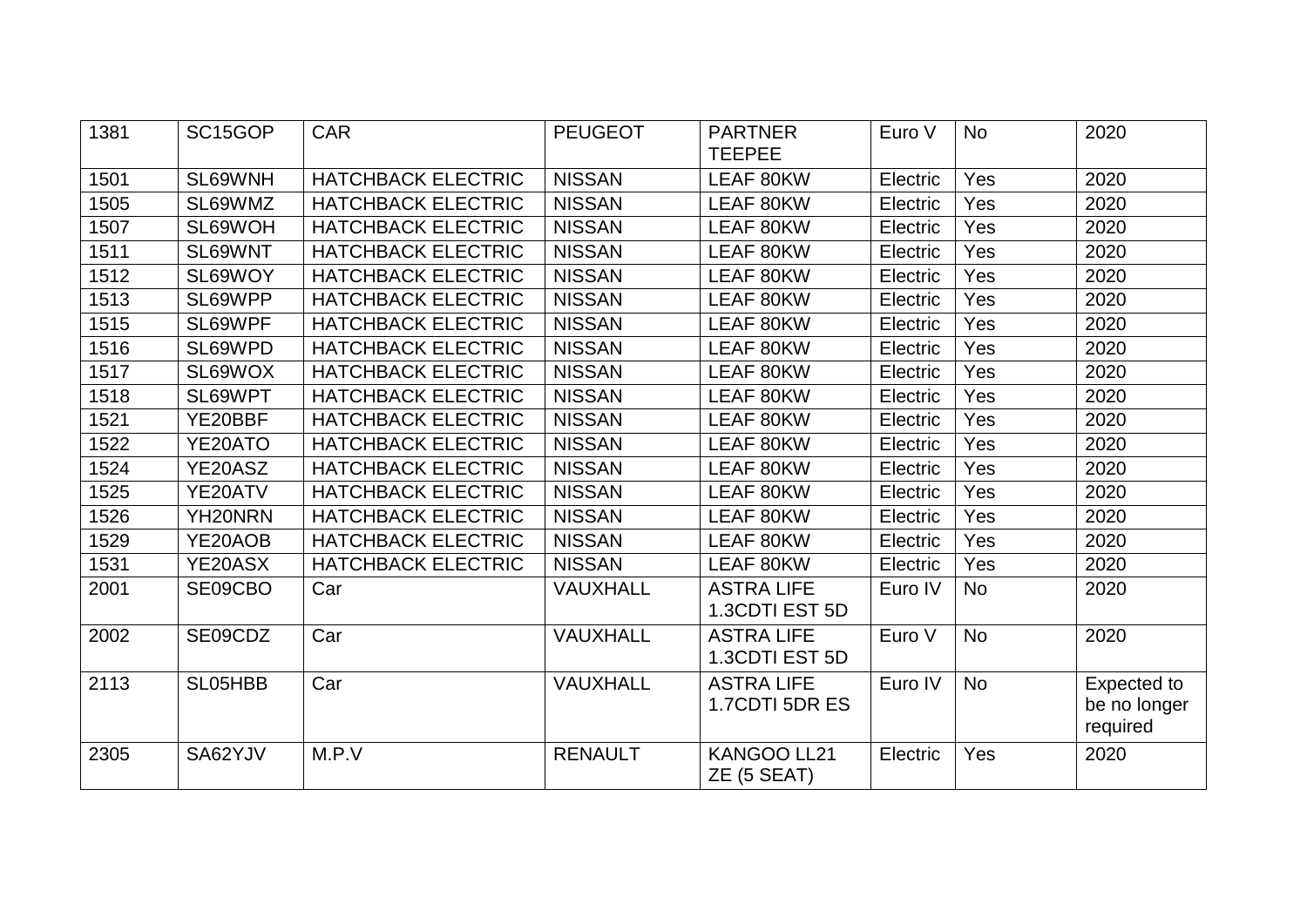| 1381 | SC15GOP | CAR | PEUGEOT | PARTNER TEEPEE | Euro V | No | 2020 |
|---|---|---|---|---|---|---|---|
| 1501 | SL69WNH | HATCHBACK ELECTRIC | NISSAN | LEAF 80KW | Electric | Yes | 2020 |
| 1505 | SL69WMZ | HATCHBACK ELECTRIC | NISSAN | LEAF 80KW | Electric | Yes | 2020 |
| 1507 | SL69WOH | HATCHBACK ELECTRIC | NISSAN | LEAF 80KW | Electric | Yes | 2020 |
| 1511 | SL69WNT | HATCHBACK ELECTRIC | NISSAN | LEAF 80KW | Electric | Yes | 2020 |
| 1512 | SL69WOY | HATCHBACK ELECTRIC | NISSAN | LEAF 80KW | Electric | Yes | 2020 |
| 1513 | SL69WPP | HATCHBACK ELECTRIC | NISSAN | LEAF 80KW | Electric | Yes | 2020 |
| 1515 | SL69WPF | HATCHBACK ELECTRIC | NISSAN | LEAF 80KW | Electric | Yes | 2020 |
| 1516 | SL69WPD | HATCHBACK ELECTRIC | NISSAN | LEAF 80KW | Electric | Yes | 2020 |
| 1517 | SL69WOX | HATCHBACK ELECTRIC | NISSAN | LEAF 80KW | Electric | Yes | 2020 |
| 1518 | SL69WPT | HATCHBACK ELECTRIC | NISSAN | LEAF 80KW | Electric | Yes | 2020 |
| 1521 | YE20BBF | HATCHBACK ELECTRIC | NISSAN | LEAF 80KW | Electric | Yes | 2020 |
| 1522 | YE20ATO | HATCHBACK ELECTRIC | NISSAN | LEAF 80KW | Electric | Yes | 2020 |
| 1524 | YE20ASZ | HATCHBACK ELECTRIC | NISSAN | LEAF 80KW | Electric | Yes | 2020 |
| 1525 | YE20ATV | HATCHBACK ELECTRIC | NISSAN | LEAF 80KW | Electric | Yes | 2020 |
| 1526 | YH20NRN | HATCHBACK ELECTRIC | NISSAN | LEAF 80KW | Electric | Yes | 2020 |
| 1529 | YE20AOB | HATCHBACK ELECTRIC | NISSAN | LEAF 80KW | Electric | Yes | 2020 |
| 1531 | YE20ASX | HATCHBACK ELECTRIC | NISSAN | LEAF 80KW | Electric | Yes | 2020 |
| 2001 | SE09CBO | Car | VAUXHALL | ASTRA LIFE 1.3CDTI EST 5D | Euro IV | No | 2020 |
| 2002 | SE09CDZ | Car | VAUXHALL | ASTRA LIFE 1.3CDTI EST 5D | Euro V | No | 2020 |
| 2113 | SL05HBB | Car | VAUXHALL | ASTRA LIFE 1.7CDTI 5DR ES | Euro IV | No | Expected to be no longer required |
| 2305 | SA62YJV | M.P.V | RENAULT | KANGOO LL21 ZE (5 SEAT) | Electric | Yes | 2020 |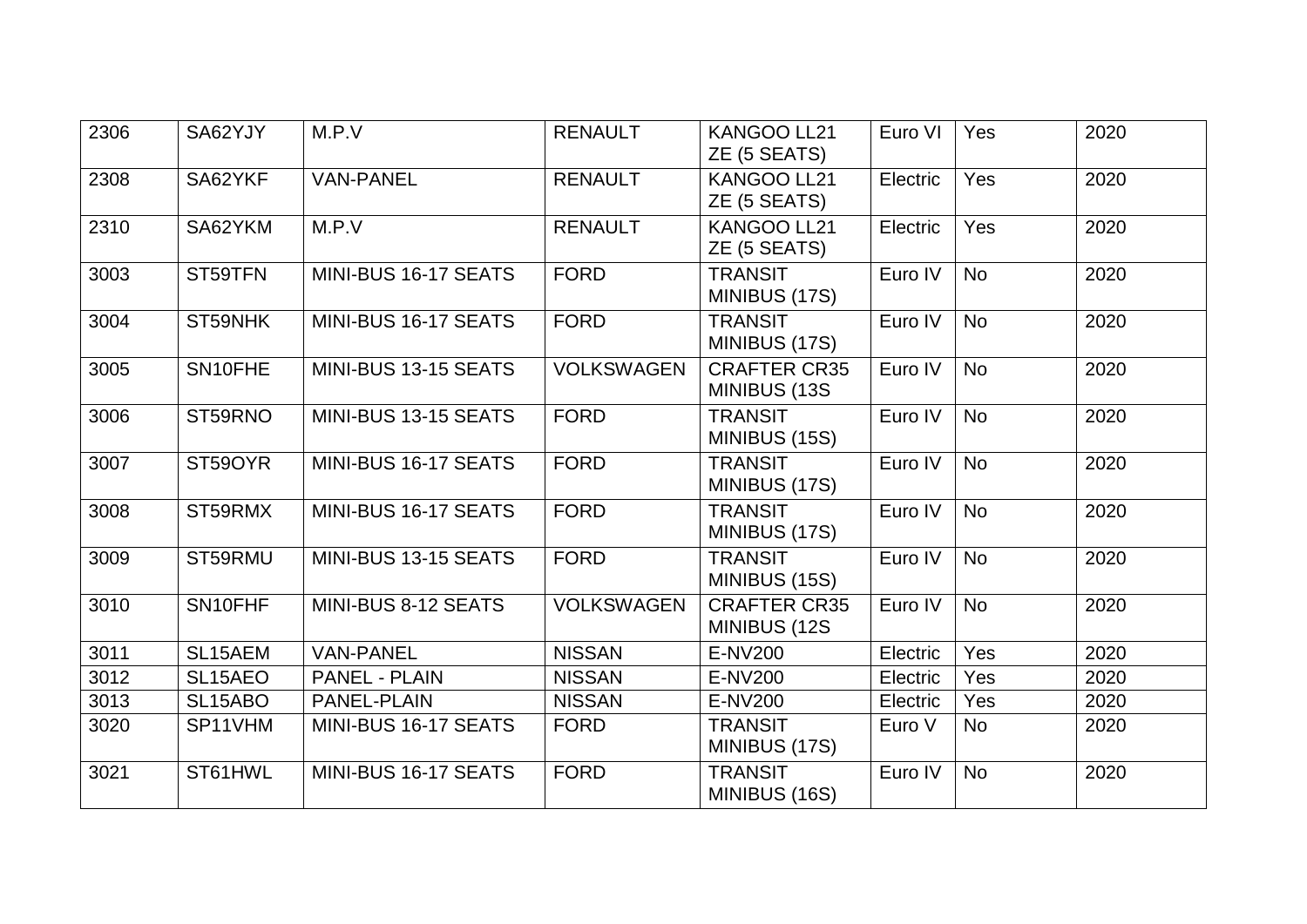| 2306 | SA62YJY | M.P.V | RENAULT | KANGOO LL21 ZE (5 SEATS) | Euro VI | Yes | 2020 |
|---|---|---|---|---|---|---|---|
| 2308 | SA62YKF | VAN-PANEL | RENAULT | KANGOO LL21 ZE (5 SEATS) | Electric | Yes | 2020 |
| 2310 | SA62YKM | M.P.V | RENAULT | KANGOO LL21 ZE (5 SEATS) | Electric | Yes | 2020 |
| 3003 | ST59TFN | MINI-BUS 16-17 SEATS | FORD | TRANSIT MINIBUS (17S) | Euro IV | No | 2020 |
| 3004 | ST59NHK | MINI-BUS 16-17 SEATS | FORD | TRANSIT MINIBUS (17S) | Euro IV | No | 2020 |
| 3005 | SN10FHE | MINI-BUS 13-15 SEATS | VOLKSWAGEN | CRAFTER CR35 MINIBUS (13S | Euro IV | No | 2020 |
| 3006 | ST59RNO | MINI-BUS 13-15 SEATS | FORD | TRANSIT MINIBUS (15S) | Euro IV | No | 2020 |
| 3007 | ST59OYR | MINI-BUS 16-17 SEATS | FORD | TRANSIT MINIBUS (17S) | Euro IV | No | 2020 |
| 3008 | ST59RMX | MINI-BUS 16-17 SEATS | FORD | TRANSIT MINIBUS (17S) | Euro IV | No | 2020 |
| 3009 | ST59RMU | MINI-BUS 13-15 SEATS | FORD | TRANSIT MINIBUS (15S) | Euro IV | No | 2020 |
| 3010 | SN10FHF | MINI-BUS 8-12 SEATS | VOLKSWAGEN | CRAFTER CR35 MINIBUS (12S | Euro IV | No | 2020 |
| 3011 | SL15AEM | VAN-PANEL | NISSAN | E-NV200 | Electric | Yes | 2020 |
| 3012 | SL15AEO | PANEL - PLAIN | NISSAN | E-NV200 | Electric | Yes | 2020 |
| 3013 | SL15ABO | PANEL-PLAIN | NISSAN | E-NV200 | Electric | Yes | 2020 |
| 3020 | SP11VHM | MINI-BUS 16-17 SEATS | FORD | TRANSIT MINIBUS (17S) | Euro V | No | 2020 |
| 3021 | ST61HWL | MINI-BUS 16-17 SEATS | FORD | TRANSIT MINIBUS (16S) | Euro IV | No | 2020 |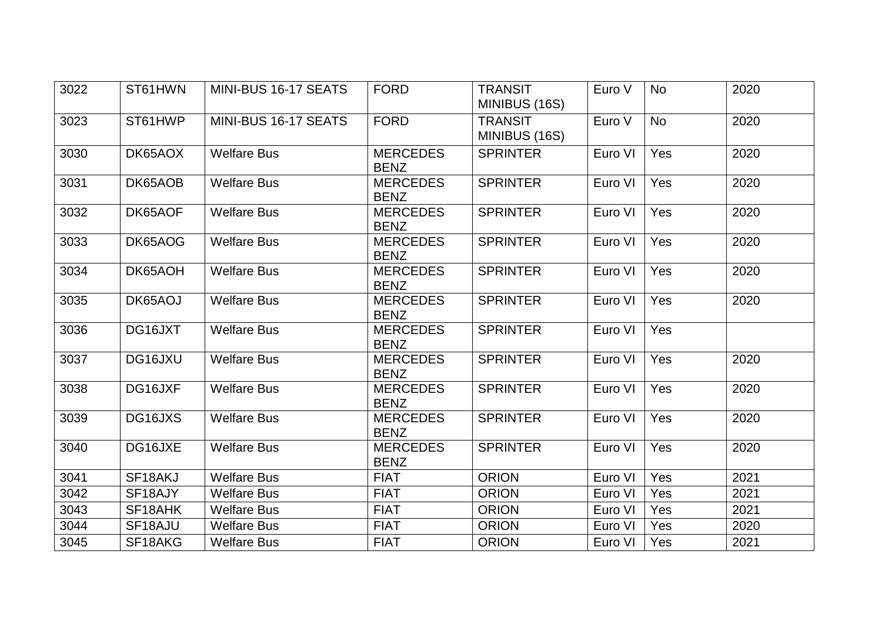| 3022 | ST61HWN | MINI-BUS 16-17 SEATS | FORD | TRANSIT MINIBUS (16S) | Euro V | No | 2020 |
|---|---|---|---|---|---|---|---|
| 3023 | ST61HWP | MINI-BUS 16-17 SEATS | FORD | TRANSIT MINIBUS (16S) | Euro V | No | 2020 |
| 3030 | DK65AOX | Welfare Bus | MERCEDES BENZ | SPRINTER | Euro VI | Yes | 2020 |
| 3031 | DK65AOB | Welfare Bus | MERCEDES BENZ | SPRINTER | Euro VI | Yes | 2020 |
| 3032 | DK65AOF | Welfare Bus | MERCEDES BENZ | SPRINTER | Euro VI | Yes | 2020 |
| 3033 | DK65AOG | Welfare Bus | MERCEDES BENZ | SPRINTER | Euro VI | Yes | 2020 |
| 3034 | DK65AOH | Welfare Bus | MERCEDES BENZ | SPRINTER | Euro VI | Yes | 2020 |
| 3035 | DK65AOJ | Welfare Bus | MERCEDES BENZ | SPRINTER | Euro VI | Yes | 2020 |
| 3036 | DG16JXT | Welfare Bus | MERCEDES BENZ | SPRINTER | Euro VI | Yes | |
| 3037 | DG16JXU | Welfare Bus | MERCEDES BENZ | SPRINTER | Euro VI | Yes | 2020 |
| 3038 | DG16JXF | Welfare Bus | MERCEDES BENZ | SPRINTER | Euro VI | Yes | 2020 |
| 3039 | DG16JXS | Welfare Bus | MERCEDES BENZ | SPRINTER | Euro VI | Yes | 2020 |
| 3040 | DG16JXE | Welfare Bus | MERCEDES BENZ | SPRINTER | Euro VI | Yes | 2020 |
| 3041 | SF18AKJ | Welfare Bus | FIAT | ORION | Euro VI | Yes | 2021 |
| 3042 | SF18AJY | Welfare Bus | FIAT | ORION | Euro VI | Yes | 2021 |
| 3043 | SF18AHK | Welfare Bus | FIAT | ORION | Euro VI | Yes | 2021 |
| 3044 | SF18AJU | Welfare Bus | FIAT | ORION | Euro VI | Yes | 2020 |
| 3045 | SF18AKG | Welfare Bus | FIAT | ORION | Euro VI | Yes | 2021 |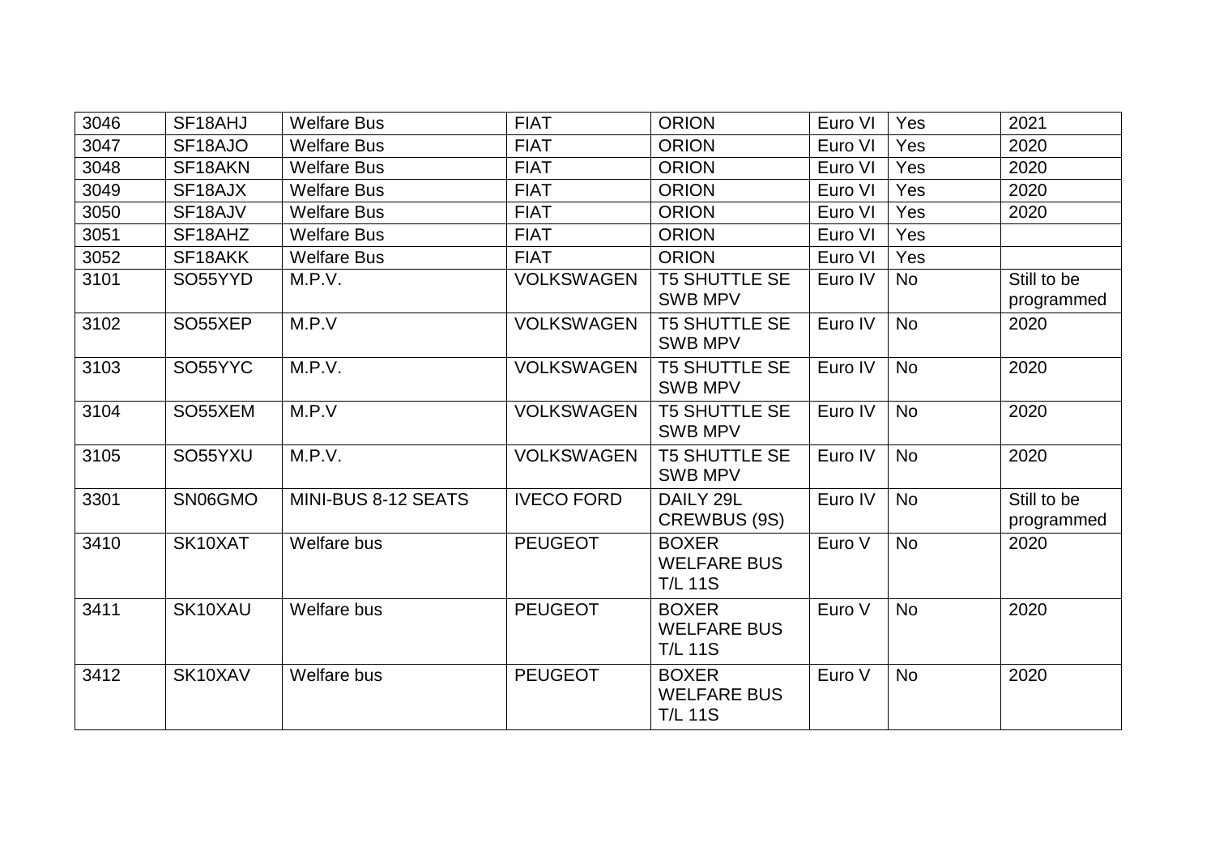| 3046 | SF18AHJ | Welfare Bus | FIAT | ORION | Euro VI | Yes | 2021 |
|---|---|---|---|---|---|---|---|
| 3047 | SF18AJO | Welfare Bus | FIAT | ORION | Euro VI | Yes | 2020 |
| 3048 | SF18AKN | Welfare Bus | FIAT | ORION | Euro VI | Yes | 2020 |
| 3049 | SF18AJX | Welfare Bus | FIAT | ORION | Euro VI | Yes | 2020 |
| 3050 | SF18AJV | Welfare Bus | FIAT | ORION | Euro VI | Yes | 2020 |
| 3051 | SF18AHZ | Welfare Bus | FIAT | ORION | Euro VI | Yes | |
| 3052 | SF18AKK | Welfare Bus | FIAT | ORION | Euro VI | Yes | |
| 3101 | SO55YYD | M.P.V. | VOLKSWAGEN | T5 SHUTTLE SE SWB MPV | Euro IV | No | Still to be programmed |
| 3102 | SO55XEP | M.P.V | VOLKSWAGEN | T5 SHUTTLE SE SWB MPV | Euro IV | No | 2020 |
| 3103 | SO55YYC | M.P.V. | VOLKSWAGEN | T5 SHUTTLE SE SWB MPV | Euro IV | No | 2020 |
| 3104 | SO55XEM | M.P.V | VOLKSWAGEN | T5 SHUTTLE SE SWB MPV | Euro IV | No | 2020 |
| 3105 | SO55YXU | M.P.V. | VOLKSWAGEN | T5 SHUTTLE SE SWB MPV | Euro IV | No | 2020 |
| 3301 | SN06GMO | MINI-BUS 8-12 SEATS | IVECO FORD | DAILY 29L CREWBUS (9S) | Euro IV | No | Still to be programmed |
| 3410 | SK10XAT | Welfare bus | PEUGEOT | BOXER WELFARE BUS T/L 11S | Euro V | No | 2020 |
| 3411 | SK10XAU | Welfare bus | PEUGEOT | BOXER WELFARE BUS T/L 11S | Euro V | No | 2020 |
| 3412 | SK10XAV | Welfare bus | PEUGEOT | BOXER WELFARE BUS T/L 11S | Euro V | No | 2020 |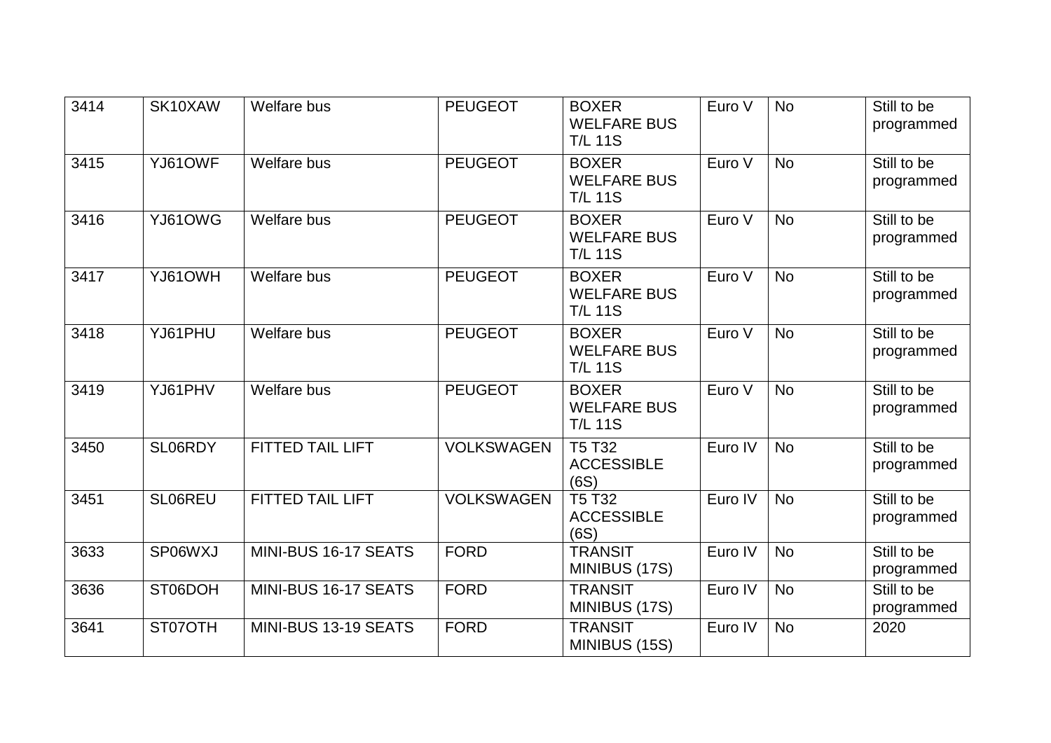| | | | | | | | |
|---|---|---|---|---|---|---|---|
| 3414 | SK10XAW | Welfare bus | PEUGEOT | BOXER WELFARE BUS T/L 11S | Euro V | No | Still to be programmed |
| 3415 | YJ61OWF | Welfare bus | PEUGEOT | BOXER WELFARE BUS T/L 11S | Euro V | No | Still to be programmed |
| 3416 | YJ61OWG | Welfare bus | PEUGEOT | BOXER WELFARE BUS T/L 11S | Euro V | No | Still to be programmed |
| 3417 | YJ61OWH | Welfare bus | PEUGEOT | BOXER WELFARE BUS T/L 11S | Euro V | No | Still to be programmed |
| 3418 | YJ61PHU | Welfare bus | PEUGEOT | BOXER WELFARE BUS T/L 11S | Euro V | No | Still to be programmed |
| 3419 | YJ61PHV | Welfare bus | PEUGEOT | BOXER WELFARE BUS T/L 11S | Euro V | No | Still to be programmed |
| 3450 | SL06RDY | FITTED TAIL LIFT | VOLKSWAGEN | T5 T32 ACCESSIBLE (6S) | Euro IV | No | Still to be programmed |
| 3451 | SL06REU | FITTED TAIL LIFT | VOLKSWAGEN | T5 T32 ACCESSIBLE (6S) | Euro IV | No | Still to be programmed |
| 3633 | SP06WXJ | MINI-BUS 16-17 SEATS | FORD | TRANSIT MINIBUS (17S) | Euro IV | No | Still to be programmed |
| 3636 | ST06DOH | MINI-BUS 16-17 SEATS | FORD | TRANSIT MINIBUS (17S) | Euro IV | No | Still to be programmed |
| 3641 | ST07OTH | MINI-BUS 13-19 SEATS | FORD | TRANSIT MINIBUS (15S) | Euro IV | No | 2020 |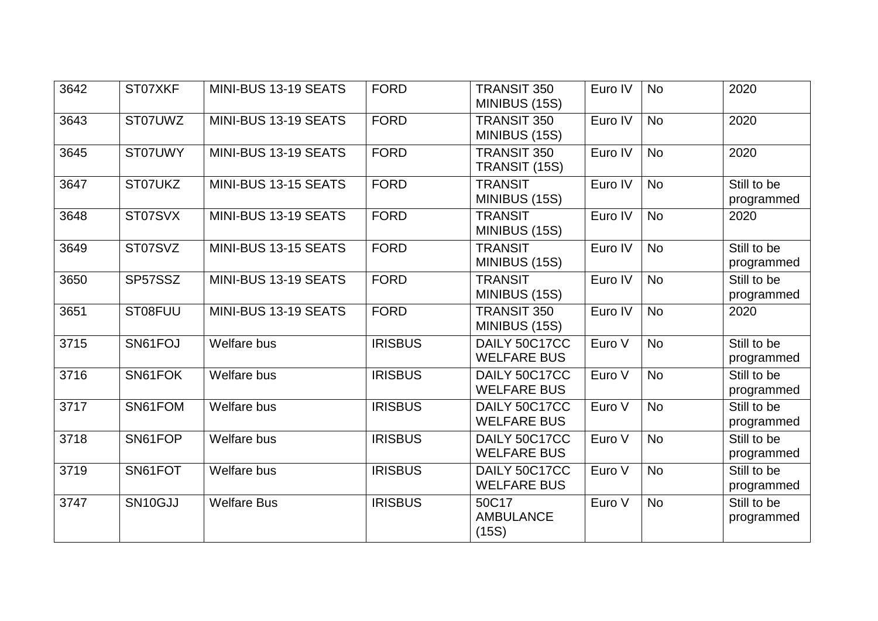| 3642 | ST07XKF | MINI-BUS 13-19 SEATS | FORD | TRANSIT 350 MINIBUS (15S) | Euro IV | No | 2020 |
|---|---|---|---|---|---|---|---|
| 3643 | ST07UWZ | MINI-BUS 13-19 SEATS | FORD | TRANSIT 350 MINIBUS (15S) | Euro IV | No | 2020 |
| 3645 | ST07UWY | MINI-BUS 13-19 SEATS | FORD | TRANSIT 350 TRANSIT (15S) | Euro IV | No | 2020 |
| 3647 | ST07UKZ | MINI-BUS 13-15 SEATS | FORD | TRANSIT MINIBUS (15S) | Euro IV | No | Still to be programmed |
| 3648 | ST07SVX | MINI-BUS 13-19 SEATS | FORD | TRANSIT MINIBUS (15S) | Euro IV | No | 2020 |
| 3649 | ST07SVZ | MINI-BUS 13-15 SEATS | FORD | TRANSIT MINIBUS (15S) | Euro IV | No | Still to be programmed |
| 3650 | SP57SSZ | MINI-BUS 13-19 SEATS | FORD | TRANSIT MINIBUS (15S) | Euro IV | No | Still to be programmed |
| 3651 | ST08FUU | MINI-BUS 13-19 SEATS | FORD | TRANSIT 350 MINIBUS (15S) | Euro IV | No | 2020 |
| 3715 | SN61FOJ | Welfare bus | IRISBUS | DAILY 50C17CC WELFARE BUS | Euro V | No | Still to be programmed |
| 3716 | SN61FOK | Welfare bus | IRISBUS | DAILY 50C17CC WELFARE BUS | Euro V | No | Still to be programmed |
| 3717 | SN61FOM | Welfare bus | IRISBUS | DAILY 50C17CC WELFARE BUS | Euro V | No | Still to be programmed |
| 3718 | SN61FOP | Welfare bus | IRISBUS | DAILY 50C17CC WELFARE BUS | Euro V | No | Still to be programmed |
| 3719 | SN61FOT | Welfare bus | IRISBUS | DAILY 50C17CC WELFARE BUS | Euro V | No | Still to be programmed |
| 3747 | SN10GJJ | Welfare Bus | IRISBUS | 50C17 AMBULANCE (15S) | Euro V | No | Still to be programmed |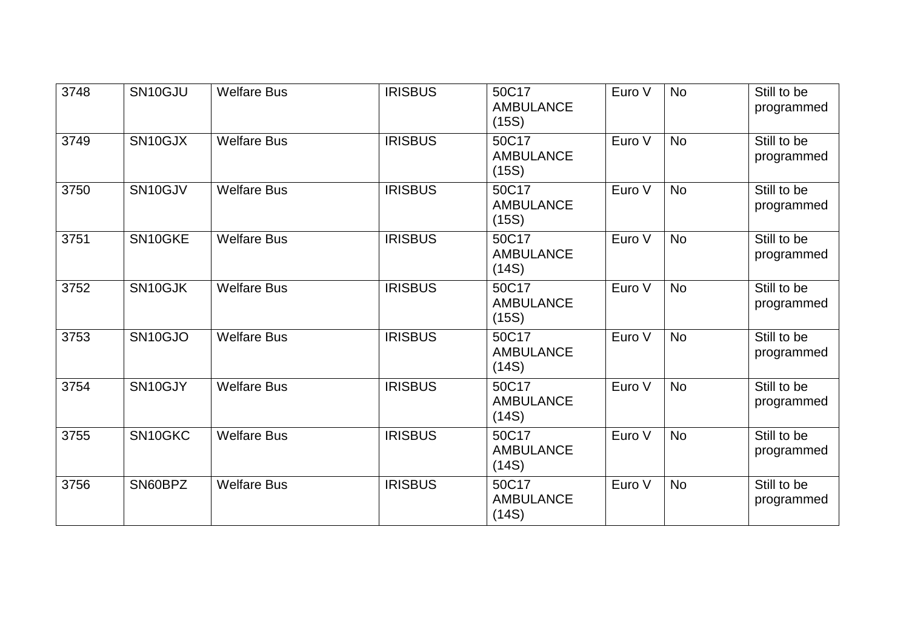| 3748 | SN10GJU | Welfare Bus | IRISBUS | 50C17 AMBULANCE (15S) | Euro V | No | Still to be programmed |
|---|---|---|---|---|---|---|---|
| 3749 | SN10GJX | Welfare Bus | IRISBUS | 50C17 AMBULANCE (15S) | Euro V | No | Still to be programmed |
| 3750 | SN10GJV | Welfare Bus | IRISBUS | 50C17 AMBULANCE (15S) | Euro V | No | Still to be programmed |
| 3751 | SN10GKE | Welfare Bus | IRISBUS | 50C17 AMBULANCE (14S) | Euro V | No | Still to be programmed |
| 3752 | SN10GJK | Welfare Bus | IRISBUS | 50C17 AMBULANCE (15S) | Euro V | No | Still to be programmed |
| 3753 | SN10GJO | Welfare Bus | IRISBUS | 50C17 AMBULANCE (14S) | Euro V | No | Still to be programmed |
| 3754 | SN10GJY | Welfare Bus | IRISBUS | 50C17 AMBULANCE (14S) | Euro V | No | Still to be programmed |
| 3755 | SN10GKC | Welfare Bus | IRISBUS | 50C17 AMBULANCE (14S) | Euro V | No | Still to be programmed |
| 3756 | SN60BPZ | Welfare Bus | IRISBUS | 50C17 AMBULANCE (14S) | Euro V | No | Still to be programmed |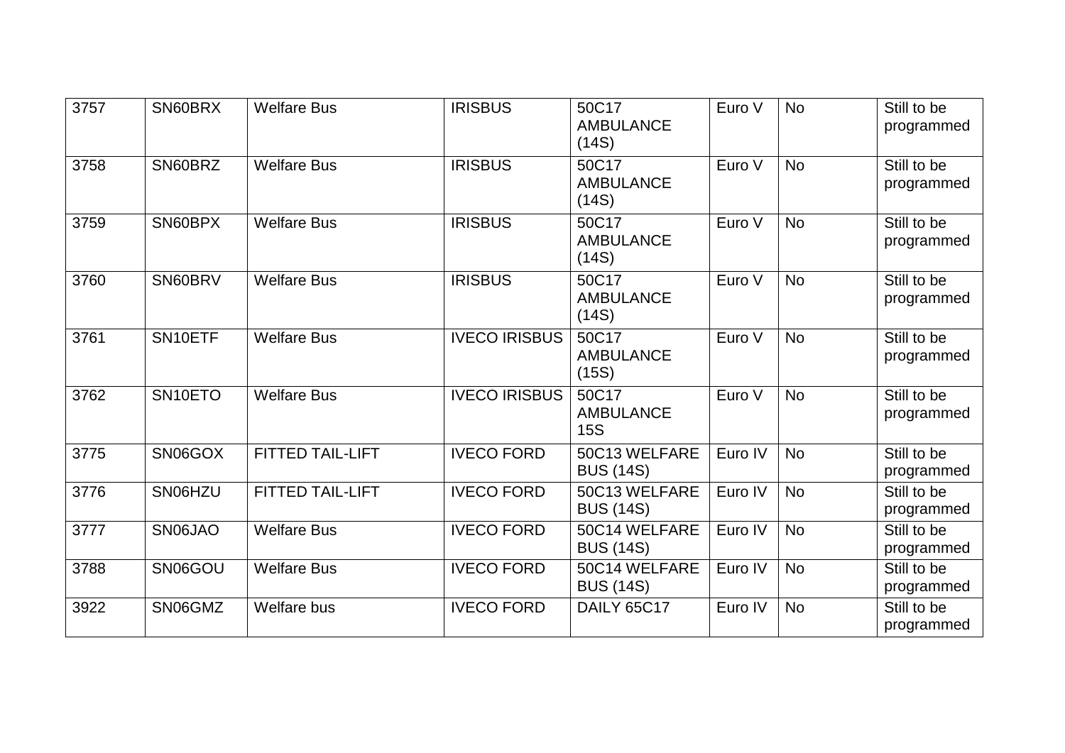| 3757 | SN60BRX | Welfare Bus | IRISBUS | 50C17 AMBULANCE (14S) | Euro V | No | Still to be programmed |
|---|---|---|---|---|---|---|---|
| 3758 | SN60BRZ | Welfare Bus | IRISBUS | 50C17 AMBULANCE (14S) | Euro V | No | Still to be programmed |
| 3759 | SN60BPX | Welfare Bus | IRISBUS | 50C17 AMBULANCE (14S) | Euro V | No | Still to be programmed |
| 3760 | SN60BRV | Welfare Bus | IRISBUS | 50C17 AMBULANCE (14S) | Euro V | No | Still to be programmed |
| 3761 | SN10ETF | Welfare Bus | IVECO IRISBUS | 50C17 AMBULANCE (15S) | Euro V | No | Still to be programmed |
| 3762 | SN10ETO | Welfare Bus | IVECO IRISBUS | 50C17 AMBULANCE 15S | Euro V | No | Still to be programmed |
| 3775 | SN06GOX | FITTED TAIL-LIFT | IVECO FORD | 50C13 WELFARE BUS (14S) | Euro IV | No | Still to be programmed |
| 3776 | SN06HZU | FITTED TAIL-LIFT | IVECO FORD | 50C13 WELFARE BUS (14S) | Euro IV | No | Still to be programmed |
| 3777 | SN06JAO | Welfare Bus | IVECO FORD | 50C14 WELFARE BUS (14S) | Euro IV | No | Still to be programmed |
| 3788 | SN06GOU | Welfare Bus | IVECO FORD | 50C14 WELFARE BUS (14S) | Euro IV | No | Still to be programmed |
| 3922 | SN06GMZ | Welfare bus | IVECO FORD | DAILY 65C17 | Euro IV | No | Still to be programmed |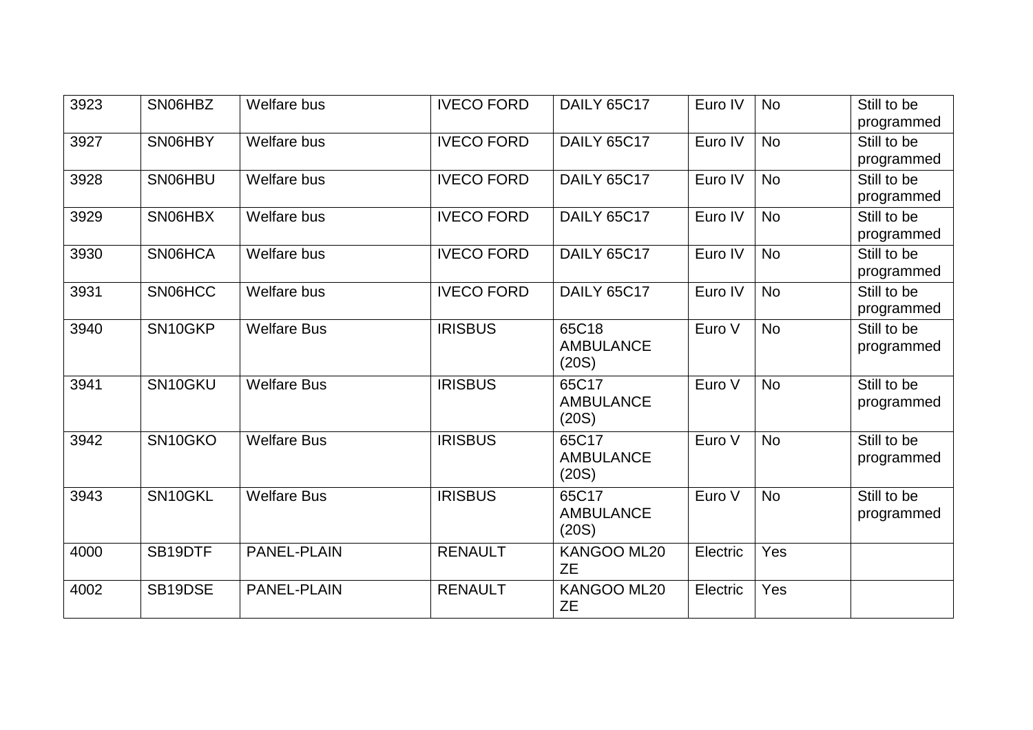| | | | | | | | |
|---|---|---|---|---|---|---|---|
| 3923 | SN06HBZ | Welfare bus | IVECO FORD | DAILY 65C17 | Euro IV | No | Still to be programmed |
| 3927 | SN06HBY | Welfare bus | IVECO FORD | DAILY 65C17 | Euro IV | No | Still to be programmed |
| 3928 | SN06HBU | Welfare bus | IVECO FORD | DAILY 65C17 | Euro IV | No | Still to be programmed |
| 3929 | SN06HBX | Welfare bus | IVECO FORD | DAILY 65C17 | Euro IV | No | Still to be programmed |
| 3930 | SN06HCA | Welfare bus | IVECO FORD | DAILY 65C17 | Euro IV | No | Still to be programmed |
| 3931 | SN06HCC | Welfare bus | IVECO FORD | DAILY 65C17 | Euro IV | No | Still to be programmed |
| 3940 | SN10GKP | Welfare Bus | IRISBUS | 65C18 AMBULANCE (20S) | Euro V | No | Still to be programmed |
| 3941 | SN10GKU | Welfare Bus | IRISBUS | 65C17 AMBULANCE (20S) | Euro V | No | Still to be programmed |
| 3942 | SN10GKO | Welfare Bus | IRISBUS | 65C17 AMBULANCE (20S) | Euro V | No | Still to be programmed |
| 3943 | SN10GKL | Welfare Bus | IRISBUS | 65C17 AMBULANCE (20S) | Euro V | No | Still to be programmed |
| 4000 | SB19DTF | PANEL-PLAIN | RENAULT | KANGOO ML20 ZE | Electric | Yes | |
| 4002 | SB19DSE | PANEL-PLAIN | RENAULT | KANGOO ML20 ZE | Electric | Yes | |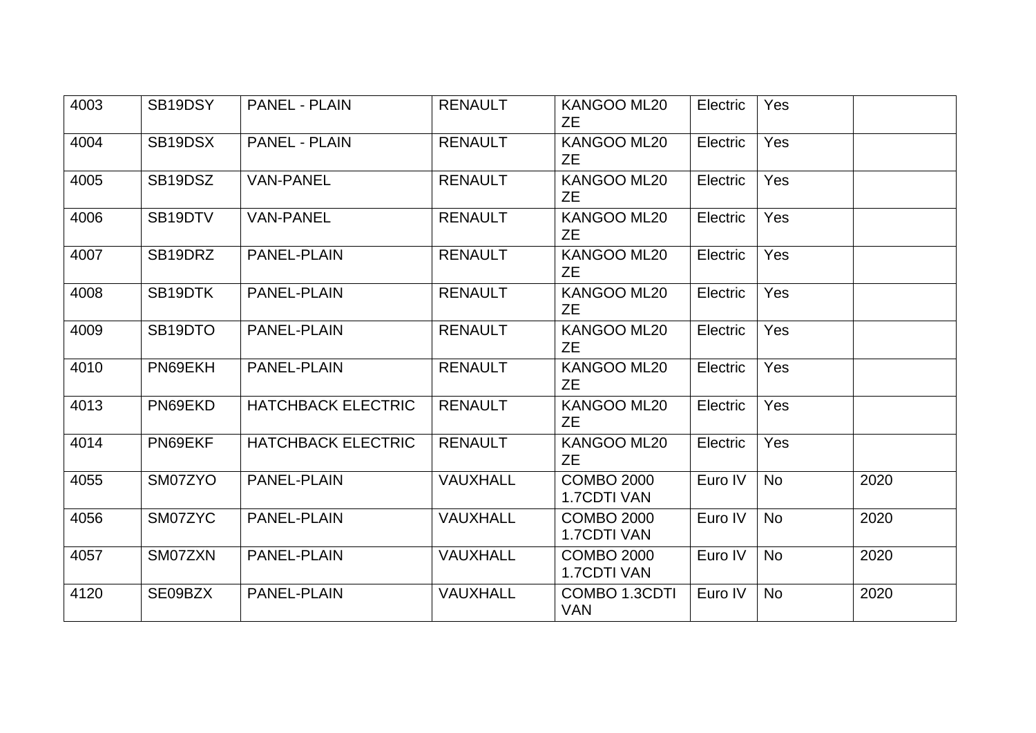| 4003 | SB19DSY | PANEL - PLAIN | RENAULT | KANGOO ML20 ZE | Electric | Yes | |
|---|---|---|---|---|---|---|---|
| 4004 | SB19DSX | PANEL - PLAIN | RENAULT | KANGOO ML20 ZE | Electric | Yes | |
| 4005 | SB19DSZ | VAN-PANEL | RENAULT | KANGOO ML20 ZE | Electric | Yes | |
| 4006 | SB19DTV | VAN-PANEL | RENAULT | KANGOO ML20 ZE | Electric | Yes | |
| 4007 | SB19DRZ | PANEL-PLAIN | RENAULT | KANGOO ML20 ZE | Electric | Yes | |
| 4008 | SB19DTK | PANEL-PLAIN | RENAULT | KANGOO ML20 ZE | Electric | Yes | |
| 4009 | SB19DTO | PANEL-PLAIN | RENAULT | KANGOO ML20 ZE | Electric | Yes | |
| 4010 | PN69EKH | PANEL-PLAIN | RENAULT | KANGOO ML20 ZE | Electric | Yes | |
| 4013 | PN69EKD | HATCHBACK ELECTRIC | RENAULT | KANGOO ML20 ZE | Electric | Yes | |
| 4014 | PN69EKF | HATCHBACK ELECTRIC | RENAULT | KANGOO ML20 ZE | Electric | Yes | |
| 4055 | SM07ZYO | PANEL-PLAIN | VAUXHALL | COMBO 2000 1.7CDTI VAN | Euro IV | No | 2020 |
| 4056 | SM07ZYC | PANEL-PLAIN | VAUXHALL | COMBO 2000 1.7CDTI VAN | Euro IV | No | 2020 |
| 4057 | SM07ZXN | PANEL-PLAIN | VAUXHALL | COMBO 2000 1.7CDTI VAN | Euro IV | No | 2020 |
| 4120 | SE09BZX | PANEL-PLAIN | VAUXHALL | COMBO 1.3CDTI VAN | Euro IV | No | 2020 |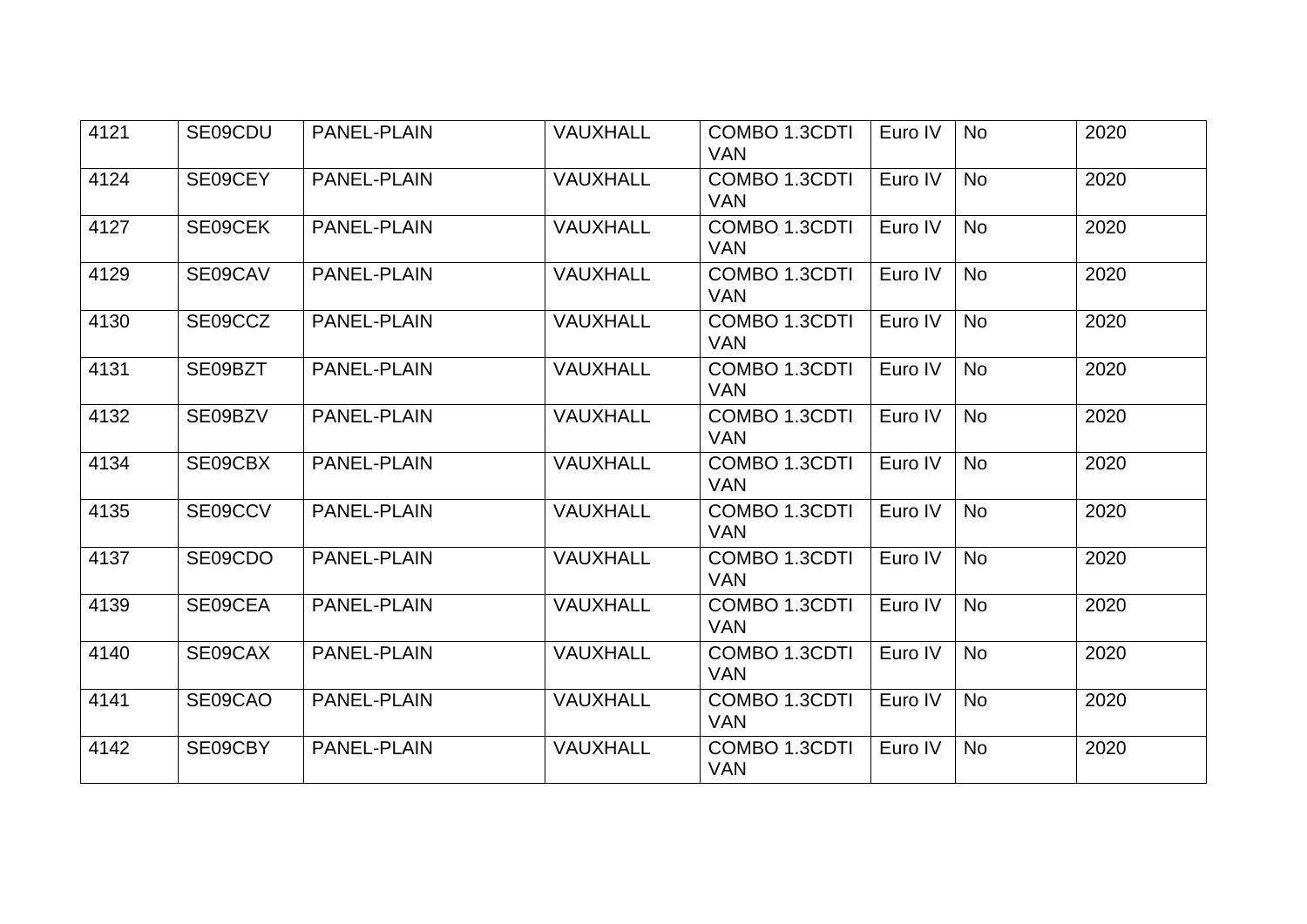| 4121 | SE09CDU | PANEL-PLAIN | VAUXHALL | COMBO 1.3CDTI VAN | Euro IV | No | 2020 |
|---|---|---|---|---|---|---|---|
| 4124 | SE09CEY | PANEL-PLAIN | VAUXHALL | COMBO 1.3CDTI VAN | Euro IV | No | 2020 |
| 4127 | SE09CEK | PANEL-PLAIN | VAUXHALL | COMBO 1.3CDTI VAN | Euro IV | No | 2020 |
| 4129 | SE09CAV | PANEL-PLAIN | VAUXHALL | COMBO 1.3CDTI VAN | Euro IV | No | 2020 |
| 4130 | SE09CCZ | PANEL-PLAIN | VAUXHALL | COMBO 1.3CDTI VAN | Euro IV | No | 2020 |
| 4131 | SE09BZT | PANEL-PLAIN | VAUXHALL | COMBO 1.3CDTI VAN | Euro IV | No | 2020 |
| 4132 | SE09BZV | PANEL-PLAIN | VAUXHALL | COMBO 1.3CDTI VAN | Euro IV | No | 2020 |
| 4134 | SE09CBX | PANEL-PLAIN | VAUXHALL | COMBO 1.3CDTI VAN | Euro IV | No | 2020 |
| 4135 | SE09CCV | PANEL-PLAIN | VAUXHALL | COMBO 1.3CDTI VAN | Euro IV | No | 2020 |
| 4137 | SE09CDO | PANEL-PLAIN | VAUXHALL | COMBO 1.3CDTI VAN | Euro IV | No | 2020 |
| 4139 | SE09CEA | PANEL-PLAIN | VAUXHALL | COMBO 1.3CDTI VAN | Euro IV | No | 2020 |
| 4140 | SE09CAX | PANEL-PLAIN | VAUXHALL | COMBO 1.3CDTI VAN | Euro IV | No | 2020 |
| 4141 | SE09CAO | PANEL-PLAIN | VAUXHALL | COMBO 1.3CDTI VAN | Euro IV | No | 2020 |
| 4142 | SE09CBY | PANEL-PLAIN | VAUXHALL | COMBO 1.3CDTI VAN | Euro IV | No | 2020 |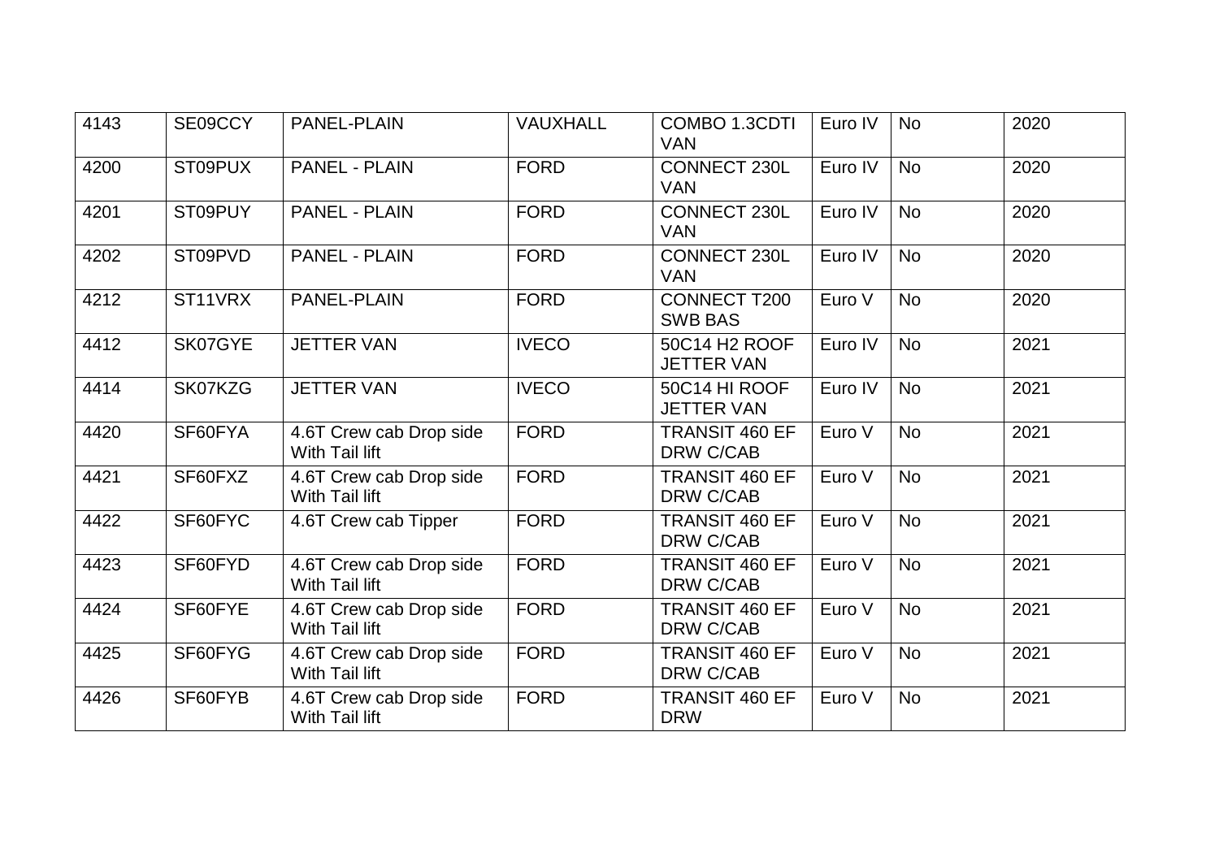| 4143 | SE09CCY | PANEL-PLAIN | VAUXHALL | COMBO 1.3CDTI VAN | Euro IV | No | 2020 |
|---|---|---|---|---|---|---|---|
| 4200 | ST09PUX | PANEL - PLAIN | FORD | CONNECT 230L VAN | Euro IV | No | 2020 |
| 4201 | ST09PUY | PANEL - PLAIN | FORD | CONNECT 230L VAN | Euro IV | No | 2020 |
| 4202 | ST09PVD | PANEL - PLAIN | FORD | CONNECT 230L VAN | Euro IV | No | 2020 |
| 4212 | ST11VRX | PANEL-PLAIN | FORD | CONNECT T200 SWB BAS | Euro V | No | 2020 |
| 4412 | SK07GYE | JETTER VAN | IVECO | 50C14 H2 ROOF JETTER VAN | Euro IV | No | 2021 |
| 4414 | SK07KZG | JETTER VAN | IVECO | 50C14 HI ROOF JETTER VAN | Euro IV | No | 2021 |
| 4420 | SF60FYA | 4.6T Crew cab Drop side With Tail lift | FORD | TRANSIT 460 EF DRW C/CAB | Euro V | No | 2021 |
| 4421 | SF60FXZ | 4.6T Crew cab Drop side With Tail lift | FORD | TRANSIT 460 EF DRW C/CAB | Euro V | No | 2021 |
| 4422 | SF60FYC | 4.6T Crew cab Tipper | FORD | TRANSIT 460 EF DRW C/CAB | Euro V | No | 2021 |
| 4423 | SF60FYD | 4.6T Crew cab Drop side With Tail lift | FORD | TRANSIT 460 EF DRW C/CAB | Euro V | No | 2021 |
| 4424 | SF60FYE | 4.6T Crew cab Drop side With Tail lift | FORD | TRANSIT 460 EF DRW C/CAB | Euro V | No | 2021 |
| 4425 | SF60FYG | 4.6T Crew cab Drop side With Tail lift | FORD | TRANSIT 460 EF DRW C/CAB | Euro V | No | 2021 |
| 4426 | SF60FYB | 4.6T Crew cab Drop side With Tail lift | FORD | TRANSIT 460 EF DRW | Euro V | No | 2021 |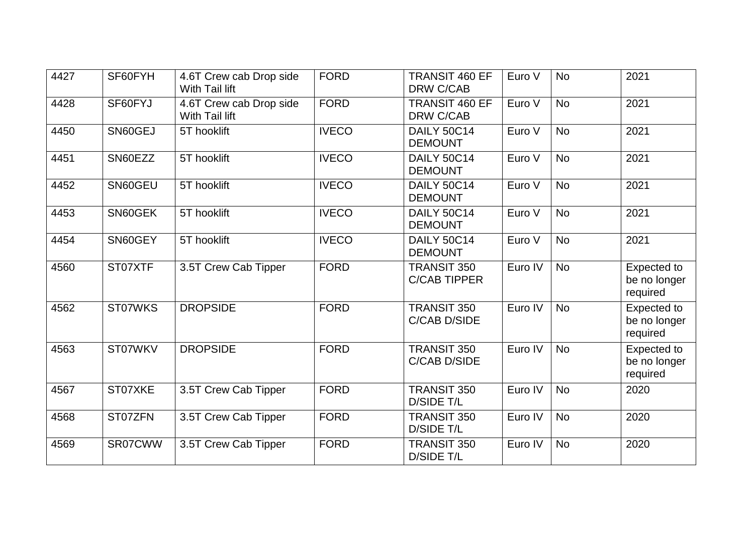| 4427 | SF60FYH | 4.6T Crew cab Drop side With Tail lift | FORD | TRANSIT 460 EF DRW C/CAB | Euro V | No | 2021 |
|---|---|---|---|---|---|---|---|
| 4428 | SF60FYJ | 4.6T Crew cab Drop side With Tail lift | FORD | TRANSIT 460 EF DRW C/CAB | Euro V | No | 2021 |
| 4450 | SN60GEJ | 5T hooklift | IVECO | DAILY 50C14 DEMOUNT | Euro V | No | 2021 |
| 4451 | SN60EZZ | 5T hooklift | IVECO | DAILY 50C14 DEMOUNT | Euro V | No | 2021 |
| 4452 | SN60GEU | 5T hooklift | IVECO | DAILY 50C14 DEMOUNT | Euro V | No | 2021 |
| 4453 | SN60GEK | 5T hooklift | IVECO | DAILY 50C14 DEMOUNT | Euro V | No | 2021 |
| 4454 | SN60GEY | 5T hooklift | IVECO | DAILY 50C14 DEMOUNT | Euro V | No | 2021 |
| 4560 | ST07XTF | 3.5T Crew Cab Tipper | FORD | TRANSIT 350 C/CAB TIPPER | Euro IV | No | Expected to be no longer required |
| 4562 | ST07WKS | DROPSIDE | FORD | TRANSIT 350 C/CAB D/SIDE | Euro IV | No | Expected to be no longer required |
| 4563 | ST07WKV | DROPSIDE | FORD | TRANSIT 350 C/CAB D/SIDE | Euro IV | No | Expected to be no longer required |
| 4567 | ST07XKE | 3.5T Crew Cab Tipper | FORD | TRANSIT 350 D/SIDE T/L | Euro IV | No | 2020 |
| 4568 | ST07ZFN | 3.5T Crew Cab Tipper | FORD | TRANSIT 350 D/SIDE T/L | Euro IV | No | 2020 |
| 4569 | SR07CWW | 3.5T Crew Cab Tipper | FORD | TRANSIT 350 D/SIDE T/L | Euro IV | No | 2020 |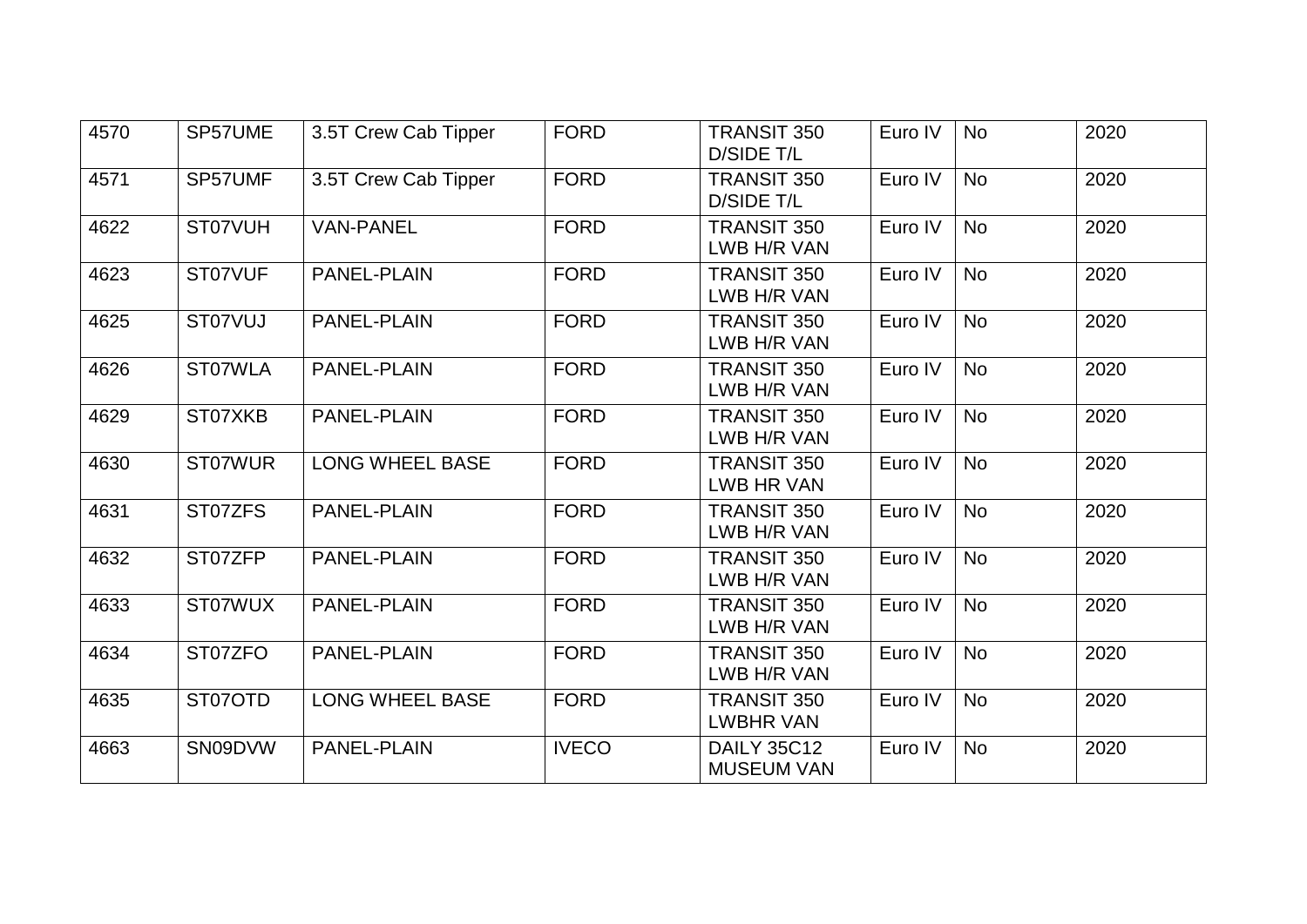| 4570 | SP57UME | 3.5T Crew Cab Tipper | FORD | TRANSIT 350 D/SIDE T/L | Euro IV | No | 2020 |
|---|---|---|---|---|---|---|---|
| 4571 | SP57UMF | 3.5T Crew Cab Tipper | FORD | TRANSIT 350 D/SIDE T/L | Euro IV | No | 2020 |
| 4622 | ST07VUH | VAN-PANEL | FORD | TRANSIT 350 LWB H/R VAN | Euro IV | No | 2020 |
| 4623 | ST07VUF | PANEL-PLAIN | FORD | TRANSIT 350 LWB H/R VAN | Euro IV | No | 2020 |
| 4625 | ST07VUJ | PANEL-PLAIN | FORD | TRANSIT 350 LWB H/R VAN | Euro IV | No | 2020 |
| 4626 | ST07WLA | PANEL-PLAIN | FORD | TRANSIT 350 LWB H/R VAN | Euro IV | No | 2020 |
| 4629 | ST07XKB | PANEL-PLAIN | FORD | TRANSIT 350 LWB H/R VAN | Euro IV | No | 2020 |
| 4630 | ST07WUR | LONG WHEEL BASE | FORD | TRANSIT 350 LWB HR VAN | Euro IV | No | 2020 |
| 4631 | ST07ZFS | PANEL-PLAIN | FORD | TRANSIT 350 LWB H/R VAN | Euro IV | No | 2020 |
| 4632 | ST07ZFP | PANEL-PLAIN | FORD | TRANSIT 350 LWB H/R VAN | Euro IV | No | 2020 |
| 4633 | ST07WUX | PANEL-PLAIN | FORD | TRANSIT 350 LWB H/R VAN | Euro IV | No | 2020 |
| 4634 | ST07ZFO | PANEL-PLAIN | FORD | TRANSIT 350 LWB H/R VAN | Euro IV | No | 2020 |
| 4635 | ST07OTD | LONG WHEEL BASE | FORD | TRANSIT 350 LWBHR VAN | Euro IV | No | 2020 |
| 4663 | SN09DVW | PANEL-PLAIN | IVECO | DAILY 35C12 MUSEUM VAN | Euro IV | No | 2020 |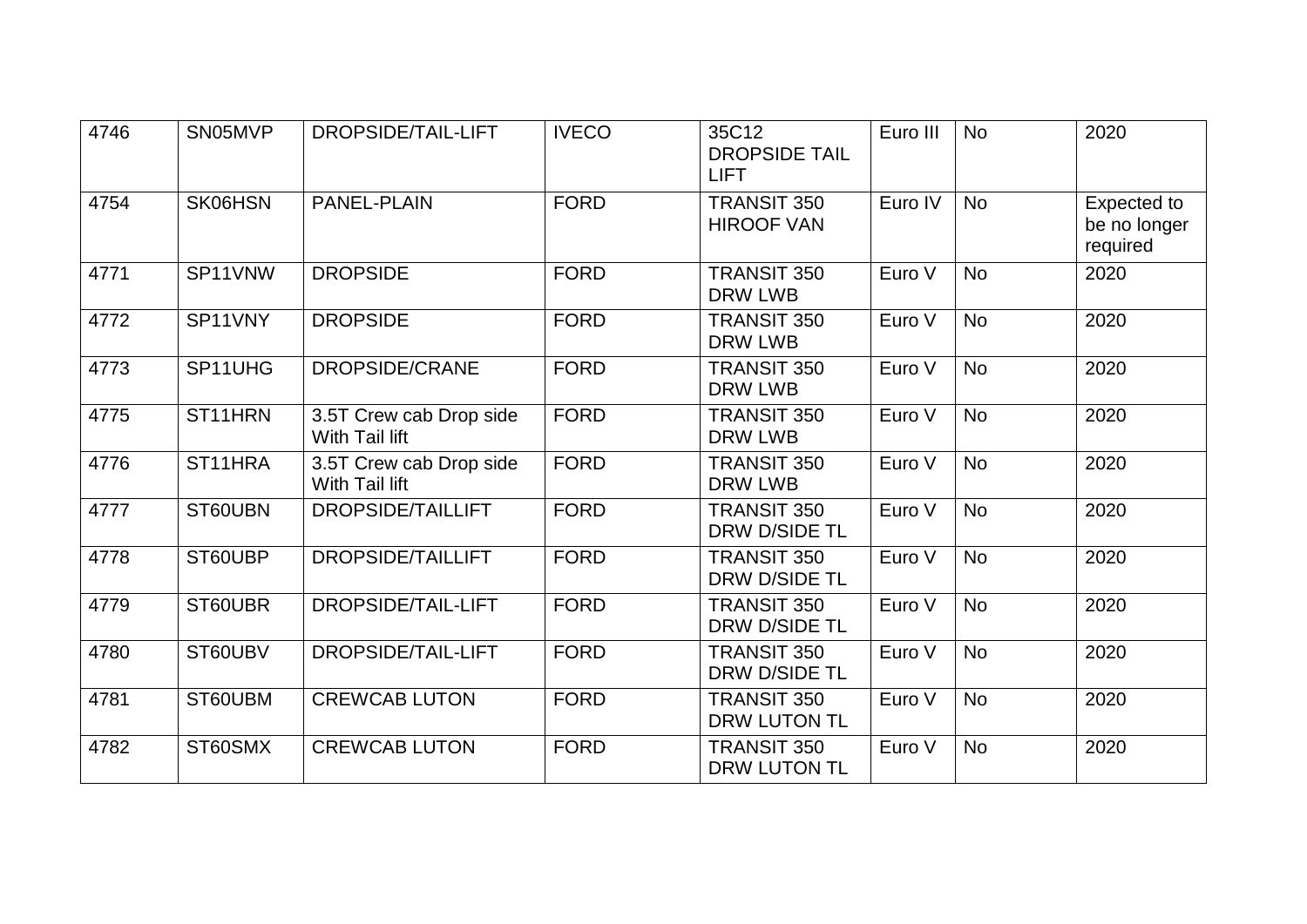| 4746 | SN05MVP | DROPSIDE/TAIL-LIFT | IVECO | 35C12 DROPSIDE TAIL LIFT | Euro III | No | 2020 |
|---|---|---|---|---|---|---|---|
| 4754 | SK06HSN | PANEL-PLAIN | FORD | TRANSIT 350 HIROOF VAN | Euro IV | No | Expected to be no longer required |
| 4771 | SP11VNW | DROPSIDE | FORD | TRANSIT 350 DRW LWB | Euro V | No | 2020 |
| 4772 | SP11VNY | DROPSIDE | FORD | TRANSIT 350 DRW LWB | Euro V | No | 2020 |
| 4773 | SP11UHG | DROPSIDE/CRANE | FORD | TRANSIT 350 DRW LWB | Euro V | No | 2020 |
| 4775 | ST11HRN | 3.5T Crew cab Drop side With Tail lift | FORD | TRANSIT 350 DRW LWB | Euro V | No | 2020 |
| 4776 | ST11HRA | 3.5T Crew cab Drop side With Tail lift | FORD | TRANSIT 350 DRW LWB | Euro V | No | 2020 |
| 4777 | ST60UBN | DROPSIDE/TAILLIFT | FORD | TRANSIT 350 DRW D/SIDE TL | Euro V | No | 2020 |
| 4778 | ST60UBP | DROPSIDE/TAILLIFT | FORD | TRANSIT 350 DRW D/SIDE TL | Euro V | No | 2020 |
| 4779 | ST60UBR | DROPSIDE/TAIL-LIFT | FORD | TRANSIT 350 DRW D/SIDE TL | Euro V | No | 2020 |
| 4780 | ST60UBV | DROPSIDE/TAIL-LIFT | FORD | TRANSIT 350 DRW D/SIDE TL | Euro V | No | 2020 |
| 4781 | ST60UBM | CREWCAB LUTON | FORD | TRANSIT 350 DRW LUTON TL | Euro V | No | 2020 |
| 4782 | ST60SMX | CREWCAB LUTON | FORD | TRANSIT 350 DRW LUTON TL | Euro V | No | 2020 |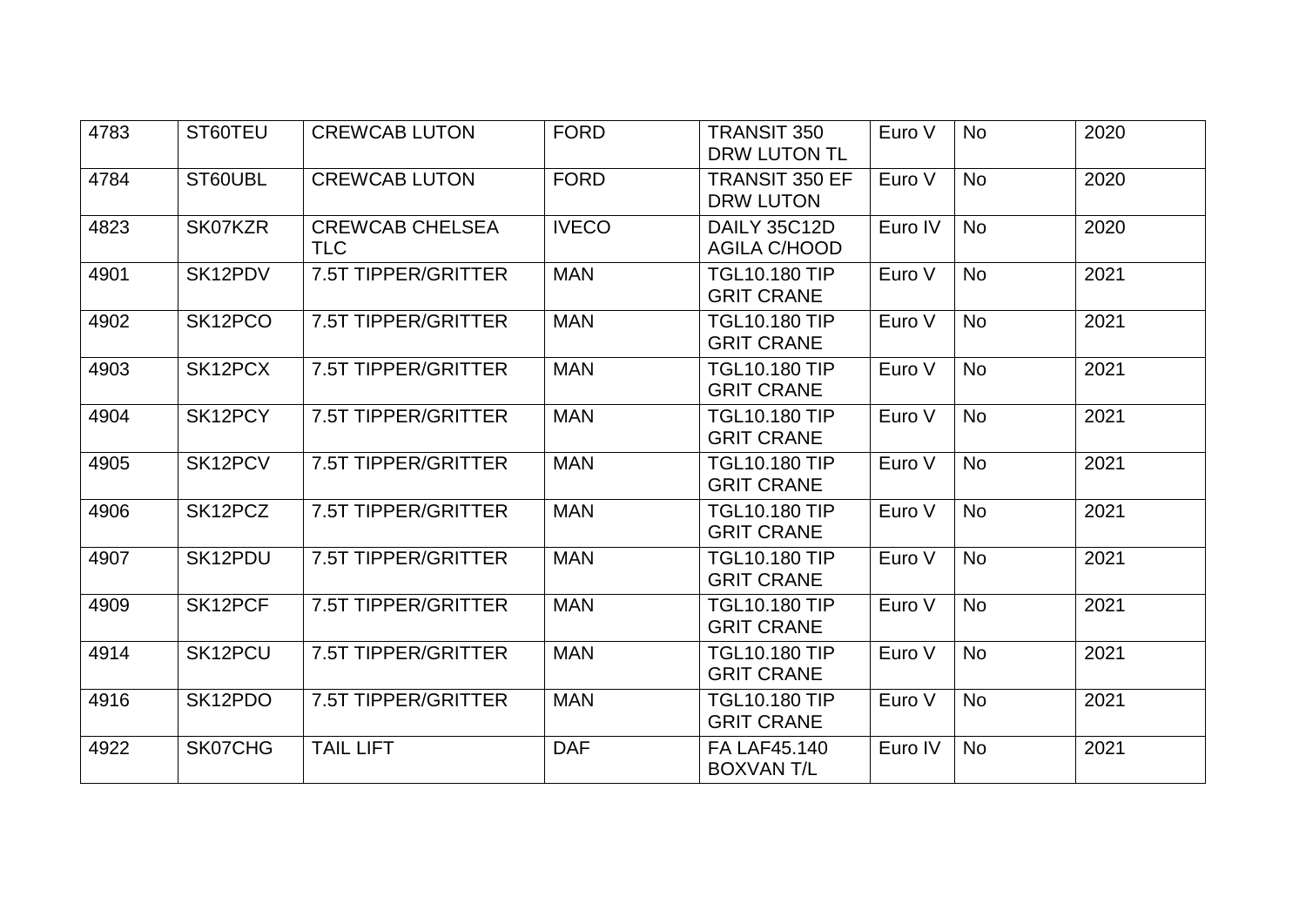| 4783 | ST60TEU | CREWCAB LUTON | FORD | TRANSIT 350 DRW LUTON TL | Euro V | No | 2020 |
|---|---|---|---|---|---|---|---|
| 4784 | ST60UBL | CREWCAB LUTON | FORD | TRANSIT 350 EF DRW LUTON | Euro V | No | 2020 |
| 4823 | SK07KZR | CREWCAB CHELSEA TLC | IVECO | DAILY 35C12D AGILA C/HOOD | Euro IV | No | 2020 |
| 4901 | SK12PDV | 7.5T TIPPER/GRITTER | MAN | TGL10.180 TIP GRIT CRANE | Euro V | No | 2021 |
| 4902 | SK12PCO | 7.5T TIPPER/GRITTER | MAN | TGL10.180 TIP GRIT CRANE | Euro V | No | 2021 |
| 4903 | SK12PCX | 7.5T TIPPER/GRITTER | MAN | TGL10.180 TIP GRIT CRANE | Euro V | No | 2021 |
| 4904 | SK12PCY | 7.5T TIPPER/GRITTER | MAN | TGL10.180 TIP GRIT CRANE | Euro V | No | 2021 |
| 4905 | SK12PCV | 7.5T TIPPER/GRITTER | MAN | TGL10.180 TIP GRIT CRANE | Euro V | No | 2021 |
| 4906 | SK12PCZ | 7.5T TIPPER/GRITTER | MAN | TGL10.180 TIP GRIT CRANE | Euro V | No | 2021 |
| 4907 | SK12PDU | 7.5T TIPPER/GRITTER | MAN | TGL10.180 TIP GRIT CRANE | Euro V | No | 2021 |
| 4909 | SK12PCF | 7.5T TIPPER/GRITTER | MAN | TGL10.180 TIP GRIT CRANE | Euro V | No | 2021 |
| 4914 | SK12PCU | 7.5T TIPPER/GRITTER | MAN | TGL10.180 TIP GRIT CRANE | Euro V | No | 2021 |
| 4916 | SK12PDO | 7.5T TIPPER/GRITTER | MAN | TGL10.180 TIP GRIT CRANE | Euro V | No | 2021 |
| 4922 | SK07CHG | TAIL LIFT | DAF | FA LAF45.140 BOXVAN T/L | Euro IV | No | 2021 |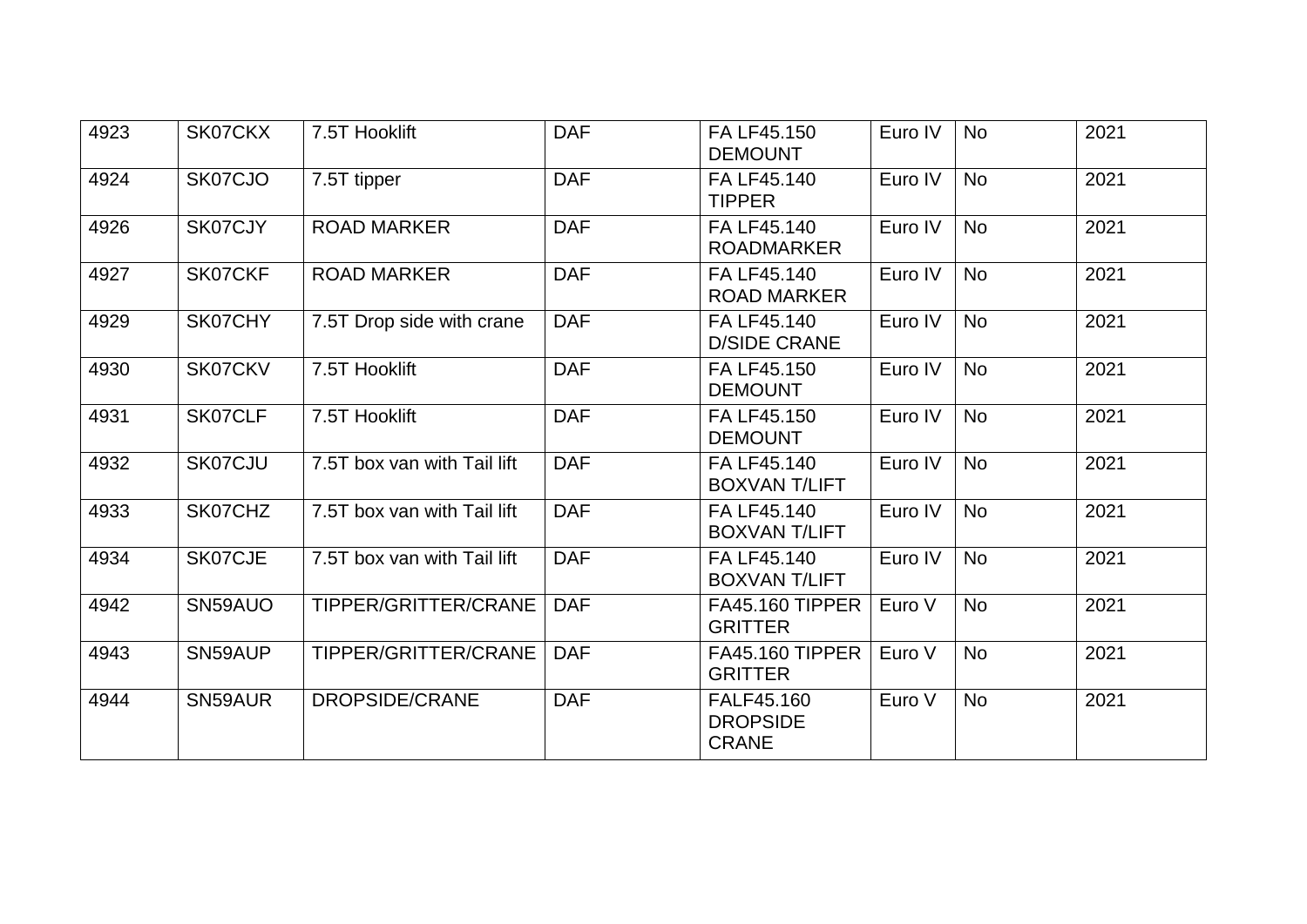| | | | | | | | |
|---|---|---|---|---|---|---|---|
| 4923 | SK07CKX | 7.5T Hooklift | DAF | FA LF45.150 DEMOUNT | Euro IV | No | 2021 |
| 4924 | SK07CJO | 7.5T tipper | DAF | FA LF45.140 TIPPER | Euro IV | No | 2021 |
| 4926 | SK07CJY | ROAD MARKER | DAF | FA LF45.140 ROADMARKER | Euro IV | No | 2021 |
| 4927 | SK07CKF | ROAD MARKER | DAF | FA LF45.140 ROAD MARKER | Euro IV | No | 2021 |
| 4929 | SK07CHY | 7.5T Drop side with crane | DAF | FA LF45.140 D/SIDE CRANE | Euro IV | No | 2021 |
| 4930 | SK07CKV | 7.5T Hooklift | DAF | FA LF45.150 DEMOUNT | Euro IV | No | 2021 |
| 4931 | SK07CLF | 7.5T Hooklift | DAF | FA LF45.150 DEMOUNT | Euro IV | No | 2021 |
| 4932 | SK07CJU | 7.5T box van with Tail lift | DAF | FA LF45.140 BOXVAN T/LIFT | Euro IV | No | 2021 |
| 4933 | SK07CHZ | 7.5T box van with Tail lift | DAF | FA LF45.140 BOXVAN T/LIFT | Euro IV | No | 2021 |
| 4934 | SK07CJE | 7.5T box van with Tail lift | DAF | FA LF45.140 BOXVAN T/LIFT | Euro IV | No | 2021 |
| 4942 | SN59AUO | TIPPER/GRITTER/CRANE | DAF | FA45.160 TIPPER GRITTER | Euro V | No | 2021 |
| 4943 | SN59AUP | TIPPER/GRITTER/CRANE | DAF | FA45.160 TIPPER GRITTER | Euro V | No | 2021 |
| 4944 | SN59AUR | DROPSIDE/CRANE | DAF | FALF45.160 DROPSIDE CRANE | Euro V | No | 2021 |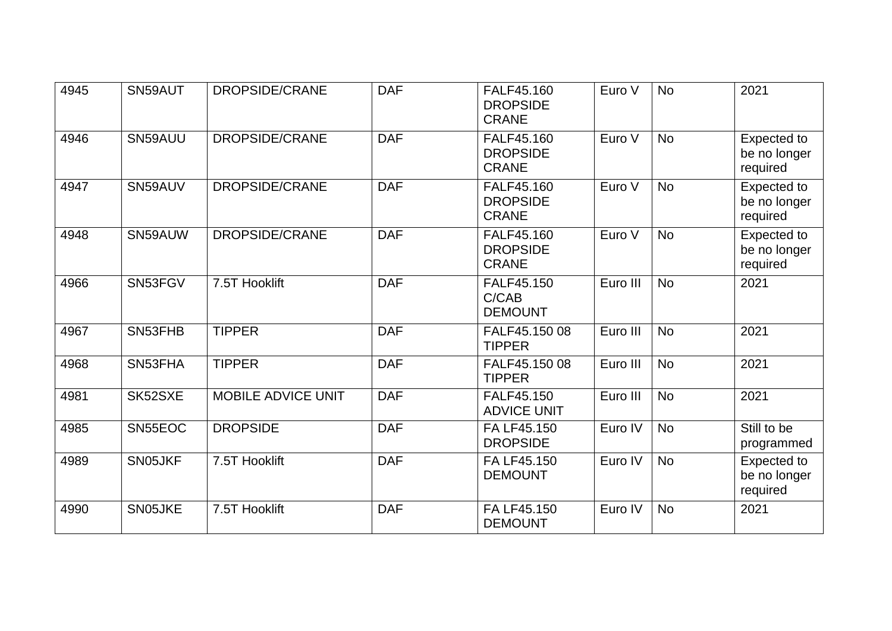| 4945 | SN59AUT | DROPSIDE/CRANE | DAF | FALF45.160 DROPSIDE CRANE | Euro V | No | 2021 |
|---|---|---|---|---|---|---|---|
| 4946 | SN59AUU | DROPSIDE/CRANE | DAF | FALF45.160 DROPSIDE CRANE | Euro V | No | Expected to be no longer required |
| 4947 | SN59AUV | DROPSIDE/CRANE | DAF | FALF45.160 DROPSIDE CRANE | Euro V | No | Expected to be no longer required |
| 4948 | SN59AUW | DROPSIDE/CRANE | DAF | FALF45.160 DROPSIDE CRANE | Euro V | No | Expected to be no longer required |
| 4966 | SN53FGV | 7.5T Hooklift | DAF | FALF45.150 C/CAB DEMOUNT | Euro III | No | 2021 |
| 4967 | SN53FHB | TIPPER | DAF | FALF45.150 08 TIPPER | Euro III | No | 2021 |
| 4968 | SN53FHA | TIPPER | DAF | FALF45.150 08 TIPPER | Euro III | No | 2021 |
| 4981 | SK52SXE | MOBILE ADVICE UNIT | DAF | FALF45.150 ADVICE UNIT | Euro III | No | 2021 |
| 4985 | SN55EOC | DROPSIDE | DAF | FA LF45.150 DROPSIDE | Euro IV | No | Still to be programmed |
| 4989 | SN05JKF | 7.5T Hooklift | DAF | FA LF45.150 DEMOUNT | Euro IV | No | Expected to be no longer required |
| 4990 | SN05JKE | 7.5T Hooklift | DAF | FA LF45.150 DEMOUNT | Euro IV | No | 2021 |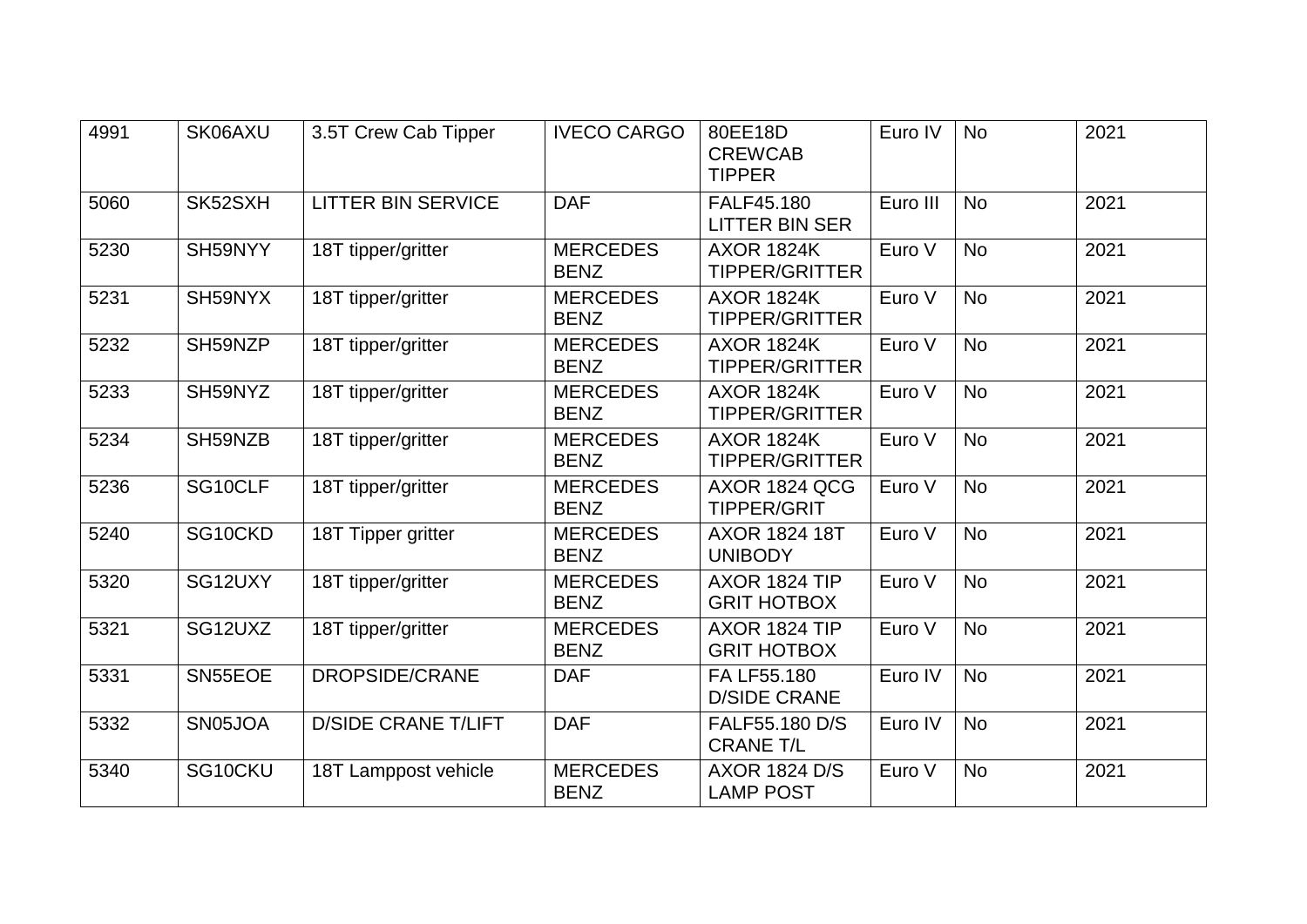| 4991 | SK06AXU | 3.5T Crew Cab Tipper | IVECO CARGO | 80EE18D CREWCAB TIPPER | Euro IV | No | 2021 |
|---|---|---|---|---|---|---|---|
| 5060 | SK52SXH | LITTER BIN SERVICE | DAF | FALF45.180 LITTER BIN SER | Euro III | No | 2021 |
| 5230 | SH59NYY | 18T tipper/gritter | MERCEDES BENZ | AXOR 1824K TIPPER/GRITTER | Euro V | No | 2021 |
| 5231 | SH59NYX | 18T tipper/gritter | MERCEDES BENZ | AXOR 1824K TIPPER/GRITTER | Euro V | No | 2021 |
| 5232 | SH59NZP | 18T tipper/gritter | MERCEDES BENZ | AXOR 1824K TIPPER/GRITTER | Euro V | No | 2021 |
| 5233 | SH59NYZ | 18T tipper/gritter | MERCEDES BENZ | AXOR 1824K TIPPER/GRITTER | Euro V | No | 2021 |
| 5234 | SH59NZB | 18T tipper/gritter | MERCEDES BENZ | AXOR 1824K TIPPER/GRITTER | Euro V | No | 2021 |
| 5236 | SG10CLF | 18T tipper/gritter | MERCEDES BENZ | AXOR 1824 QCG TIPPER/GRIT | Euro V | No | 2021 |
| 5240 | SG10CKD | 18T Tipper gritter | MERCEDES BENZ | AXOR 1824 18T UNIBODY | Euro V | No | 2021 |
| 5320 | SG12UXY | 18T tipper/gritter | MERCEDES BENZ | AXOR 1824 TIP GRIT HOTBOX | Euro V | No | 2021 |
| 5321 | SG12UXZ | 18T tipper/gritter | MERCEDES BENZ | AXOR 1824 TIP GRIT HOTBOX | Euro V | No | 2021 |
| 5331 | SN55EOE | DROPSIDE/CRANE | DAF | FA LF55.180 D/SIDE CRANE | Euro IV | No | 2021 |
| 5332 | SN05JOA | D/SIDE CRANE T/LIFT | DAF | FALF55.180 D/S CRANE T/L | Euro IV | No | 2021 |
| 5340 | SG10CKU | 18T Lamppost vehicle | MERCEDES BENZ | AXOR 1824 D/S LAMP POST | Euro V | No | 2021 |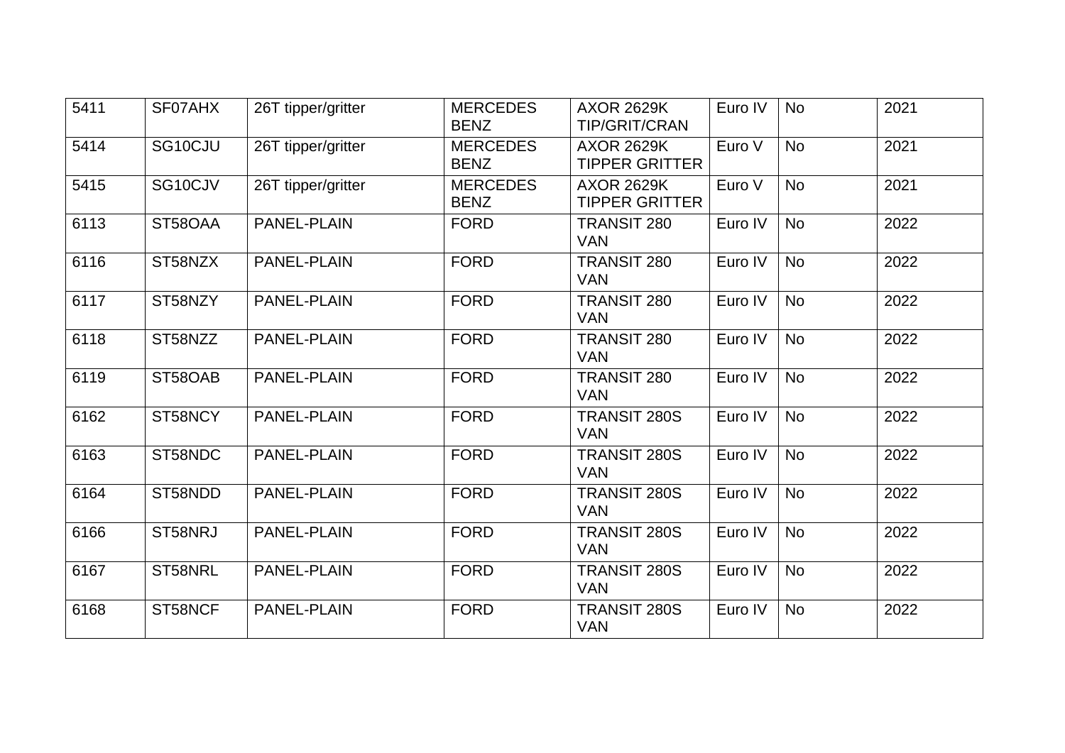| | | | | | | | |
|---|---|---|---|---|---|---|---|
| 5411 | SF07AHX | 26T tipper/gritter | MERCEDES BENZ | AXOR 2629K TIP/GRIT/CRAN | Euro IV | No | 2021 |
| 5414 | SG10CJU | 26T tipper/gritter | MERCEDES BENZ | AXOR 2629K TIPPER GRITTER | Euro V | No | 2021 |
| 5415 | SG10CJV | 26T tipper/gritter | MERCEDES BENZ | AXOR 2629K TIPPER GRITTER | Euro V | No | 2021 |
| 6113 | ST58OAA | PANEL-PLAIN | FORD | TRANSIT 280 VAN | Euro IV | No | 2022 |
| 6116 | ST58NZX | PANEL-PLAIN | FORD | TRANSIT 280 VAN | Euro IV | No | 2022 |
| 6117 | ST58NZY | PANEL-PLAIN | FORD | TRANSIT 280 VAN | Euro IV | No | 2022 |
| 6118 | ST58NZZ | PANEL-PLAIN | FORD | TRANSIT 280 VAN | Euro IV | No | 2022 |
| 6119 | ST58OAB | PANEL-PLAIN | FORD | TRANSIT 280 VAN | Euro IV | No | 2022 |
| 6162 | ST58NCY | PANEL-PLAIN | FORD | TRANSIT 280S VAN | Euro IV | No | 2022 |
| 6163 | ST58NDC | PANEL-PLAIN | FORD | TRANSIT 280S VAN | Euro IV | No | 2022 |
| 6164 | ST58NDD | PANEL-PLAIN | FORD | TRANSIT 280S VAN | Euro IV | No | 2022 |
| 6166 | ST58NRJ | PANEL-PLAIN | FORD | TRANSIT 280S VAN | Euro IV | No | 2022 |
| 6167 | ST58NRL | PANEL-PLAIN | FORD | TRANSIT 280S VAN | Euro IV | No | 2022 |
| 6168 | ST58NCF | PANEL-PLAIN | FORD | TRANSIT 280S VAN | Euro IV | No | 2022 |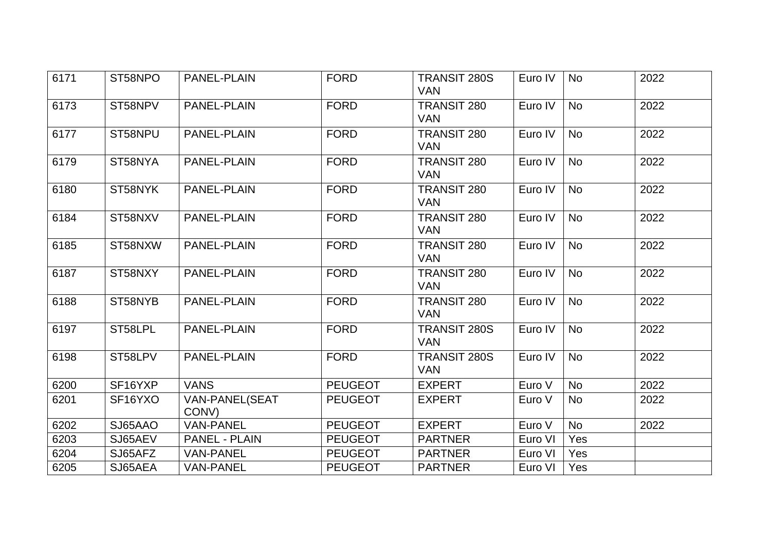| 6171 | ST58NPO | PANEL-PLAIN | FORD | TRANSIT 280S VAN | Euro IV | No | 2022 |
|---|---|---|---|---|---|---|---|
| 6173 | ST58NPV | PANEL-PLAIN | FORD | TRANSIT 280 VAN | Euro IV | No | 2022 |
| 6177 | ST58NPU | PANEL-PLAIN | FORD | TRANSIT 280 VAN | Euro IV | No | 2022 |
| 6179 | ST58NYA | PANEL-PLAIN | FORD | TRANSIT 280 VAN | Euro IV | No | 2022 |
| 6180 | ST58NYK | PANEL-PLAIN | FORD | TRANSIT 280 VAN | Euro IV | No | 2022 |
| 6184 | ST58NXV | PANEL-PLAIN | FORD | TRANSIT 280 VAN | Euro IV | No | 2022 |
| 6185 | ST58NXW | PANEL-PLAIN | FORD | TRANSIT 280 VAN | Euro IV | No | 2022 |
| 6187 | ST58NXY | PANEL-PLAIN | FORD | TRANSIT 280 VAN | Euro IV | No | 2022 |
| 6188 | ST58NYB | PANEL-PLAIN | FORD | TRANSIT 280 VAN | Euro IV | No | 2022 |
| 6197 | ST58LPL | PANEL-PLAIN | FORD | TRANSIT 280S VAN | Euro IV | No | 2022 |
| 6198 | ST58LPV | PANEL-PLAIN | FORD | TRANSIT 280S VAN | Euro IV | No | 2022 |
| 6200 | SF16YXP | VANS | PEUGEOT | EXPERT | Euro V | No | 2022 |
| 6201 | SF16YXO | VAN-PANEL(SEAT CONV) | PEUGEOT | EXPERT | Euro V | No | 2022 |
| 6202 | SJ65AAO | VAN-PANEL | PEUGEOT | EXPERT | Euro V | No | 2022 |
| 6203 | SJ65AEV | PANEL - PLAIN | PEUGEOT | PARTNER | Euro VI | Yes | |
| 6204 | SJ65AFZ | VAN-PANEL | PEUGEOT | PARTNER | Euro VI | Yes | |
| 6205 | SJ65AEA | VAN-PANEL | PEUGEOT | PARTNER | Euro VI | Yes | |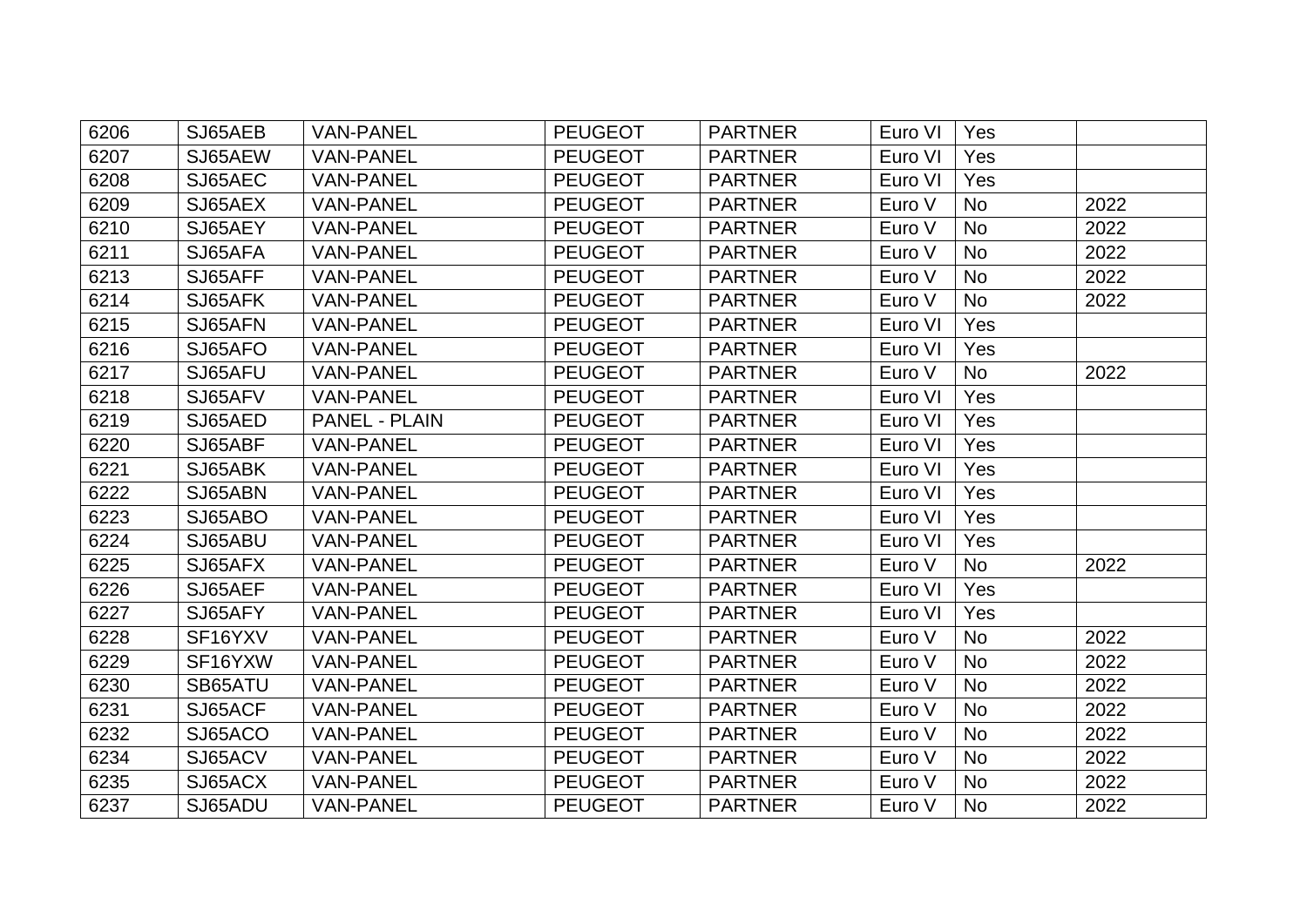| | | | | | | | |
|---|---|---|---|---|---|---|---|
| 6206 | SJ65AEB | VAN-PANEL | PEUGEOT | PARTNER | Euro VI | Yes | |
| 6207 | SJ65AEW | VAN-PANEL | PEUGEOT | PARTNER | Euro VI | Yes | |
| 6208 | SJ65AEC | VAN-PANEL | PEUGEOT | PARTNER | Euro VI | Yes | |
| 6209 | SJ65AEX | VAN-PANEL | PEUGEOT | PARTNER | Euro V | No | 2022 |
| 6210 | SJ65AEY | VAN-PANEL | PEUGEOT | PARTNER | Euro V | No | 2022 |
| 6211 | SJ65AFA | VAN-PANEL | PEUGEOT | PARTNER | Euro V | No | 2022 |
| 6213 | SJ65AFF | VAN-PANEL | PEUGEOT | PARTNER | Euro V | No | 2022 |
| 6214 | SJ65AFK | VAN-PANEL | PEUGEOT | PARTNER | Euro V | No | 2022 |
| 6215 | SJ65AFN | VAN-PANEL | PEUGEOT | PARTNER | Euro VI | Yes | |
| 6216 | SJ65AFO | VAN-PANEL | PEUGEOT | PARTNER | Euro VI | Yes | |
| 6217 | SJ65AFU | VAN-PANEL | PEUGEOT | PARTNER | Euro V | No | 2022 |
| 6218 | SJ65AFV | VAN-PANEL | PEUGEOT | PARTNER | Euro VI | Yes | |
| 6219 | SJ65AED | PANEL - PLAIN | PEUGEOT | PARTNER | Euro VI | Yes | |
| 6220 | SJ65ABF | VAN-PANEL | PEUGEOT | PARTNER | Euro VI | Yes | |
| 6221 | SJ65ABK | VAN-PANEL | PEUGEOT | PARTNER | Euro VI | Yes | |
| 6222 | SJ65ABN | VAN-PANEL | PEUGEOT | PARTNER | Euro VI | Yes | |
| 6223 | SJ65ABO | VAN-PANEL | PEUGEOT | PARTNER | Euro VI | Yes | |
| 6224 | SJ65ABU | VAN-PANEL | PEUGEOT | PARTNER | Euro VI | Yes | |
| 6225 | SJ65AFX | VAN-PANEL | PEUGEOT | PARTNER | Euro V | No | 2022 |
| 6226 | SJ65AEF | VAN-PANEL | PEUGEOT | PARTNER | Euro VI | Yes | |
| 6227 | SJ65AFY | VAN-PANEL | PEUGEOT | PARTNER | Euro VI | Yes | |
| 6228 | SF16YXV | VAN-PANEL | PEUGEOT | PARTNER | Euro V | No | 2022 |
| 6229 | SF16YXW | VAN-PANEL | PEUGEOT | PARTNER | Euro V | No | 2022 |
| 6230 | SB65ATU | VAN-PANEL | PEUGEOT | PARTNER | Euro V | No | 2022 |
| 6231 | SJ65ACF | VAN-PANEL | PEUGEOT | PARTNER | Euro V | No | 2022 |
| 6232 | SJ65ACO | VAN-PANEL | PEUGEOT | PARTNER | Euro V | No | 2022 |
| 6234 | SJ65ACV | VAN-PANEL | PEUGEOT | PARTNER | Euro V | No | 2022 |
| 6235 | SJ65ACX | VAN-PANEL | PEUGEOT | PARTNER | Euro V | No | 2022 |
| 6237 | SJ65ADU | VAN-PANEL | PEUGEOT | PARTNER | Euro V | No | 2022 |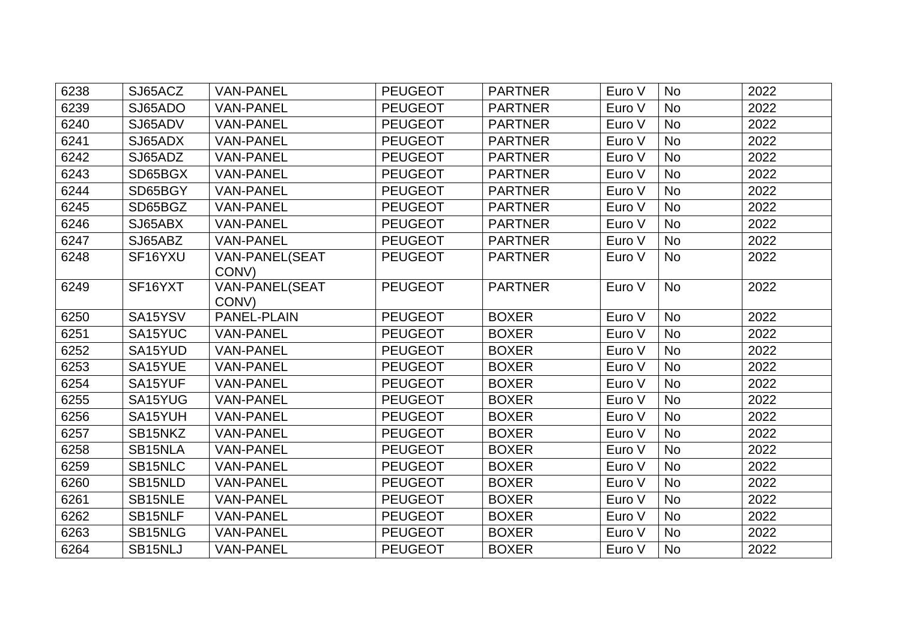| 6238 | SJ65ACZ | VAN-PANEL | PEUGEOT | PARTNER | Euro V | No | 2022 |
|---|---|---|---|---|---|---|---|
| 6239 | SJ65ADO | VAN-PANEL | PEUGEOT | PARTNER | Euro V | No | 2022 |
| 6240 | SJ65ADV | VAN-PANEL | PEUGEOT | PARTNER | Euro V | No | 2022 |
| 6241 | SJ65ADX | VAN-PANEL | PEUGEOT | PARTNER | Euro V | No | 2022 |
| 6242 | SJ65ADZ | VAN-PANEL | PEUGEOT | PARTNER | Euro V | No | 2022 |
| 6243 | SD65BGX | VAN-PANEL | PEUGEOT | PARTNER | Euro V | No | 2022 |
| 6244 | SD65BGY | VAN-PANEL | PEUGEOT | PARTNER | Euro V | No | 2022 |
| 6245 | SD65BGZ | VAN-PANEL | PEUGEOT | PARTNER | Euro V | No | 2022 |
| 6246 | SJ65ABX | VAN-PANEL | PEUGEOT | PARTNER | Euro V | No | 2022 |
| 6247 | SJ65ABZ | VAN-PANEL | PEUGEOT | PARTNER | Euro V | No | 2022 |
| 6248 | SF16YXU | VAN-PANEL(SEAT CONV) | PEUGEOT | PARTNER | Euro V | No | 2022 |
| 6249 | SF16YXT | VAN-PANEL(SEAT CONV) | PEUGEOT | PARTNER | Euro V | No | 2022 |
| 6250 | SA15YSV | PANEL-PLAIN | PEUGEOT | BOXER | Euro V | No | 2022 |
| 6251 | SA15YUC | VAN-PANEL | PEUGEOT | BOXER | Euro V | No | 2022 |
| 6252 | SA15YUD | VAN-PANEL | PEUGEOT | BOXER | Euro V | No | 2022 |
| 6253 | SA15YUE | VAN-PANEL | PEUGEOT | BOXER | Euro V | No | 2022 |
| 6254 | SA15YUF | VAN-PANEL | PEUGEOT | BOXER | Euro V | No | 2022 |
| 6255 | SA15YUG | VAN-PANEL | PEUGEOT | BOXER | Euro V | No | 2022 |
| 6256 | SA15YUH | VAN-PANEL | PEUGEOT | BOXER | Euro V | No | 2022 |
| 6257 | SB15NKZ | VAN-PANEL | PEUGEOT | BOXER | Euro V | No | 2022 |
| 6258 | SB15NLA | VAN-PANEL | PEUGEOT | BOXER | Euro V | No | 2022 |
| 6259 | SB15NLC | VAN-PANEL | PEUGEOT | BOXER | Euro V | No | 2022 |
| 6260 | SB15NLD | VAN-PANEL | PEUGEOT | BOXER | Euro V | No | 2022 |
| 6261 | SB15NLE | VAN-PANEL | PEUGEOT | BOXER | Euro V | No | 2022 |
| 6262 | SB15NLF | VAN-PANEL | PEUGEOT | BOXER | Euro V | No | 2022 |
| 6263 | SB15NLG | VAN-PANEL | PEUGEOT | BOXER | Euro V | No | 2022 |
| 6264 | SB15NLJ | VAN-PANEL | PEUGEOT | BOXER | Euro V | No | 2022 |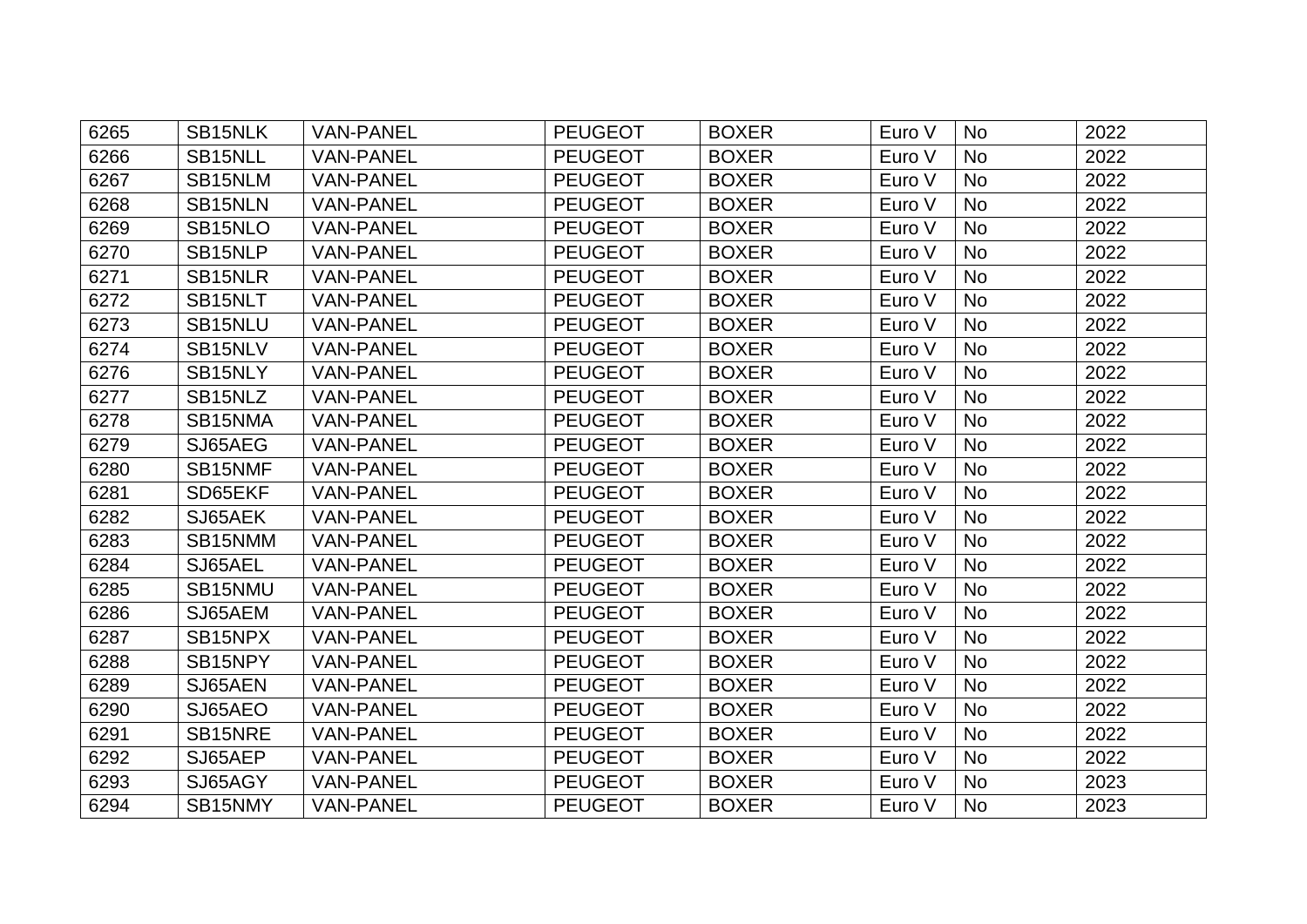| | | | | | | | |
|---|---|---|---|---|---|---|---|
| 6265 | SB15NLK | VAN-PANEL | PEUGEOT | BOXER | Euro V | No | 2022 |
| 6266 | SB15NLL | VAN-PANEL | PEUGEOT | BOXER | Euro V | No | 2022 |
| 6267 | SB15NLM | VAN-PANEL | PEUGEOT | BOXER | Euro V | No | 2022 |
| 6268 | SB15NLN | VAN-PANEL | PEUGEOT | BOXER | Euro V | No | 2022 |
| 6269 | SB15NLO | VAN-PANEL | PEUGEOT | BOXER | Euro V | No | 2022 |
| 6270 | SB15NLP | VAN-PANEL | PEUGEOT | BOXER | Euro V | No | 2022 |
| 6271 | SB15NLR | VAN-PANEL | PEUGEOT | BOXER | Euro V | No | 2022 |
| 6272 | SB15NLT | VAN-PANEL | PEUGEOT | BOXER | Euro V | No | 2022 |
| 6273 | SB15NLU | VAN-PANEL | PEUGEOT | BOXER | Euro V | No | 2022 |
| 6274 | SB15NLV | VAN-PANEL | PEUGEOT | BOXER | Euro V | No | 2022 |
| 6276 | SB15NLY | VAN-PANEL | PEUGEOT | BOXER | Euro V | No | 2022 |
| 6277 | SB15NLZ | VAN-PANEL | PEUGEOT | BOXER | Euro V | No | 2022 |
| 6278 | SB15NMA | VAN-PANEL | PEUGEOT | BOXER | Euro V | No | 2022 |
| 6279 | SJ65AEG | VAN-PANEL | PEUGEOT | BOXER | Euro V | No | 2022 |
| 6280 | SB15NMF | VAN-PANEL | PEUGEOT | BOXER | Euro V | No | 2022 |
| 6281 | SD65EKF | VAN-PANEL | PEUGEOT | BOXER | Euro V | No | 2022 |
| 6282 | SJ65AEK | VAN-PANEL | PEUGEOT | BOXER | Euro V | No | 2022 |
| 6283 | SB15NMM | VAN-PANEL | PEUGEOT | BOXER | Euro V | No | 2022 |
| 6284 | SJ65AEL | VAN-PANEL | PEUGEOT | BOXER | Euro V | No | 2022 |
| 6285 | SB15NMU | VAN-PANEL | PEUGEOT | BOXER | Euro V | No | 2022 |
| 6286 | SJ65AEM | VAN-PANEL | PEUGEOT | BOXER | Euro V | No | 2022 |
| 6287 | SB15NPX | VAN-PANEL | PEUGEOT | BOXER | Euro V | No | 2022 |
| 6288 | SB15NPY | VAN-PANEL | PEUGEOT | BOXER | Euro V | No | 2022 |
| 6289 | SJ65AEN | VAN-PANEL | PEUGEOT | BOXER | Euro V | No | 2022 |
| 6290 | SJ65AEO | VAN-PANEL | PEUGEOT | BOXER | Euro V | No | 2022 |
| 6291 | SB15NRE | VAN-PANEL | PEUGEOT | BOXER | Euro V | No | 2022 |
| 6292 | SJ65AEP | VAN-PANEL | PEUGEOT | BOXER | Euro V | No | 2022 |
| 6293 | SJ65AGY | VAN-PANEL | PEUGEOT | BOXER | Euro V | No | 2023 |
| 6294 | SB15NMY | VAN-PANEL | PEUGEOT | BOXER | Euro V | No | 2023 |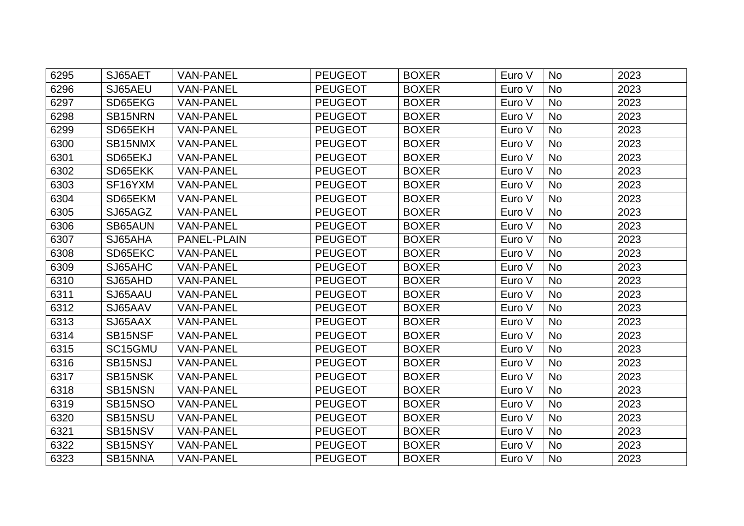| 6295 | SJ65AET | VAN-PANEL | PEUGEOT | BOXER | Euro V | No | 2023 |
|---|---|---|---|---|---|---|---|
| 6296 | SJ65AEU | VAN-PANEL | PEUGEOT | BOXER | Euro V | No | 2023 |
| 6297 | SD65EKG | VAN-PANEL | PEUGEOT | BOXER | Euro V | No | 2023 |
| 6298 | SB15NRN | VAN-PANEL | PEUGEOT | BOXER | Euro V | No | 2023 |
| 6299 | SD65EKH | VAN-PANEL | PEUGEOT | BOXER | Euro V | No | 2023 |
| 6300 | SB15NMX | VAN-PANEL | PEUGEOT | BOXER | Euro V | No | 2023 |
| 6301 | SD65EKJ | VAN-PANEL | PEUGEOT | BOXER | Euro V | No | 2023 |
| 6302 | SD65EKK | VAN-PANEL | PEUGEOT | BOXER | Euro V | No | 2023 |
| 6303 | SF16YXM | VAN-PANEL | PEUGEOT | BOXER | Euro V | No | 2023 |
| 6304 | SD65EKM | VAN-PANEL | PEUGEOT | BOXER | Euro V | No | 2023 |
| 6305 | SJ65AGZ | VAN-PANEL | PEUGEOT | BOXER | Euro V | No | 2023 |
| 6306 | SB65AUN | VAN-PANEL | PEUGEOT | BOXER | Euro V | No | 2023 |
| 6307 | SJ65AHA | PANEL-PLAIN | PEUGEOT | BOXER | Euro V | No | 2023 |
| 6308 | SD65EKC | VAN-PANEL | PEUGEOT | BOXER | Euro V | No | 2023 |
| 6309 | SJ65AHC | VAN-PANEL | PEUGEOT | BOXER | Euro V | No | 2023 |
| 6310 | SJ65AHD | VAN-PANEL | PEUGEOT | BOXER | Euro V | No | 2023 |
| 6311 | SJ65AAU | VAN-PANEL | PEUGEOT | BOXER | Euro V | No | 2023 |
| 6312 | SJ65AAV | VAN-PANEL | PEUGEOT | BOXER | Euro V | No | 2023 |
| 6313 | SJ65AAX | VAN-PANEL | PEUGEOT | BOXER | Euro V | No | 2023 |
| 6314 | SB15NSF | VAN-PANEL | PEUGEOT | BOXER | Euro V | No | 2023 |
| 6315 | SC15GMU | VAN-PANEL | PEUGEOT | BOXER | Euro V | No | 2023 |
| 6316 | SB15NSJ | VAN-PANEL | PEUGEOT | BOXER | Euro V | No | 2023 |
| 6317 | SB15NSK | VAN-PANEL | PEUGEOT | BOXER | Euro V | No | 2023 |
| 6318 | SB15NSN | VAN-PANEL | PEUGEOT | BOXER | Euro V | No | 2023 |
| 6319 | SB15NSO | VAN-PANEL | PEUGEOT | BOXER | Euro V | No | 2023 |
| 6320 | SB15NSU | VAN-PANEL | PEUGEOT | BOXER | Euro V | No | 2023 |
| 6321 | SB15NSV | VAN-PANEL | PEUGEOT | BOXER | Euro V | No | 2023 |
| 6322 | SB15NSY | VAN-PANEL | PEUGEOT | BOXER | Euro V | No | 2023 |
| 6323 | SB15NNA | VAN-PANEL | PEUGEOT | BOXER | Euro V | No | 2023 |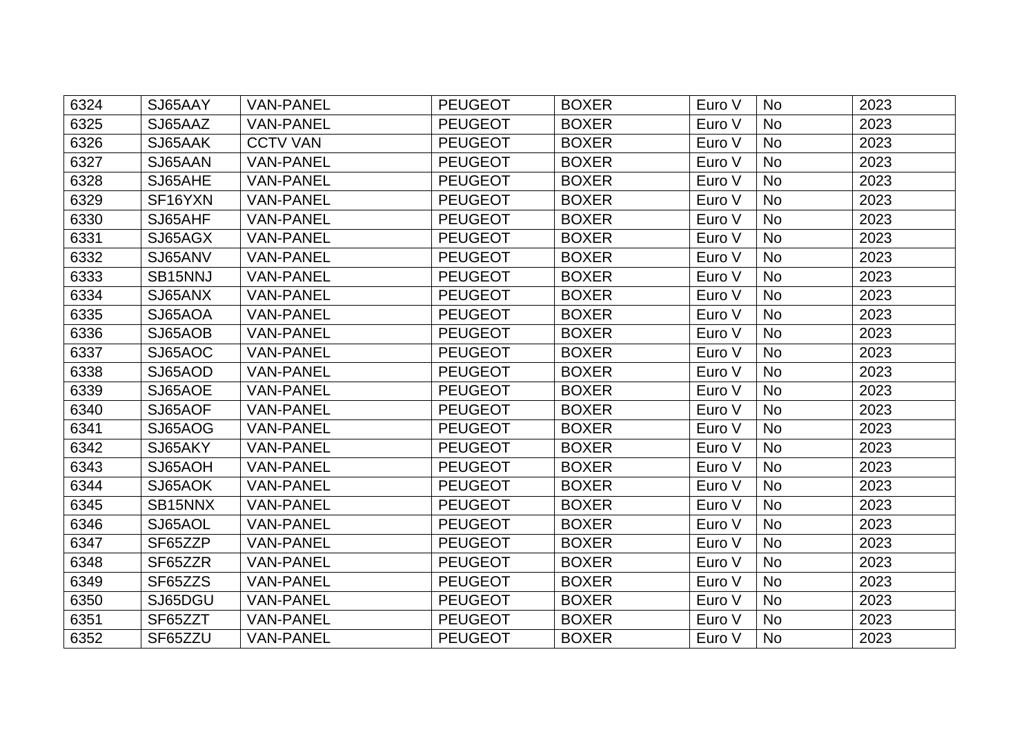| 6324 | SJ65AAY | VAN-PANEL | PEUGEOT | BOXER | Euro V | No | 2023 |
|---|---|---|---|---|---|---|---|
| 6325 | SJ65AAZ | VAN-PANEL | PEUGEOT | BOXER | Euro V | No | 2023 |
| 6326 | SJ65AAK | CCTV VAN | PEUGEOT | BOXER | Euro V | No | 2023 |
| 6327 | SJ65AAN | VAN-PANEL | PEUGEOT | BOXER | Euro V | No | 2023 |
| 6328 | SJ65AHE | VAN-PANEL | PEUGEOT | BOXER | Euro V | No | 2023 |
| 6329 | SF16YXN | VAN-PANEL | PEUGEOT | BOXER | Euro V | No | 2023 |
| 6330 | SJ65AHF | VAN-PANEL | PEUGEOT | BOXER | Euro V | No | 2023 |
| 6331 | SJ65AGX | VAN-PANEL | PEUGEOT | BOXER | Euro V | No | 2023 |
| 6332 | SJ65ANV | VAN-PANEL | PEUGEOT | BOXER | Euro V | No | 2023 |
| 6333 | SB15NNJ | VAN-PANEL | PEUGEOT | BOXER | Euro V | No | 2023 |
| 6334 | SJ65ANX | VAN-PANEL | PEUGEOT | BOXER | Euro V | No | 2023 |
| 6335 | SJ65AOA | VAN-PANEL | PEUGEOT | BOXER | Euro V | No | 2023 |
| 6336 | SJ65AOB | VAN-PANEL | PEUGEOT | BOXER | Euro V | No | 2023 |
| 6337 | SJ65AOC | VAN-PANEL | PEUGEOT | BOXER | Euro V | No | 2023 |
| 6338 | SJ65AOD | VAN-PANEL | PEUGEOT | BOXER | Euro V | No | 2023 |
| 6339 | SJ65AOE | VAN-PANEL | PEUGEOT | BOXER | Euro V | No | 2023 |
| 6340 | SJ65AOF | VAN-PANEL | PEUGEOT | BOXER | Euro V | No | 2023 |
| 6341 | SJ65AOG | VAN-PANEL | PEUGEOT | BOXER | Euro V | No | 2023 |
| 6342 | SJ65AKY | VAN-PANEL | PEUGEOT | BOXER | Euro V | No | 2023 |
| 6343 | SJ65AOH | VAN-PANEL | PEUGEOT | BOXER | Euro V | No | 2023 |
| 6344 | SJ65AOK | VAN-PANEL | PEUGEOT | BOXER | Euro V | No | 2023 |
| 6345 | SB15NNX | VAN-PANEL | PEUGEOT | BOXER | Euro V | No | 2023 |
| 6346 | SJ65AOL | VAN-PANEL | PEUGEOT | BOXER | Euro V | No | 2023 |
| 6347 | SF65ZZP | VAN-PANEL | PEUGEOT | BOXER | Euro V | No | 2023 |
| 6348 | SF65ZZR | VAN-PANEL | PEUGEOT | BOXER | Euro V | No | 2023 |
| 6349 | SF65ZZS | VAN-PANEL | PEUGEOT | BOXER | Euro V | No | 2023 |
| 6350 | SJ65DGU | VAN-PANEL | PEUGEOT | BOXER | Euro V | No | 2023 |
| 6351 | SF65ZZT | VAN-PANEL | PEUGEOT | BOXER | Euro V | No | 2023 |
| 6352 | SF65ZZU | VAN-PANEL | PEUGEOT | BOXER | Euro V | No | 2023 |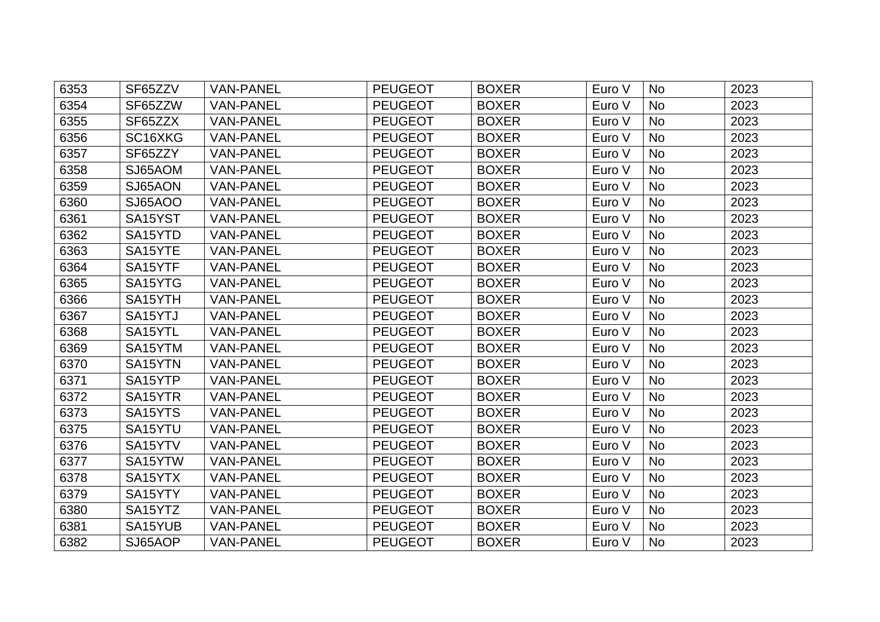| 6353 | SF65ZZV | VAN-PANEL | PEUGEOT | BOXER | Euro V | No | 2023 |
|---|---|---|---|---|---|---|---|
| 6354 | SF65ZZW | VAN-PANEL | PEUGEOT | BOXER | Euro V | No | 2023 |
| 6355 | SF65ZZX | VAN-PANEL | PEUGEOT | BOXER | Euro V | No | 2023 |
| 6356 | SC16XKG | VAN-PANEL | PEUGEOT | BOXER | Euro V | No | 2023 |
| 6357 | SF65ZZY | VAN-PANEL | PEUGEOT | BOXER | Euro V | No | 2023 |
| 6358 | SJ65AOM | VAN-PANEL | PEUGEOT | BOXER | Euro V | No | 2023 |
| 6359 | SJ65AON | VAN-PANEL | PEUGEOT | BOXER | Euro V | No | 2023 |
| 6360 | SJ65AOO | VAN-PANEL | PEUGEOT | BOXER | Euro V | No | 2023 |
| 6361 | SA15YST | VAN-PANEL | PEUGEOT | BOXER | Euro V | No | 2023 |
| 6362 | SA15YTD | VAN-PANEL | PEUGEOT | BOXER | Euro V | No | 2023 |
| 6363 | SA15YTE | VAN-PANEL | PEUGEOT | BOXER | Euro V | No | 2023 |
| 6364 | SA15YTF | VAN-PANEL | PEUGEOT | BOXER | Euro V | No | 2023 |
| 6365 | SA15YTG | VAN-PANEL | PEUGEOT | BOXER | Euro V | No | 2023 |
| 6366 | SA15YTH | VAN-PANEL | PEUGEOT | BOXER | Euro V | No | 2023 |
| 6367 | SA15YTJ | VAN-PANEL | PEUGEOT | BOXER | Euro V | No | 2023 |
| 6368 | SA15YTL | VAN-PANEL | PEUGEOT | BOXER | Euro V | No | 2023 |
| 6369 | SA15YTM | VAN-PANEL | PEUGEOT | BOXER | Euro V | No | 2023 |
| 6370 | SA15YTN | VAN-PANEL | PEUGEOT | BOXER | Euro V | No | 2023 |
| 6371 | SA15YTP | VAN-PANEL | PEUGEOT | BOXER | Euro V | No | 2023 |
| 6372 | SA15YTR | VAN-PANEL | PEUGEOT | BOXER | Euro V | No | 2023 |
| 6373 | SA15YTS | VAN-PANEL | PEUGEOT | BOXER | Euro V | No | 2023 |
| 6375 | SA15YTU | VAN-PANEL | PEUGEOT | BOXER | Euro V | No | 2023 |
| 6376 | SA15YTV | VAN-PANEL | PEUGEOT | BOXER | Euro V | No | 2023 |
| 6377 | SA15YTW | VAN-PANEL | PEUGEOT | BOXER | Euro V | No | 2023 |
| 6378 | SA15YTX | VAN-PANEL | PEUGEOT | BOXER | Euro V | No | 2023 |
| 6379 | SA15YTY | VAN-PANEL | PEUGEOT | BOXER | Euro V | No | 2023 |
| 6380 | SA15YTZ | VAN-PANEL | PEUGEOT | BOXER | Euro V | No | 2023 |
| 6381 | SA15YUB | VAN-PANEL | PEUGEOT | BOXER | Euro V | No | 2023 |
| 6382 | SJ65AOP | VAN-PANEL | PEUGEOT | BOXER | Euro V | No | 2023 |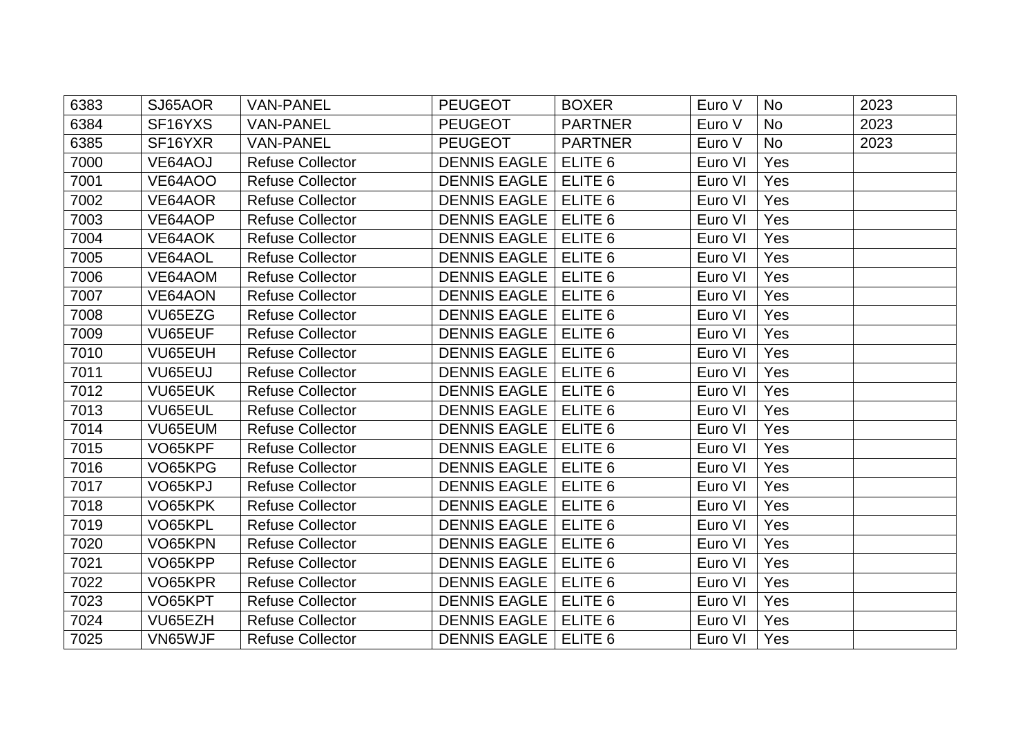| | | | | | | | |
|---|---|---|---|---|---|---|---|
| 6383 | SJ65AOR | VAN-PANEL | PEUGEOT | BOXER | Euro V | No | 2023 |
| 6384 | SF16YXS | VAN-PANEL | PEUGEOT | PARTNER | Euro V | No | 2023 |
| 6385 | SF16YXR | VAN-PANEL | PEUGEOT | PARTNER | Euro V | No | 2023 |
| 7000 | VE64AOJ | Refuse Collector | DENNIS EAGLE | ELITE 6 | Euro VI | Yes | |
| 7001 | VE64AOO | Refuse Collector | DENNIS EAGLE | ELITE 6 | Euro VI | Yes | |
| 7002 | VE64AOR | Refuse Collector | DENNIS EAGLE | ELITE 6 | Euro VI | Yes | |
| 7003 | VE64AOP | Refuse Collector | DENNIS EAGLE | ELITE 6 | Euro VI | Yes | |
| 7004 | VE64AOK | Refuse Collector | DENNIS EAGLE | ELITE 6 | Euro VI | Yes | |
| 7005 | VE64AOL | Refuse Collector | DENNIS EAGLE | ELITE 6 | Euro VI | Yes | |
| 7006 | VE64AOM | Refuse Collector | DENNIS EAGLE | ELITE 6 | Euro VI | Yes | |
| 7007 | VE64AON | Refuse Collector | DENNIS EAGLE | ELITE 6 | Euro VI | Yes | |
| 7008 | VU65EZG | Refuse Collector | DENNIS EAGLE | ELITE 6 | Euro VI | Yes | |
| 7009 | VU65EUF | Refuse Collector | DENNIS EAGLE | ELITE 6 | Euro VI | Yes | |
| 7010 | VU65EUH | Refuse Collector | DENNIS EAGLE | ELITE 6 | Euro VI | Yes | |
| 7011 | VU65EUJ | Refuse Collector | DENNIS EAGLE | ELITE 6 | Euro VI | Yes | |
| 7012 | VU65EUK | Refuse Collector | DENNIS EAGLE | ELITE 6 | Euro VI | Yes | |
| 7013 | VU65EUL | Refuse Collector | DENNIS EAGLE | ELITE 6 | Euro VI | Yes | |
| 7014 | VU65EUM | Refuse Collector | DENNIS EAGLE | ELITE 6 | Euro VI | Yes | |
| 7015 | VO65KPF | Refuse Collector | DENNIS EAGLE | ELITE 6 | Euro VI | Yes | |
| 7016 | VO65KPG | Refuse Collector | DENNIS EAGLE | ELITE 6 | Euro VI | Yes | |
| 7017 | VO65KPJ | Refuse Collector | DENNIS EAGLE | ELITE 6 | Euro VI | Yes | |
| 7018 | VO65KPK | Refuse Collector | DENNIS EAGLE | ELITE 6 | Euro VI | Yes | |
| 7019 | VO65KPL | Refuse Collector | DENNIS EAGLE | ELITE 6 | Euro VI | Yes | |
| 7020 | VO65KPN | Refuse Collector | DENNIS EAGLE | ELITE 6 | Euro VI | Yes | |
| 7021 | VO65KPP | Refuse Collector | DENNIS EAGLE | ELITE 6 | Euro VI | Yes | |
| 7022 | VO65KPR | Refuse Collector | DENNIS EAGLE | ELITE 6 | Euro VI | Yes | |
| 7023 | VO65KPT | Refuse Collector | DENNIS EAGLE | ELITE 6 | Euro VI | Yes | |
| 7024 | VU65EZH | Refuse Collector | DENNIS EAGLE | ELITE 6 | Euro VI | Yes | |
| 7025 | VN65WJF | Refuse Collector | DENNIS EAGLE | ELITE 6 | Euro VI | Yes | |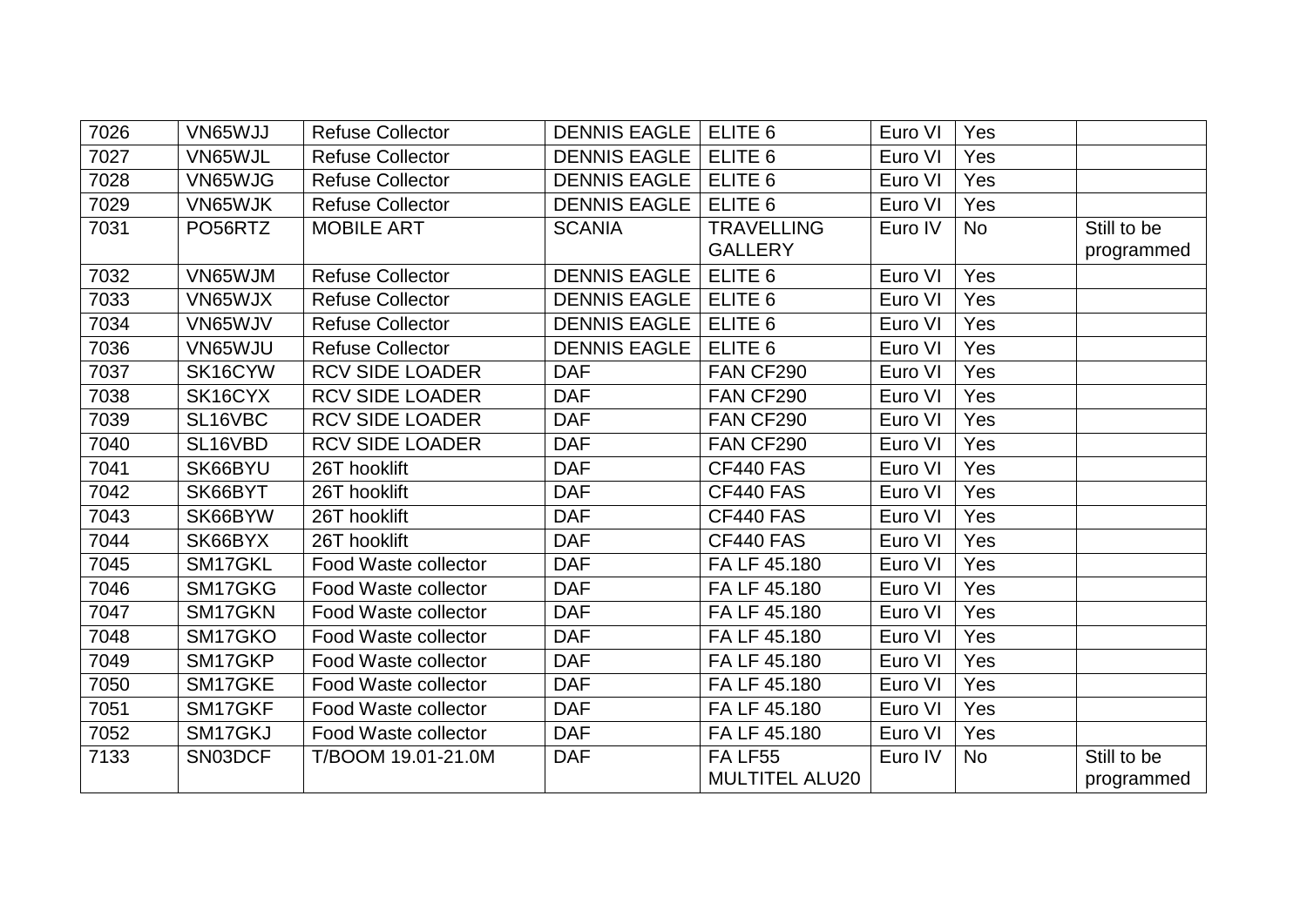| | | | | | | | |
|---|---|---|---|---|---|---|---|
| 7026 | VN65WJJ | Refuse Collector | DENNIS EAGLE | ELITE 6 | Euro VI | Yes | |
| 7027 | VN65WJL | Refuse Collector | DENNIS EAGLE | ELITE 6 | Euro VI | Yes | |
| 7028 | VN65WJG | Refuse Collector | DENNIS EAGLE | ELITE 6 | Euro VI | Yes | |
| 7029 | VN65WJK | Refuse Collector | DENNIS EAGLE | ELITE 6 | Euro VI | Yes | |
| 7031 | PO56RTZ | MOBILE ART | SCANIA | TRAVELLING GALLERY | Euro IV | No | Still to be programmed |
| 7032 | VN65WJM | Refuse Collector | DENNIS EAGLE | ELITE 6 | Euro VI | Yes | |
| 7033 | VN65WJX | Refuse Collector | DENNIS EAGLE | ELITE 6 | Euro VI | Yes | |
| 7034 | VN65WJV | Refuse Collector | DENNIS EAGLE | ELITE 6 | Euro VI | Yes | |
| 7036 | VN65WJU | Refuse Collector | DENNIS EAGLE | ELITE 6 | Euro VI | Yes | |
| 7037 | SK16CYW | RCV SIDE LOADER | DAF | FAN CF290 | Euro VI | Yes | |
| 7038 | SK16CYX | RCV SIDE LOADER | DAF | FAN CF290 | Euro VI | Yes | |
| 7039 | SL16VBC | RCV SIDE LOADER | DAF | FAN CF290 | Euro VI | Yes | |
| 7040 | SL16VBD | RCV SIDE LOADER | DAF | FAN CF290 | Euro VI | Yes | |
| 7041 | SK66BYU | 26T hooklift | DAF | CF440 FAS | Euro VI | Yes | |
| 7042 | SK66BYT | 26T hooklift | DAF | CF440 FAS | Euro VI | Yes | |
| 7043 | SK66BYW | 26T hooklift | DAF | CF440 FAS | Euro VI | Yes | |
| 7044 | SK66BYX | 26T hooklift | DAF | CF440 FAS | Euro VI | Yes | |
| 7045 | SM17GKL | Food Waste collector | DAF | FA LF 45.180 | Euro VI | Yes | |
| 7046 | SM17GKG | Food Waste collector | DAF | FA LF 45.180 | Euro VI | Yes | |
| 7047 | SM17GKN | Food Waste collector | DAF | FA LF 45.180 | Euro VI | Yes | |
| 7048 | SM17GKO | Food Waste collector | DAF | FA LF 45.180 | Euro VI | Yes | |
| 7049 | SM17GKP | Food Waste collector | DAF | FA LF 45.180 | Euro VI | Yes | |
| 7050 | SM17GKE | Food Waste collector | DAF | FA LF 45.180 | Euro VI | Yes | |
| 7051 | SM17GKF | Food Waste collector | DAF | FA LF 45.180 | Euro VI | Yes | |
| 7052 | SM17GKJ | Food Waste collector | DAF | FA LF 45.180 | Euro VI | Yes | |
| 7133 | SN03DCF | T/BOOM 19.01-21.0M | DAF | FA LF55 MULTITEL ALU20 | Euro IV | No | Still to be programmed |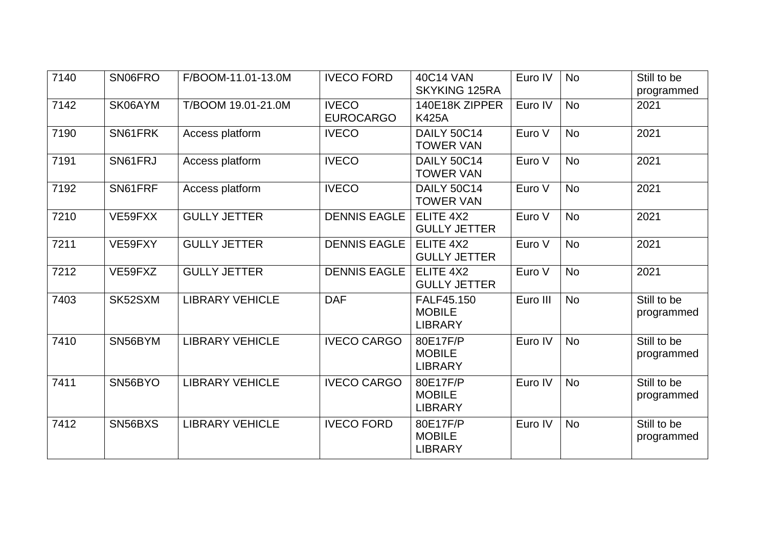| | | | | | | | |
|---|---|---|---|---|---|---|---|
| 7140 | SN06FRO | F/BOOM-11.01-13.0M | IVECO FORD | 40C14 VAN SKYKING 125RA | Euro IV | No | Still to be programmed |
| 7142 | SK06AYM | T/BOOM 19.01-21.0M | IVECO EUROCARGO | 140E18K ZIPPER K425A | Euro IV | No | 2021 |
| 7190 | SN61FRK | Access platform | IVECO | DAILY 50C14 TOWER VAN | Euro V | No | 2021 |
| 7191 | SN61FRJ | Access platform | IVECO | DAILY 50C14 TOWER VAN | Euro V | No | 2021 |
| 7192 | SN61FRF | Access platform | IVECO | DAILY 50C14 TOWER VAN | Euro V | No | 2021 |
| 7210 | VE59FXX | GULLY JETTER | DENNIS EAGLE | ELITE 4X2 GULLY JETTER | Euro V | No | 2021 |
| 7211 | VE59FXY | GULLY JETTER | DENNIS EAGLE | ELITE 4X2 GULLY JETTER | Euro V | No | 2021 |
| 7212 | VE59FXZ | GULLY JETTER | DENNIS EAGLE | ELITE 4X2 GULLY JETTER | Euro V | No | 2021 |
| 7403 | SK52SXM | LIBRARY VEHICLE | DAF | FALF45.150 MOBILE LIBRARY | Euro III | No | Still to be programmed |
| 7410 | SN56BYM | LIBRARY VEHICLE | IVECO CARGO | 80E17F/P MOBILE LIBRARY | Euro IV | No | Still to be programmed |
| 7411 | SN56BYO | LIBRARY VEHICLE | IVECO CARGO | 80E17F/P MOBILE LIBRARY | Euro IV | No | Still to be programmed |
| 7412 | SN56BXS | LIBRARY VEHICLE | IVECO FORD | 80E17F/P MOBILE LIBRARY | Euro IV | No | Still to be programmed |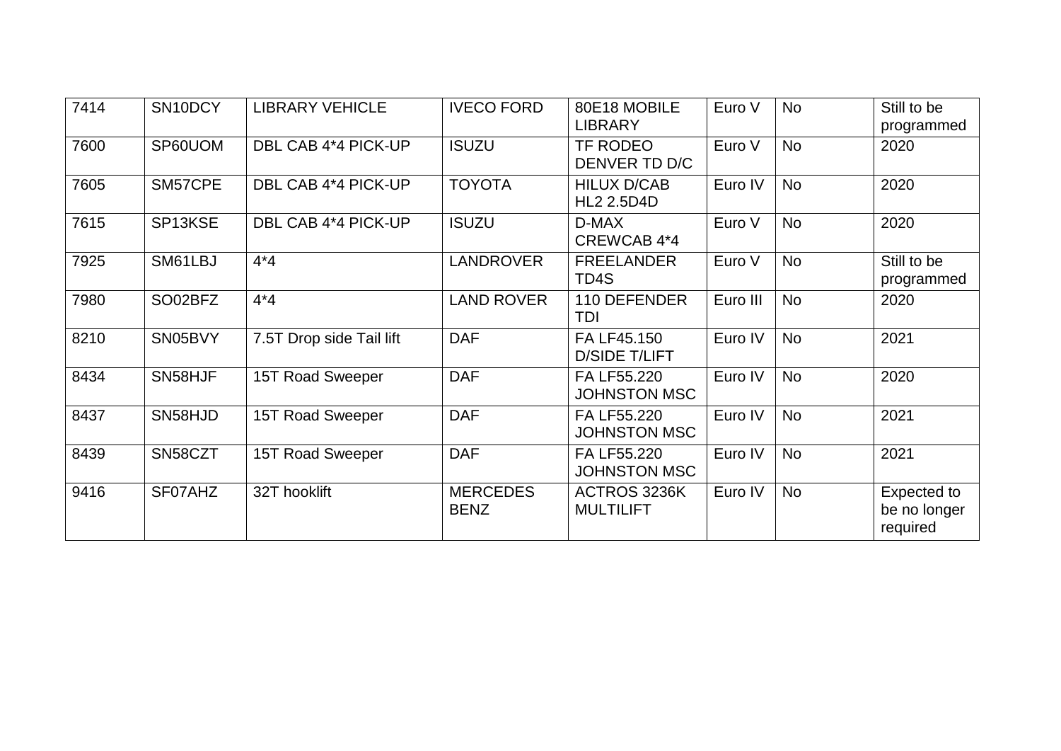| 7414 | SN10DCY | LIBRARY VEHICLE | IVECO FORD | 80E18 MOBILE LIBRARY | Euro V | No | Still to be programmed |
|---|---|---|---|---|---|---|---|
| 7600 | SP60UOM | DBL CAB 4*4 PICK-UP | ISUZU | TF RODEO DENVER TD D/C | Euro V | No | 2020 |
| 7605 | SM57CPE | DBL CAB 4*4 PICK-UP | TOYOTA | HILUX D/CAB HL2 2.5D4D | Euro IV | No | 2020 |
| 7615 | SP13KSE | DBL CAB 4*4 PICK-UP | ISUZU | D-MAX CREWCAB 4*4 | Euro V | No | 2020 |
| 7925 | SM61LBJ | 4*4 | LANDROVER | FREELANDER TD4S | Euro V | No | Still to be programmed |
| 7980 | SO02BFZ | 4*4 | LAND ROVER | 110 DEFENDER TDI | Euro III | No | 2020 |
| 8210 | SN05BVY | 7.5T Drop side Tail lift | DAF | FA LF45.150 D/SIDE T/LIFT | Euro IV | No | 2021 |
| 8434 | SN58HJF | 15T Road Sweeper | DAF | FA LF55.220 JOHNSTON MSC | Euro IV | No | 2020 |
| 8437 | SN58HJD | 15T Road Sweeper | DAF | FA LF55.220 JOHNSTON MSC | Euro IV | No | 2021 |
| 8439 | SN58CZT | 15T Road Sweeper | DAF | FA LF55.220 JOHNSTON MSC | Euro IV | No | 2021 |
| 9416 | SF07AHZ | 32T hooklift | MERCEDES BENZ | ACTROS 3236K MULTILIFT | Euro IV | No | Expected to be no longer required |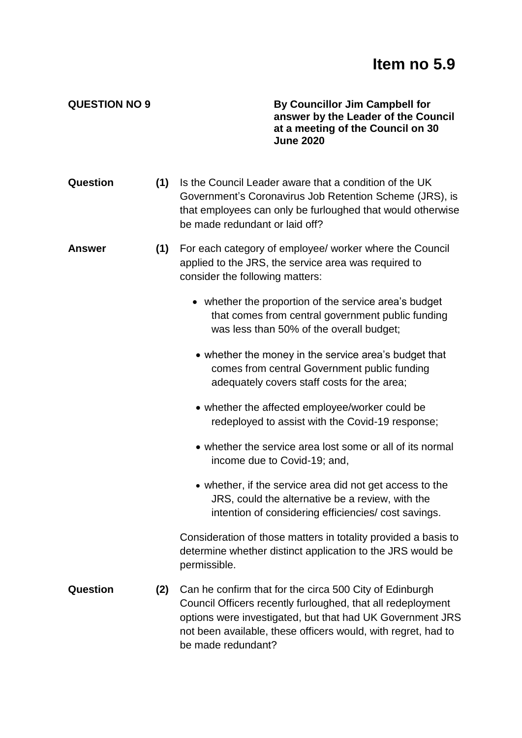# Item no 5.9

**QUESTION NO 9**

**By Councillor Jim Campbell for answer by the Leader of the Council at a meeting of the Council on 30 June 2020**

**Question (1)** Is the Council Leader aware that a condition of the UK Government's Coronavirus Job Retention Scheme (JRS), is that employees can only be furloughed that would otherwise be made redundant or laid off?

**Answer (1)** For each category of employee/ worker where the Council applied to the JRS, the service area was required to consider the following matters:

- whether the proportion of the service area's budget that comes from central government public funding was less than 50% of the overall budget;
- whether the money in the service area's budget that comes from central Government public funding adequately covers staff costs for the area;
- whether the affected employee/worker could be redeployed to assist with the Covid-19 response;
- whether the service area lost some or all of its normal income due to Covid-19; and,
- whether, if the service area did not get access to the JRS, could the alternative be a review, with the intention of considering efficiencies/ cost savings.

Consideration of those matters in totality provided a basis to determine whether distinct application to the JRS would be permissible.

**Question (2)** Can he confirm that for the circa 500 City of Edinburgh Council Officers recently furloughed, that all redeployment options were investigated, but that had UK Government JRS not been available, these officers would, with regret, had to be made redundant?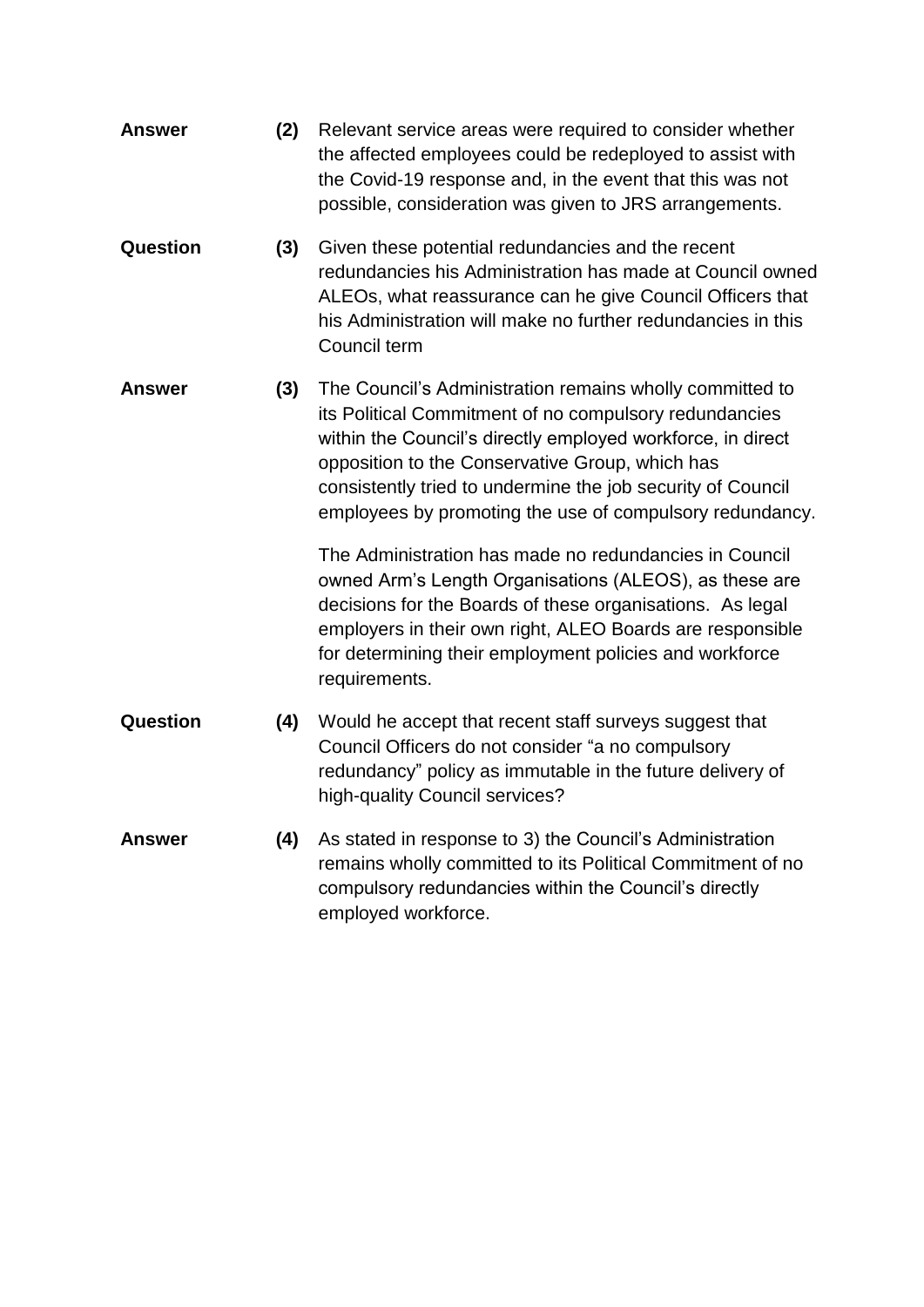**Answer** **(2)** Relevant service areas were required to consider whether the affected employees could be redeployed to assist with the Covid-19 response and, in the event that this was not possible, consideration was given to JRS arrangements.

**Question** **(3)** Given these potential redundancies and the recent redundancies his Administration has made at Council owned ALEOs, what reassurance can he give Council Officers that his Administration will make no further redundancies in this Council term

**Answer** **(3)** The Council's Administration remains wholly committed to its Political Commitment of no compulsory redundancies within the Council's directly employed workforce, in direct opposition to the Conservative Group, which has consistently tried to undermine the job security of Council employees by promoting the use of compulsory redundancy.

The Administration has made no redundancies in Council owned Arm's Length Organisations (ALEOS), as these are decisions for the Boards of these organisations. As legal employers in their own right, ALEO Boards are responsible for determining their employment policies and workforce requirements.

**Question** **(4)** Would he accept that recent staff surveys suggest that Council Officers do not consider "a no compulsory redundancy" policy as immutable in the future delivery of high-quality Council services?

**Answer** **(4)** As stated in response to 3) the Council's Administration remains wholly committed to its Political Commitment of no compulsory redundancies within the Council's directly employed workforce.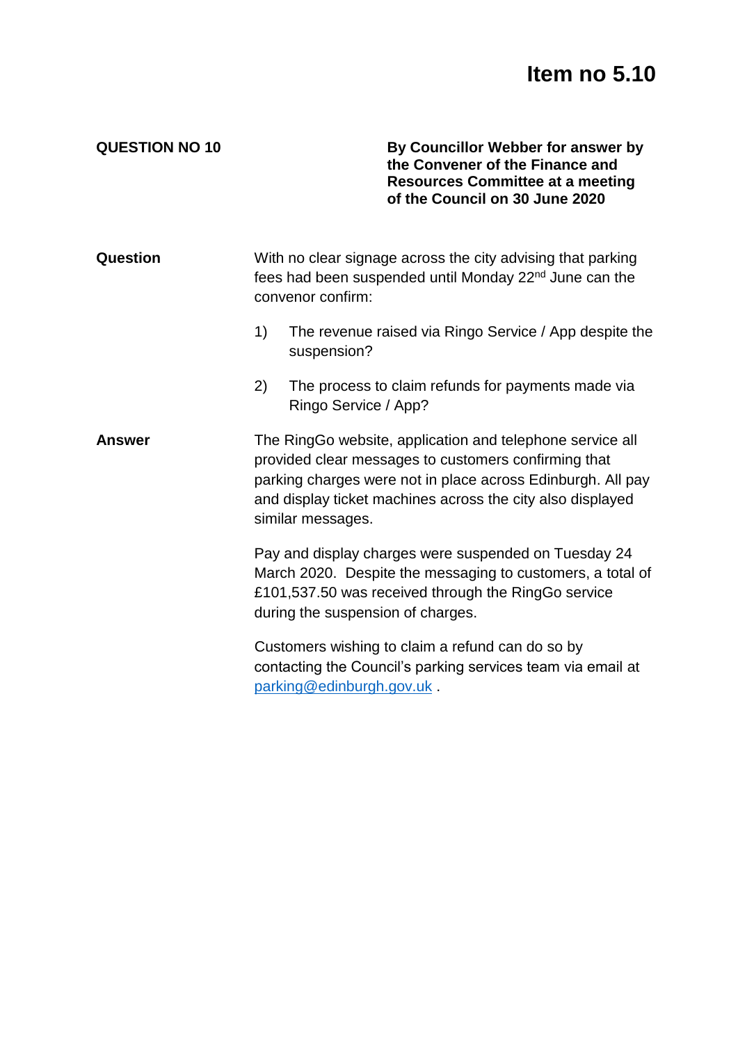# Item no 5.10

**QUESTION NO 10**

**By Councillor Webber for answer by the Convener of the Finance and Resources Committee at a meeting of the Council on 30 June 2020**

**Question**

With no clear signage across the city advising that parking fees had been suspended until Monday 22nd June can the convenor confirm:

1) The revenue raised via Ringo Service / App despite the suspension?

2) The process to claim refunds for payments made via Ringo Service / App?

**Answer**

The RingGo website, application and telephone service all provided clear messages to customers confirming that parking charges were not in place across Edinburgh. All pay and display ticket machines across the city also displayed similar messages.

Pay and display charges were suspended on Tuesday 24 March 2020. Despite the messaging to customers, a total of £101,537.50 was received through the RingGo service during the suspension of charges.

Customers wishing to claim a refund can do so by contacting the Council's parking services team via email at [parking@edinburgh.gov.uk](mailto:parking@edinburgh.gov.uk) .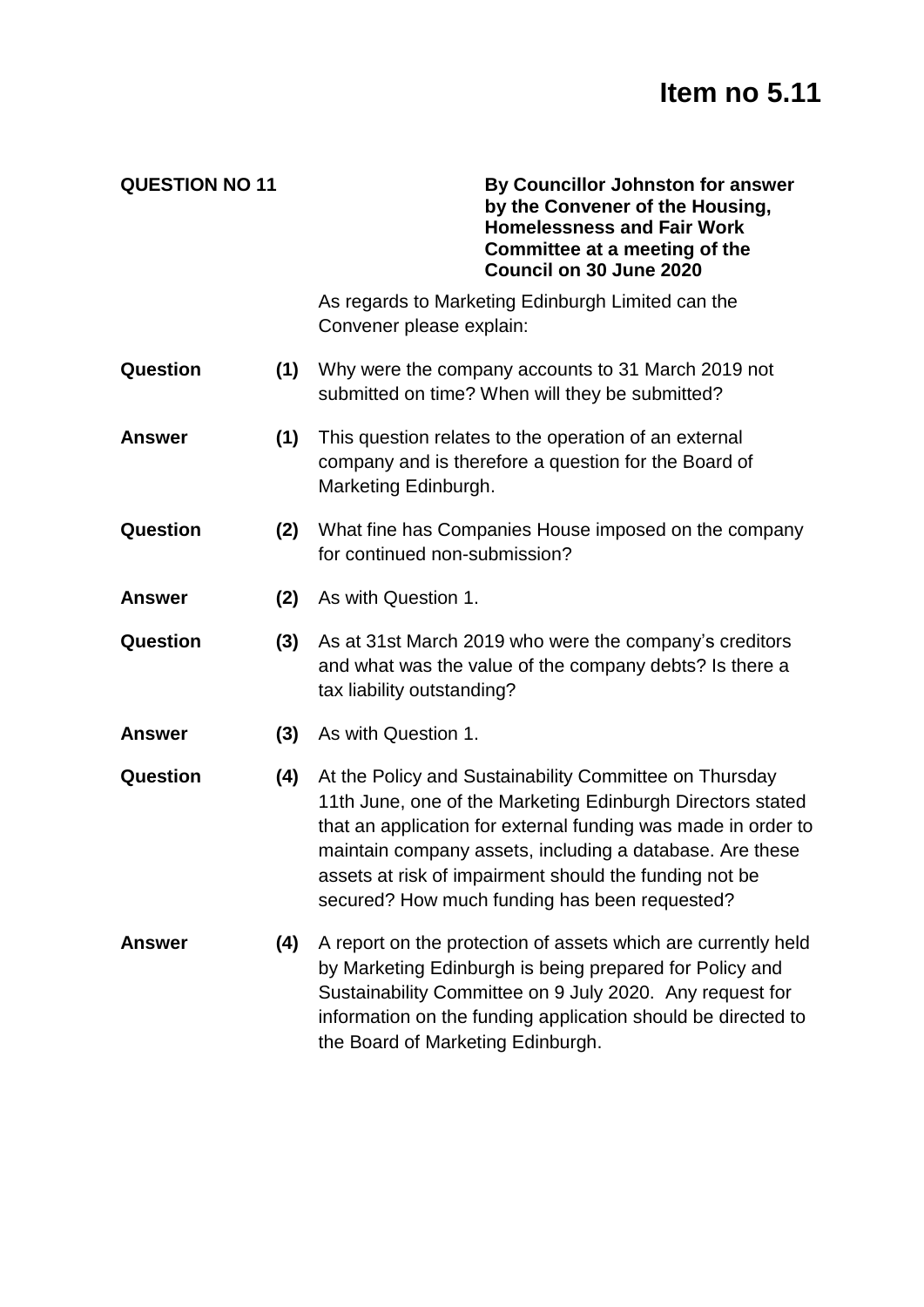# Item no 5.11

**QUESTION NO 11**

**By Councillor Johnston for answer by the Convener of the Housing, Homelessness and Fair Work Committee at a meeting of the Council on 30 June 2020**

As regards to Marketing Edinburgh Limited can the Convener please explain:

**Question (1)** Why were the company accounts to 31 March 2019 not submitted on time? When will they be submitted?

**Answer (1)** This question relates to the operation of an external company and is therefore a question for the Board of Marketing Edinburgh.

**Question (2)** What fine has Companies House imposed on the company for continued non-submission?

**Answer (2)** As with Question 1.

**Question (3)** As at 31st March 2019 who were the company's creditors and what was the value of the company debts? Is there a tax liability outstanding?

**Answer (3)** As with Question 1.

**Question (4)** At the Policy and Sustainability Committee on Thursday 11th June, one of the Marketing Edinburgh Directors stated that an application for external funding was made in order to maintain company assets, including a database. Are these assets at risk of impairment should the funding not be secured? How much funding has been requested?

**Answer (4)** A report on the protection of assets which are currently held by Marketing Edinburgh is being prepared for Policy and Sustainability Committee on 9 July 2020. Any request for information on the funding application should be directed to the Board of Marketing Edinburgh.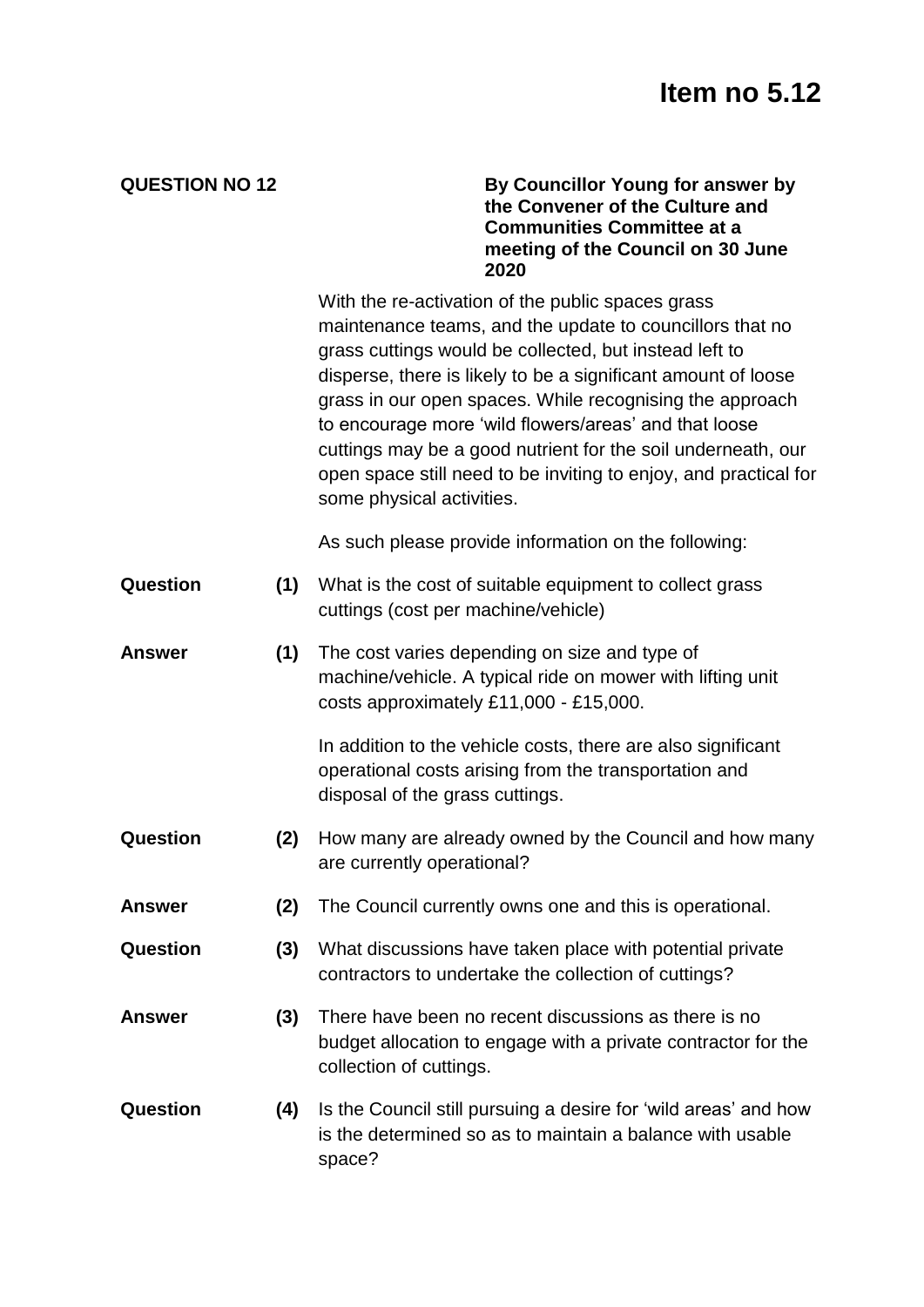# Item no 5.12

**QUESTION NO 12**

**By Councillor Young for answer by the Convener of the Culture and Communities Committee at a meeting of the Council on 30 June 2020**

With the re-activation of the public spaces grass maintenance teams, and the update to councillors that no grass cuttings would be collected, but instead left to disperse, there is likely to be a significant amount of loose grass in our open spaces. While recognising the approach to encourage more 'wild flowers/areas' and that loose cuttings may be a good nutrient for the soil underneath, our open space still need to be inviting to enjoy, and practical for some physical activities.

As such please provide information on the following:

**Question (1)** What is the cost of suitable equipment to collect grass cuttings (cost per machine/vehicle)

**Answer (1)** The cost varies depending on size and type of machine/vehicle. A typical ride on mower with lifting unit costs approximately £11,000 - £15,000.

In addition to the vehicle costs, there are also significant operational costs arising from the transportation and disposal of the grass cuttings.

**Question (2)** How many are already owned by the Council and how many are currently operational?

**Answer (2)** The Council currently owns one and this is operational.

**Question (3)** What discussions have taken place with potential private contractors to undertake the collection of cuttings?

**Answer (3)** There have been no recent discussions as there is no budget allocation to engage with a private contractor for the collection of cuttings.

**Question (4)** Is the Council still pursuing a desire for 'wild areas' and how is the determined so as to maintain a balance with usable space?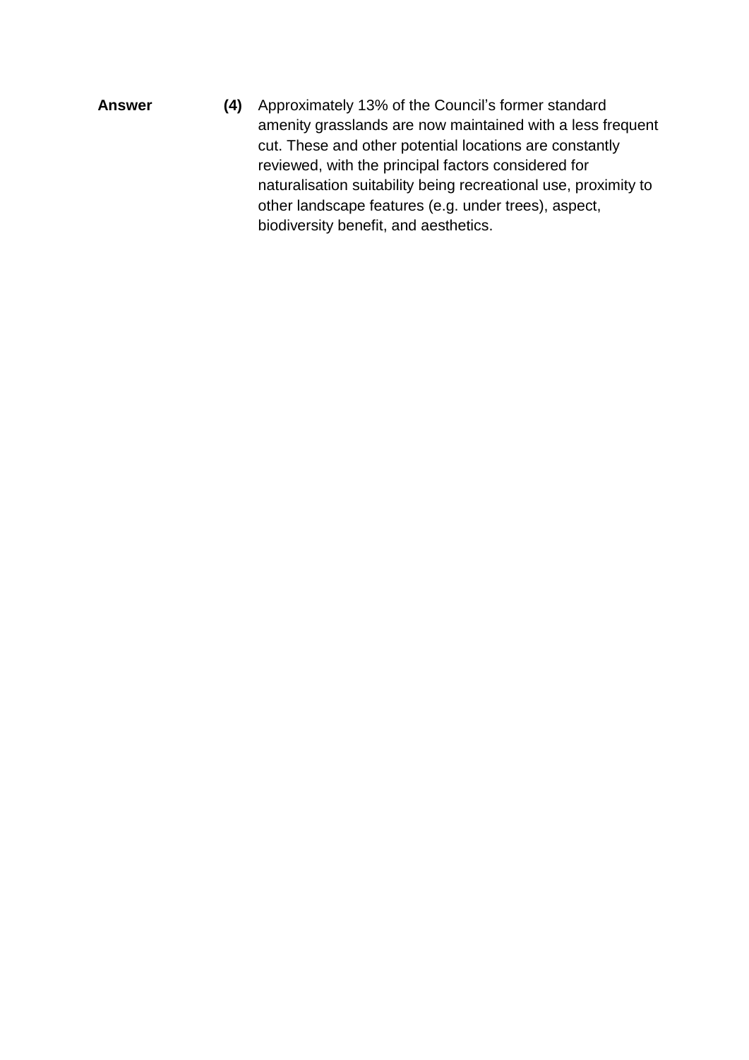**Answer** **(4)** Approximately 13% of the Council's former standard amenity grasslands are now maintained with a less frequent cut. These and other potential locations are constantly reviewed, with the principal factors considered for naturalisation suitability being recreational use, proximity to other landscape features (e.g. under trees), aspect, biodiversity benefit, and aesthetics.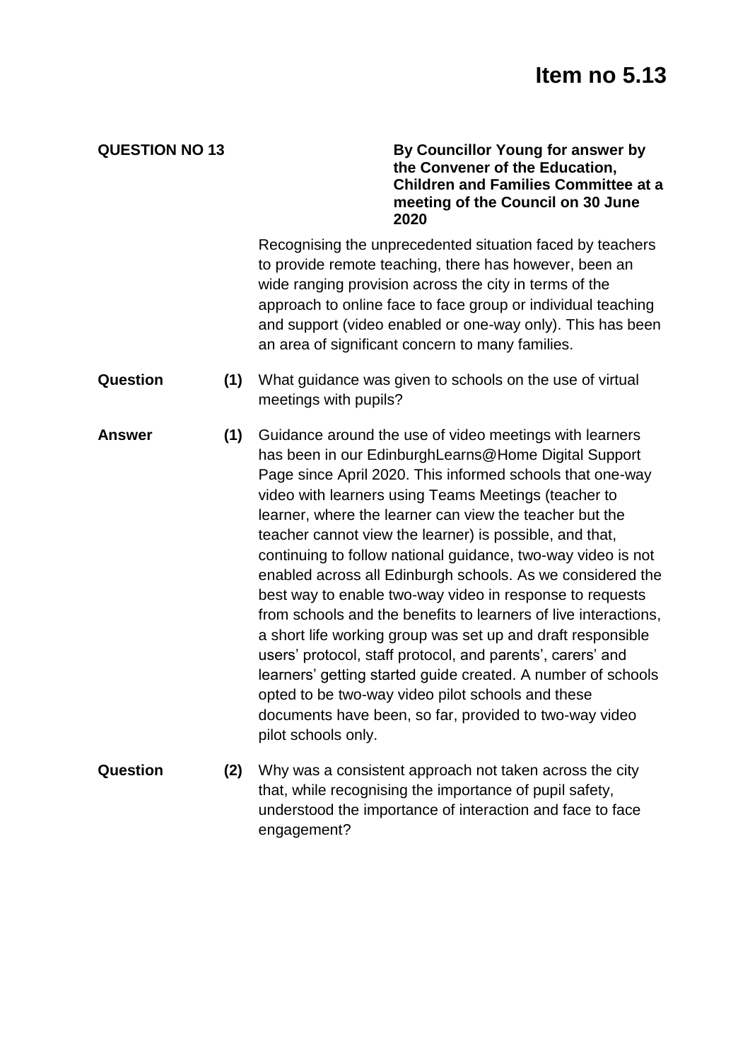# Item no 5.13

| | | |
|---|---|---|
| **QUESTION NO 13** | | **By Councillor Young for answer by the Convener of the Education, Children and Families Committee at a meeting of the Council on 30 June 2020** |
| | | Recognising the unprecedented situation faced by teachers to provide remote teaching, there has however, been an wide ranging provision across the city in terms of the approach to online face to face group or individual teaching and support (video enabled or one-way only). This has been an area of significant concern to many families. |
| **Question** | **(1)** | What guidance was given to schools on the use of virtual meetings with pupils? |
| **Answer** | **(1)** | Guidance around the use of video meetings with learners has been in our EdinburghLearns@Home Digital Support Page since April 2020. This informed schools that one-way video with learners using Teams Meetings (teacher to learner, where the learner can view the teacher but the teacher cannot view the learner) is possible, and that, continuing to follow national guidance, two-way video is not enabled across all Edinburgh schools. As we considered the best way to enable two-way video in response to requests from schools and the benefits to learners of live interactions, a short life working group was set up and draft responsible users' protocol, staff protocol, and parents', carers' and learners' getting started guide created. A number of schools opted to be two-way video pilot schools and these documents have been, so far, provided to two-way video pilot schools only. |
| **Question** | **(2)** | Why was a consistent approach not taken across the city that, while recognising the importance of pupil safety, understood the importance of interaction and face to face engagement? |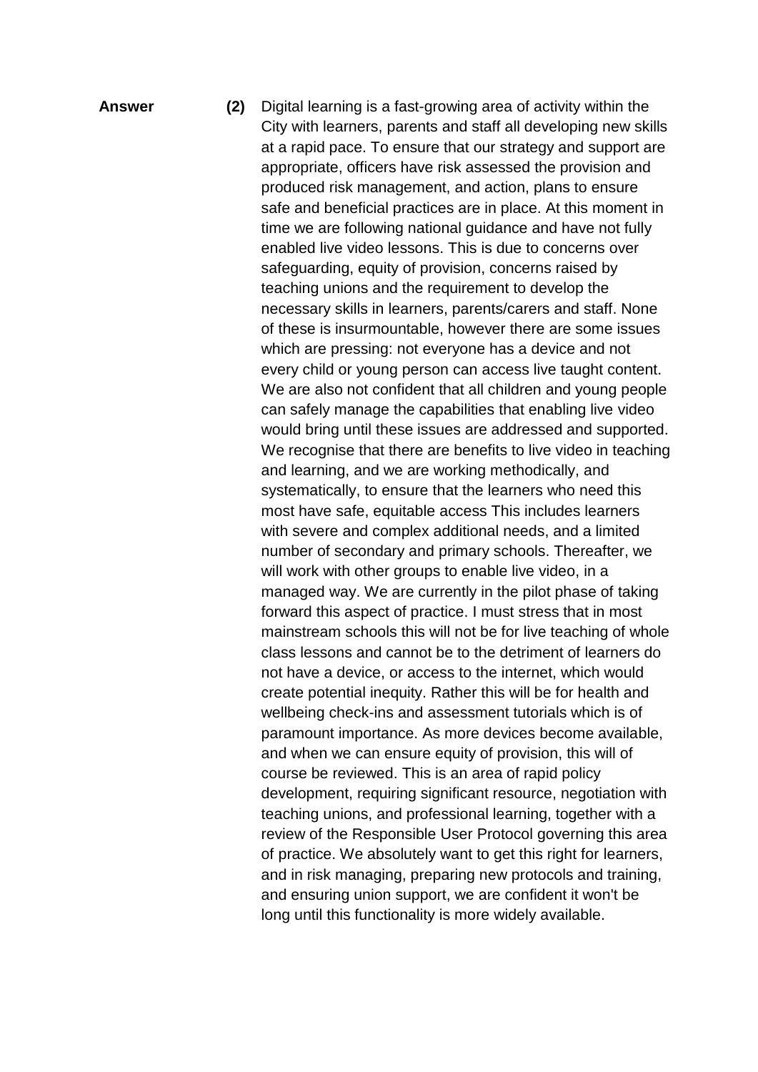**Answer** **(2)** Digital learning is a fast-growing area of activity within the City with learners, parents and staff all developing new skills at a rapid pace. To ensure that our strategy and support are appropriate, officers have risk assessed the provision and produced risk management, and action, plans to ensure safe and beneficial practices are in place. At this moment in time we are following national guidance and have not fully enabled live video lessons. This is due to concerns over safeguarding, equity of provision, concerns raised by teaching unions and the requirement to develop the necessary skills in learners, parents/carers and staff. None of these is insurmountable, however there are some issues which are pressing: not everyone has a device and not every child or young person can access live taught content. We are also not confident that all children and young people can safely manage the capabilities that enabling live video would bring until these issues are addressed and supported. We recognise that there are benefits to live video in teaching and learning, and we are working methodically, and systematically, to ensure that the learners who need this most have safe, equitable access This includes learners with severe and complex additional needs, and a limited number of secondary and primary schools. Thereafter, we will work with other groups to enable live video, in a managed way. We are currently in the pilot phase of taking forward this aspect of practice. I must stress that in most mainstream schools this will not be for live teaching of whole class lessons and cannot be to the detriment of learners do not have a device, or access to the internet, which would create potential inequity. Rather this will be for health and wellbeing check-ins and assessment tutorials which is of paramount importance. As more devices become available, and when we can ensure equity of provision, this will of course be reviewed. This is an area of rapid policy development, requiring significant resource, negotiation with teaching unions, and professional learning, together with a review of the Responsible User Protocol governing this area of practice. We absolutely want to get this right for learners, and in risk managing, preparing new protocols and training, and ensuring union support, we are confident it won't be long until this functionality is more widely available.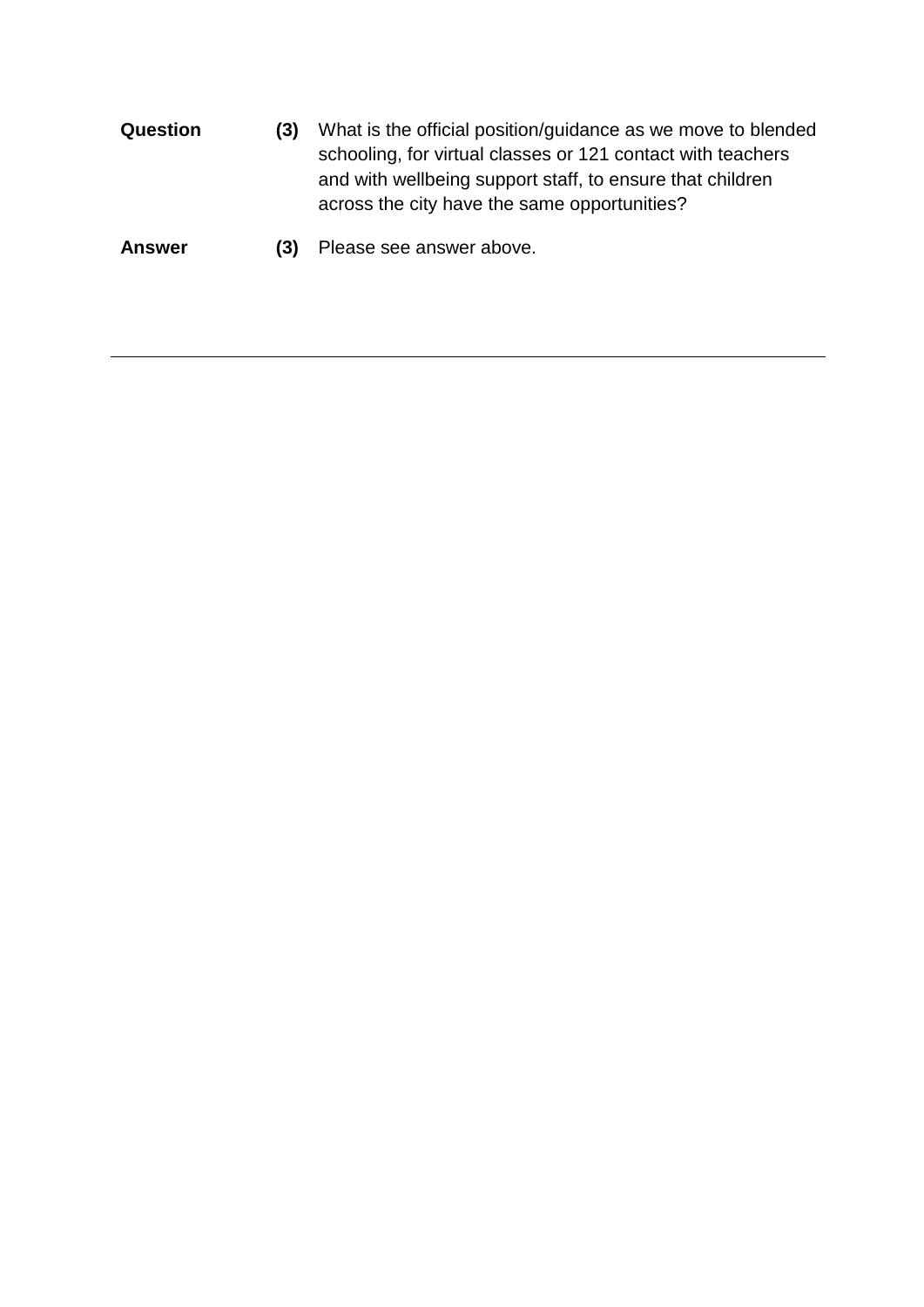**Question** **(3)** What is the official position/guidance as we move to blended schooling, for virtual classes or 121 contact with teachers and with wellbeing support staff, to ensure that children across the city have the same opportunities?

**Answer** **(3)** Please see answer above.

---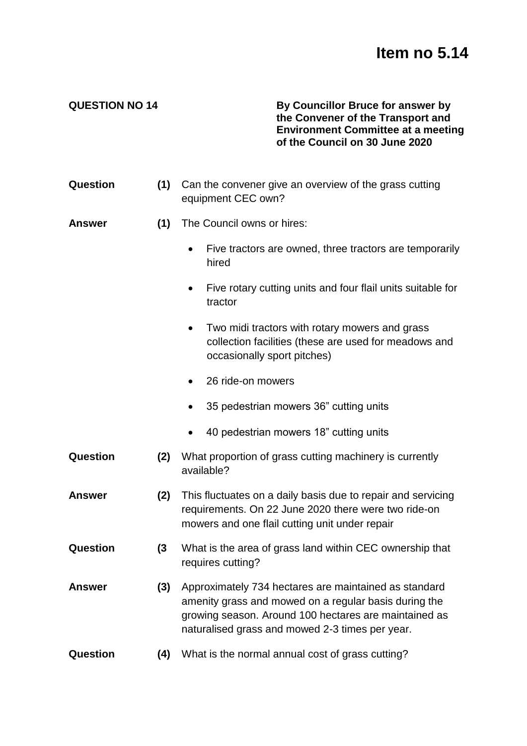# Item no 5.14

**QUESTION NO 14**

**By Councillor Bruce for answer by the Convener of the Transport and Environment Committee at a meeting of the Council on 30 June 2020**

**Question** **(1)** Can the convener give an overview of the grass cutting equipment CEC own?

**Answer** **(1)** The Council owns or hires:

- Five tractors are owned, three tractors are temporarily hired
- Five rotary cutting units and four flail units suitable for tractor
- Two midi tractors with rotary mowers and grass collection facilities (these are used for meadows and occasionally sport pitches)
- 26 ride-on mowers
- 35 pedestrian mowers 36" cutting units
- 40 pedestrian mowers 18" cutting units

**Question** **(2)** What proportion of grass cutting machinery is currently available?

**Answer** **(2)** This fluctuates on a daily basis due to repair and servicing requirements. On 22 June 2020 there were two ride-on mowers and one flail cutting unit under repair

**Question** **(3** What is the area of grass land within CEC ownership that requires cutting?

**Answer** **(3)** Approximately 734 hectares are maintained as standard amenity grass and mowed on a regular basis during the growing season. Around 100 hectares are maintained as naturalised grass and mowed 2-3 times per year.

**Question** **(4)** What is the normal annual cost of grass cutting?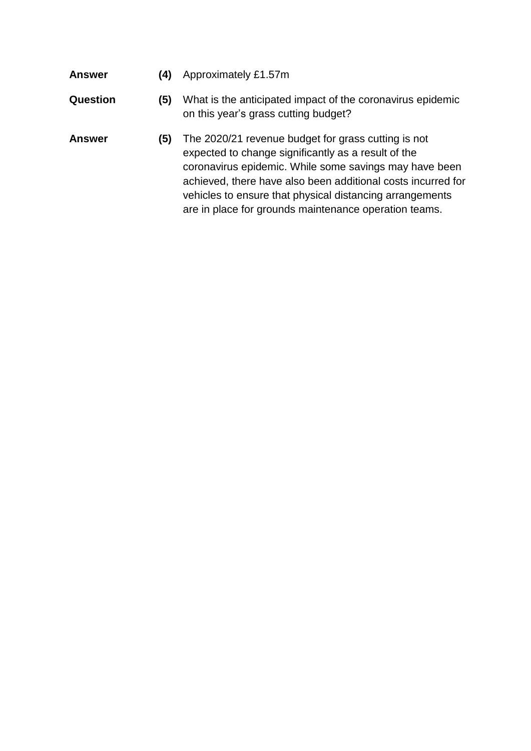**Answer** **(4)** Approximately £1.57m

**Question** **(5)** What is the anticipated impact of the coronavirus epidemic on this year's grass cutting budget?

**Answer** **(5)** The 2020/21 revenue budget for grass cutting is not expected to change significantly as a result of the coronavirus epidemic. While some savings may have been achieved, there have also been additional costs incurred for vehicles to ensure that physical distancing arrangements are in place for grounds maintenance operation teams.